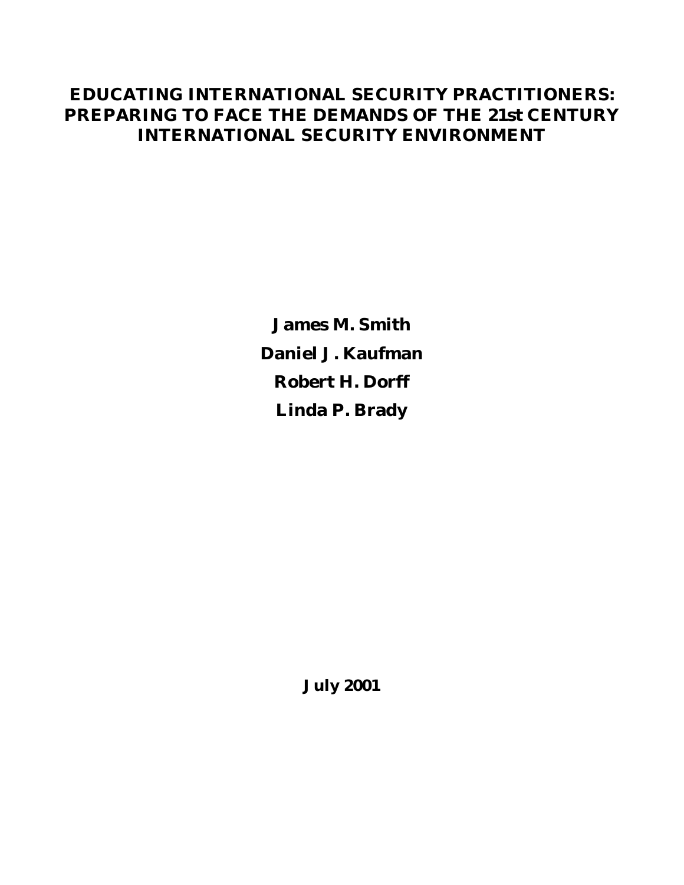# EDUCATING INTERNATIONAL SECURITY PRACTITIONERS: PREPARING TO FACE THE DEMANDS OF THE 21st CENTURY INTERNATIONAL SECURITY ENVIRONMENT

**James M. Smith**

**Daniel J. Kaufman**

**Robert H. Dorff**

**Linda P. Brady**

**July 2001**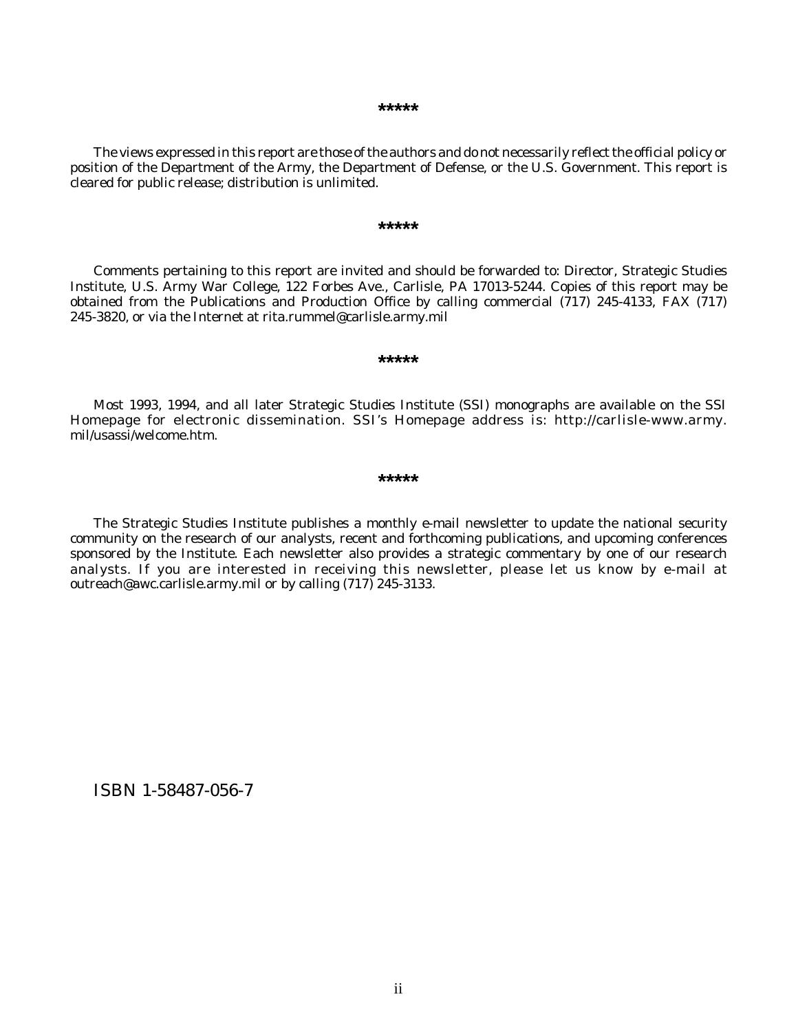*****

The views expressed in this report are those of the authors and do not necessarily reflect the official policy or position of the Department of the Army, the Department of Defense, or the U.S. Government. This report is cleared for public release; distribution is unlimited.

*****

Comments pertaining to this report are invited and should be forwarded to: Director, Strategic Studies Institute, U.S. Army War College, 122 Forbes Ave., Carlisle, PA 17013-5244. Copies of this report may be obtained from the Publications and Production Office by calling commercial (717) 245-4133, FAX (717) 245-3820, or via the Internet at rita.rummel@carlisle.army.mil

*****

Most 1993, 1994, and all later Strategic Studies Institute (SSI) monographs are available on the SSI Homepage for electronic dissemination. SSI's Homepage address is: http://carlisle-www.army.mil/usassi/welcome.htm.

*****

The Strategic Studies Institute publishes a monthly e-mail newsletter to update the national security community on the research of our analysts, recent and forthcoming publications, and upcoming conferences sponsored by the Institute. Each newsletter also provides a strategic commentary by one of our research analysts. If you are interested in receiving this newsletter, please let us know by e-mail at outreach@awc.carlisle.army.mil or by calling (717) 245-3133.

ISBN 1-58487-056-7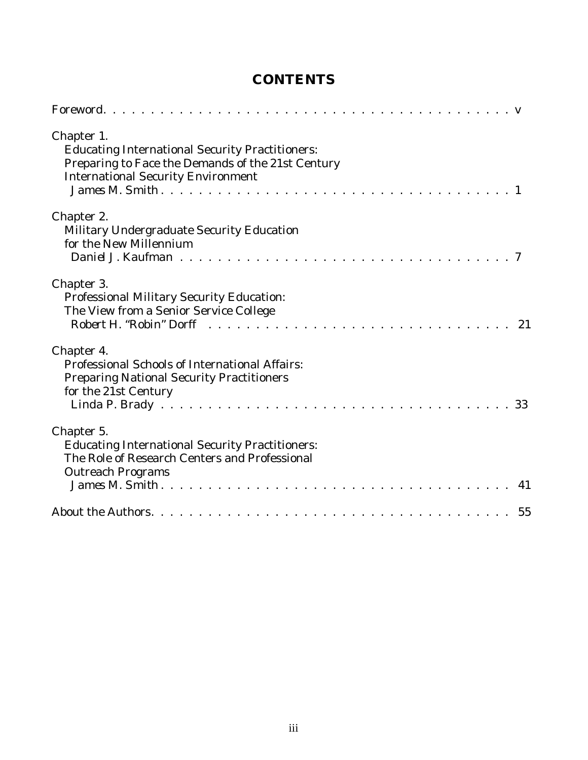# CONTENTS

Foreword. . . . . . . . . . . . . . . . . . . . . . . . . . . . . . . . . . . . . . . . . . . . v

Chapter 1.
Educating International Security Practitioners:
Preparing to Face the Demands of the 21st Century
International Security Environment
James M. Smith . . . . . . . . . . . . . . . . . . . . . . . . . . . . . . . . . . . . . . 1

Chapter 2.
Military Undergraduate Security Education
for the New Millennium
Daniel J. Kaufman . . . . . . . . . . . . . . . . . . . . . . . . . . . . . . . . . . . . 7

Chapter 3.
Professional Military Security Education:
The View from a Senior Service College
Robert H. "Robin" Dorff . . . . . . . . . . . . . . . . . . . . . . . . . . . . . . . 21

Chapter 4.
Professional Schools of International Affairs:
Preparing National Security Practitioners
for the 21st Century
Linda P. Brady . . . . . . . . . . . . . . . . . . . . . . . . . . . . . . . . . . . . . . 33

Chapter 5.
Educating International Security Practitioners:
The Role of Research Centers and Professional
Outreach Programs
James M. Smith . . . . . . . . . . . . . . . . . . . . . . . . . . . . . . . . . . . . . 41

About the Authors. . . . . . . . . . . . . . . . . . . . . . . . . . . . . . . . . . . . . . . 55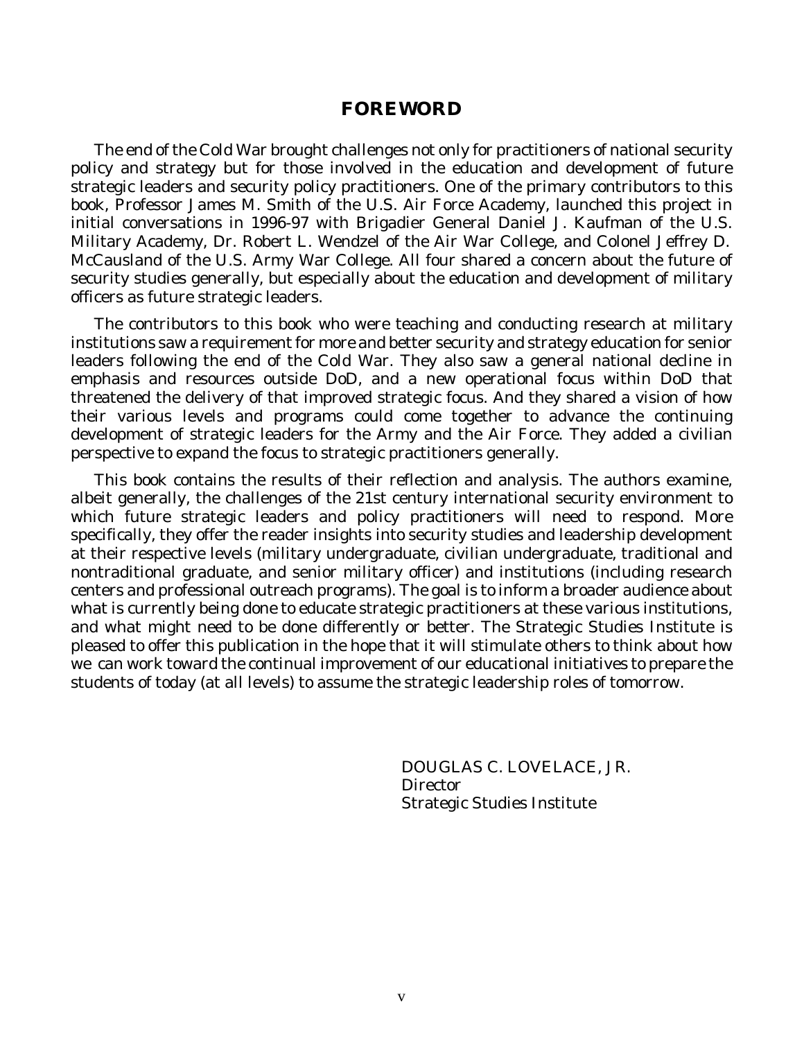# FOREWORD

The end of the Cold War brought challenges not only for practitioners of national security policy and strategy but for those involved in the education and development of future strategic leaders and security policy practitioners. One of the primary contributors to this book, Professor James M. Smith of the U.S. Air Force Academy, launched this project in initial conversations in 1996-97 with Brigadier General Daniel J. Kaufman of the U.S. Military Academy, Dr. Robert L. Wendzel of the Air War College, and Colonel Jeffrey D. McCausland of the U.S. Army War College. All four shared a concern about the future of security studies generally, but especially about the education and development of military officers as future strategic leaders.

The contributors to this book who were teaching and conducting research at military institutions saw a requirement for more and better security and strategy education for senior leaders following the end of the Cold War. They also saw a general national decline in emphasis and resources outside DoD, and a new operational focus within DoD that threatened the delivery of that improved strategic focus. And they shared a vision of how their various levels and programs could come together to advance the continuing development of strategic leaders for the Army and the Air Force. They added a civilian perspective to expand the focus to strategic practitioners generally.

This book contains the results of their reflection and analysis. The authors examine, albeit generally, the challenges of the 21st century international security environment to which future strategic leaders and policy practitioners will need to respond. More specifically, they offer the reader insights into security studies and leadership development at their respective levels (military undergraduate, civilian undergraduate, traditional and nontraditional graduate, and senior military officer) and institutions (including research centers and professional outreach programs). The goal is to inform a broader audience about what is currently being done to educate strategic practitioners at these various institutions, and what might need to be done differently or better. The Strategic Studies Institute is pleased to offer this publication in the hope that it will stimulate others to think about how we can work toward the continual improvement of our educational initiatives to prepare the students of today (at all levels) to assume the strategic leadership roles of tomorrow.

DOUGLAS C. LOVELACE, JR.
Director
Strategic Studies Institute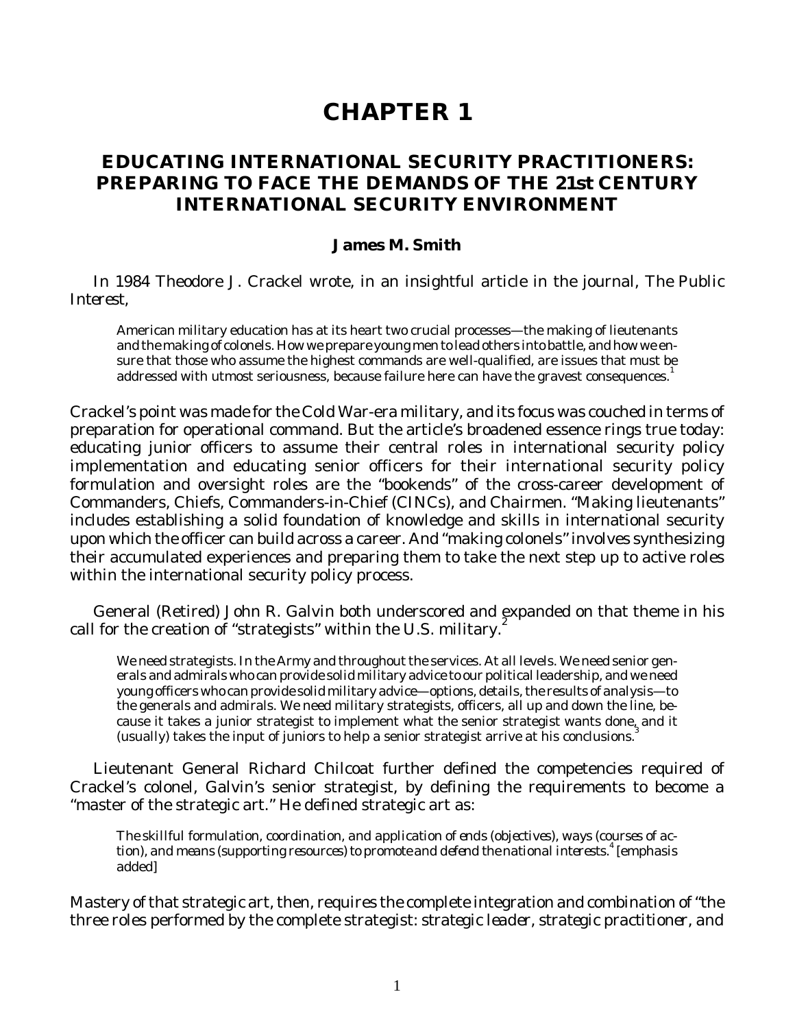# CHAPTER 1

## EDUCATING INTERNATIONAL SECURITY PRACTITIONERS: PREPARING TO FACE THE DEMANDS OF THE 21st CENTURY INTERNATIONAL SECURITY ENVIRONMENT

**James M. Smith**

In 1984 Theodore J. Crackel wrote, in an insightful article in the journal, *The Public Interest*,

> American military education has at its heart two crucial processes—the making of lieutenants and the making of colonels. How we prepare young men to lead others into battle, and how we ensure that those who assume the highest commands are well-qualified, are issues that must be addressed with utmost seriousness, because failure here can have the gravest consequences.[1]

Crackel's point was made for the Cold War-era military, and its focus was couched in terms of preparation for operational command. But the article's broadened essence rings true today: educating junior officers to assume their central roles in international security policy implementation and educating senior officers for their international security policy formulation and oversight roles are the "bookends" of the cross-career development of Commanders, Chiefs, Commanders-in-Chief (CINCs), and Chairmen. "Making lieutenants" includes establishing a solid foundation of knowledge and skills in international security upon which the officer can build across a career. And "making colonels" involves synthesizing their accumulated experiences and preparing them to take the next step up to active roles within the international security policy process.

General (Retired) John R. Galvin both underscored and expanded on that theme in his call for the creation of "strategists" within the U.S. military.[2]

> We need strategists. In the Army and throughout the services. At all levels. We need senior generals and admirals who can provide solid military advice to our political leadership, and we need young officers who can provide solid military advice—options, details, the results of analysis—to the generals and admirals. We need military strategists, officers, all up and down the line, because it takes a junior strategist to implement what the senior strategist wants done, and it (usually) takes the input of juniors to help a senior strategist arrive at his conclusions.[3]

Lieutenant General Richard Chilcoat further defined the competencies required of Crackel's colonel, Galvin's senior strategist, by defining the requirements to become a "master of the strategic art." He defined strategic art as:

> The skillful formulation, coordination, and application of *ends* (objectives), *ways* (courses of action), and *means* (supporting resources) to *promote and defend the national interests*.[4] [emphasis added]

Mastery of that strategic art, then, requires the complete integration and combination of "the three roles performed by the complete strategist: *strategic leader*, *strategic practitioner*, and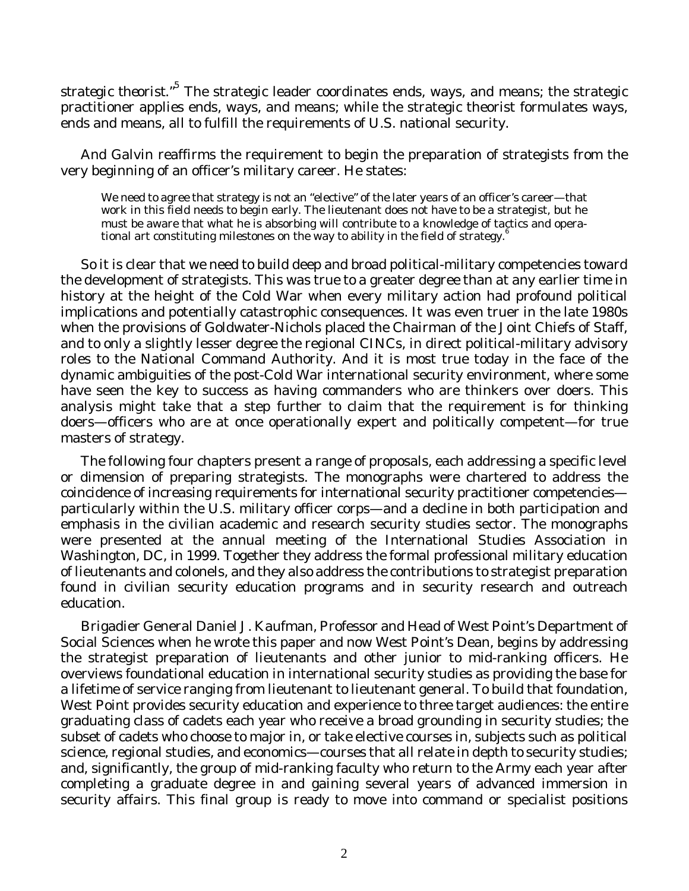strategic theorist."[5] The strategic leader coordinates ends, ways, and means; the strategic practitioner applies ends, ways, and means; while the strategic theorist formulates ways, ends and means, all to fulfill the requirements of U.S. national security.

And Galvin reaffirms the requirement to begin the preparation of strategists from the very beginning of an officer's military career. He states:

> We need to agree that strategy is not an "elective" of the later years of an officer's career—that work in this field needs to begin early. The lieutenant does not have to be a strategist, but he must be aware that what he is absorbing will contribute to a knowledge of tactics and operational art constituting milestones on the way to ability in the field of strategy.[6]

So it is clear that we need to build deep and broad political-military competencies toward the development of strategists. This was true to a greater degree than at any earlier time in history at the height of the Cold War when every military action had profound political implications and potentially catastrophic consequences. It was even truer in the late 1980s when the provisions of Goldwater-Nichols placed the Chairman of the Joint Chiefs of Staff, and to only a slightly lesser degree the regional CINCs, in direct political-military advisory roles to the National Command Authority. And it is most true today in the face of the dynamic ambiguities of the post-Cold War international security environment, where some have seen the key to success as having commanders who are thinkers over doers. This analysis might take that a step further to claim that the requirement is for thinking doers—officers who are at once operationally expert and politically competent—for true masters of strategy.

The following four chapters present a range of proposals, each addressing a specific level or dimension of preparing strategists. The monographs were chartered to address the coincidence of increasing requirements for international security practitioner competencies—particularly within the U.S. military officer corps—and a decline in both participation and emphasis in the civilian academic and research security studies sector. The monographs were presented at the annual meeting of the International Studies Association in Washington, DC, in 1999. Together they address the formal professional military education of lieutenants and colonels, and they also address the contributions to strategist preparation found in civilian security education programs and in security research and outreach education.

Brigadier General Daniel J. Kaufman, Professor and Head of West Point's Department of Social Sciences when he wrote this paper and now West Point's Dean, begins by addressing the strategist preparation of lieutenants and other junior to mid-ranking officers. He overviews foundational education in international security studies as providing the base for a lifetime of service ranging from lieutenant to lieutenant general. To build that foundation, West Point provides security education and experience to three target audiences: the entire graduating class of cadets each year who receive a broad grounding in security studies; the subset of cadets who choose to major in, or take elective courses in, subjects such as political science, regional studies, and economics—courses that all relate in depth to security studies; and, significantly, the group of mid-ranking faculty who return to the Army each year after completing a graduate degree in and gaining several years of advanced immersion in security affairs. This final group is ready to move into command or specialist positions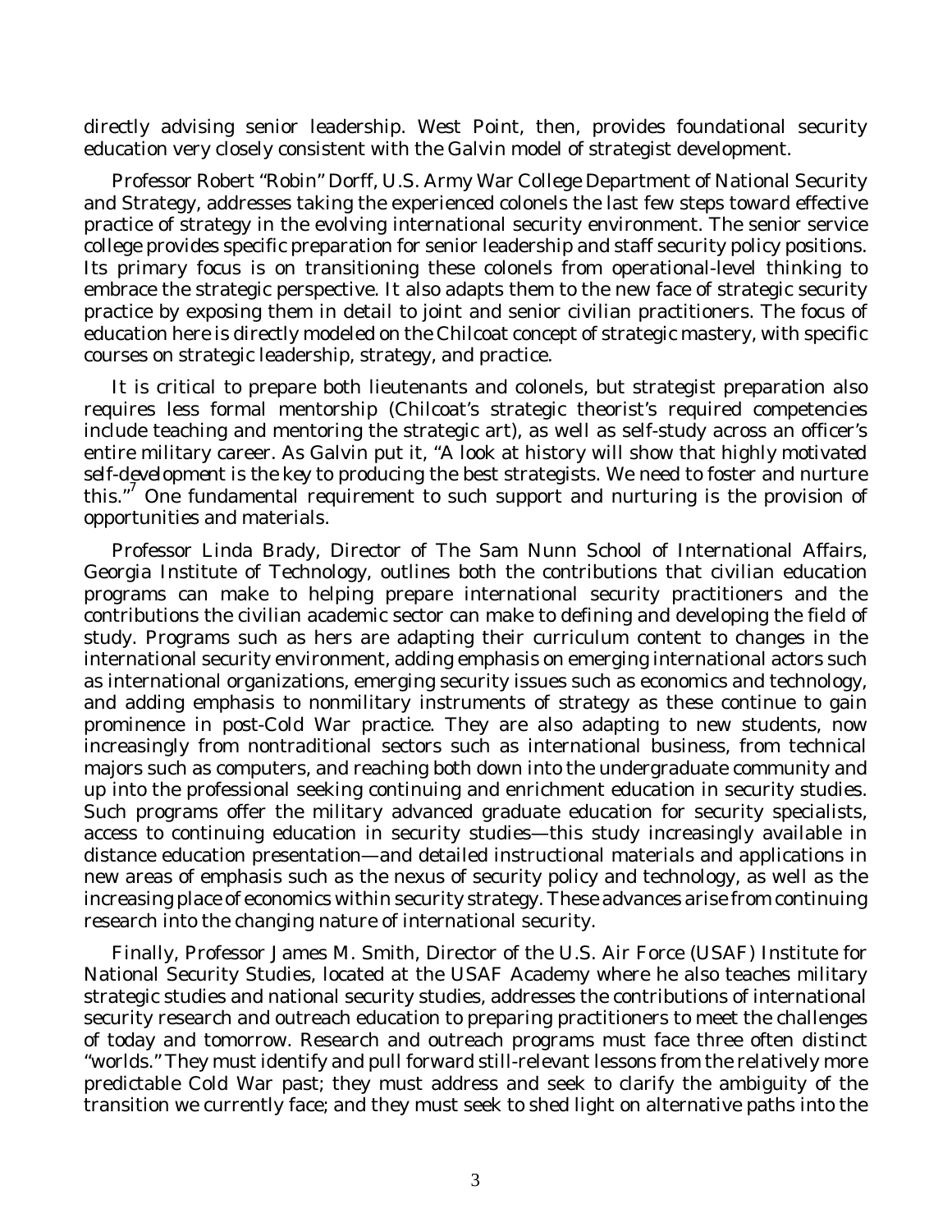directly advising senior leadership. West Point, then, provides foundational security education very closely consistent with the Galvin model of strategist development.

Professor Robert "Robin" Dorff, U.S. Army War College Department of National Security and Strategy, addresses taking the experienced colonels the last few steps toward effective practice of strategy in the evolving international security environment. The senior service college provides specific preparation for senior leadership and staff security policy positions. Its primary focus is on transitioning these colonels from operational-level thinking to embrace the strategic perspective. It also adapts them to the new face of strategic security practice by exposing them in detail to joint and senior civilian practitioners. The focus of education here is directly modeled on the Chilcoat concept of strategic mastery, with specific courses on strategic leadership, strategy, and practice.

It is critical to prepare both lieutenants and colonels, but strategist preparation also requires less formal mentorship (Chilcoat's strategic theorist's required competencies include teaching and mentoring the strategic art), as well as self-study across an officer's entire military career. As Galvin put it, "A look at history will show that highly motivated *self-development* is the key to producing the best strategists. We need to foster and nurture this."[7] One fundamental requirement to such support and nurturing is the provision of opportunities and materials.

Professor Linda Brady, Director of The Sam Nunn School of International Affairs, Georgia Institute of Technology, outlines both the contributions that civilian education programs can make to helping prepare international security practitioners and the contributions the civilian academic sector can make to defining and developing the field of study. Programs such as hers are adapting their curriculum content to changes in the international security environment, adding emphasis on emerging international actors such as international organizations, emerging security issues such as economics and technology, and adding emphasis to nonmilitary instruments of strategy as these continue to gain prominence in post-Cold War practice. They are also adapting to new students, now increasingly from nontraditional sectors such as international business, from technical majors such as computers, and reaching both down into the undergraduate community and up into the professional seeking continuing and enrichment education in security studies. Such programs offer the military advanced graduate education for security specialists, access to continuing education in security studies—this study increasingly available in distance education presentation—and detailed instructional materials and applications in new areas of emphasis such as the nexus of security policy and technology, as well as the increasing place of economics within security strategy. These advances arise from continuing research into the changing nature of international security.

Finally, Professor James M. Smith, Director of the U.S. Air Force (USAF) Institute for National Security Studies, located at the USAF Academy where he also teaches military strategic studies and national security studies, addresses the contributions of international security research and outreach education to preparing practitioners to meet the challenges of today and tomorrow. Research and outreach programs must face three often distinct "worlds." They must identify and pull forward still-relevant lessons from the relatively more predictable Cold War past; they must address and seek to clarify the ambiguity of the transition we currently face; and they must seek to shed light on alternative paths into the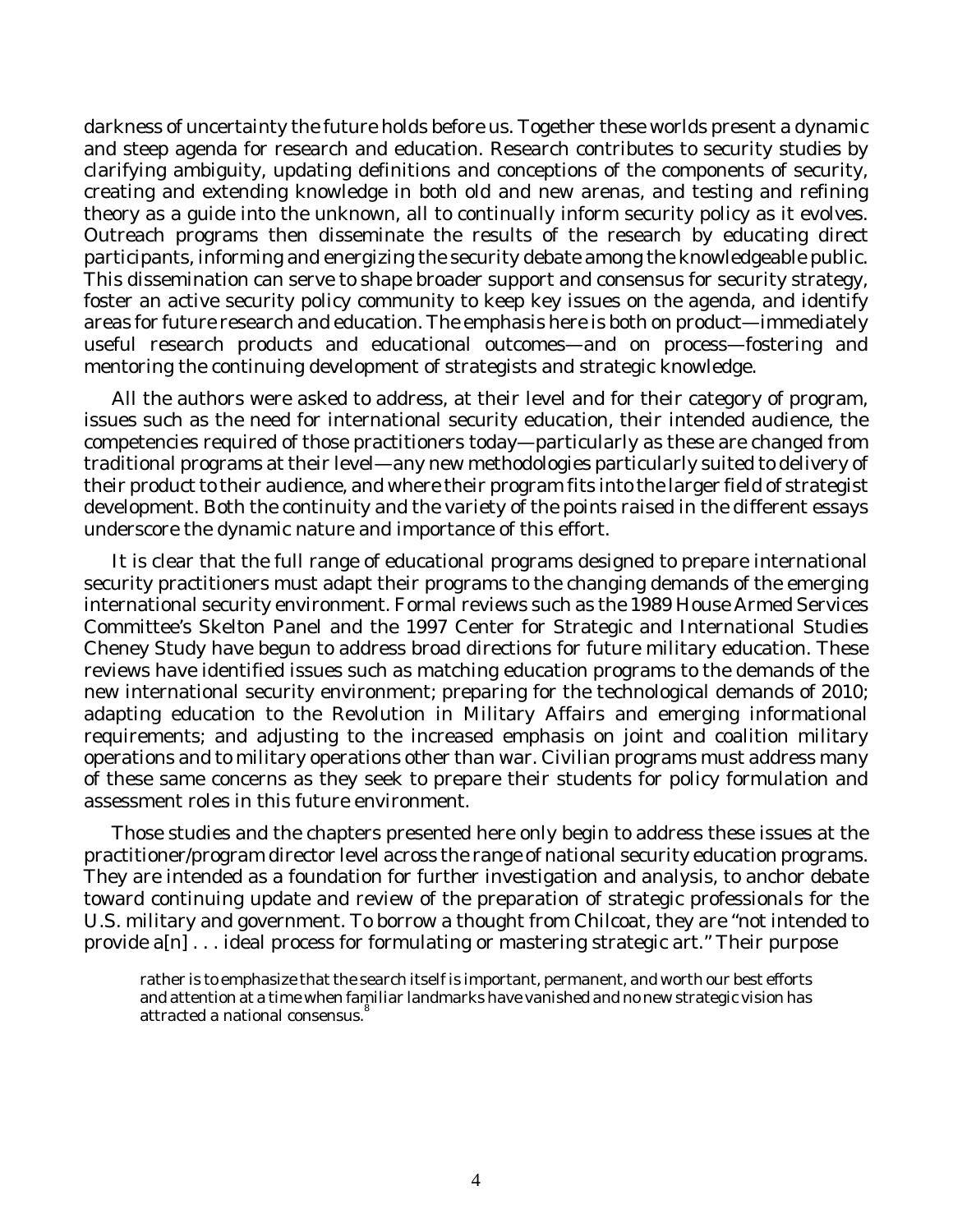darkness of uncertainty the future holds before us. Together these worlds present a dynamic and steep agenda for research and education. Research contributes to security studies by clarifying ambiguity, updating definitions and conceptions of the components of security, creating and extending knowledge in both old and new arenas, and testing and refining theory as a guide into the unknown, all to continually inform security policy as it evolves. Outreach programs then disseminate the results of the research by educating direct participants, informing and energizing the security debate among the knowledgeable public. This dissemination can serve to shape broader support and consensus for security strategy, foster an active security policy community to keep key issues on the agenda, and identify areas for future research and education. The emphasis here is both on product—immediately useful research products and educational outcomes—and on process—fostering and mentoring the continuing development of strategists and strategic knowledge.

All the authors were asked to address, at their level and for their category of program, issues such as the need for international security education, their intended audience, the competencies required of those practitioners today—particularly as these are changed from traditional programs at their level—any new methodologies particularly suited to delivery of their product to their audience, and where their program fits into the larger field of strategist development. Both the continuity and the variety of the points raised in the different essays underscore the dynamic nature and importance of this effort.

It is clear that the full range of educational programs designed to prepare international security practitioners must adapt their programs to the changing demands of the emerging international security environment. Formal reviews such as the 1989 House Armed Services Committee's Skelton Panel and the 1997 Center for Strategic and International Studies Cheney Study have begun to address broad directions for future military education. These reviews have identified issues such as matching education programs to the demands of the new international security environment; preparing for the technological demands of 2010; adapting education to the Revolution in Military Affairs and emerging informational requirements; and adjusting to the increased emphasis on joint and coalition military operations and to military operations other than war. Civilian programs must address many of these same concerns as they seek to prepare their students for policy formulation and assessment roles in this future environment.

Those studies and the chapters presented here only begin to address these issues at the practitioner/program director level across the range of national security education programs. They are intended as a foundation for further investigation and analysis, to anchor debate toward continuing update and review of the preparation of strategic professionals for the U.S. military and government. To borrow a thought from Chilcoat, they are "not intended to provide a[n] . . . ideal process for formulating or mastering strategic art." Their purpose

> rather is to emphasize that the search itself is important, permanent, and worth our best efforts and attention at a time when familiar landmarks have vanished and no new strategic vision has attracted a national consensus.[8]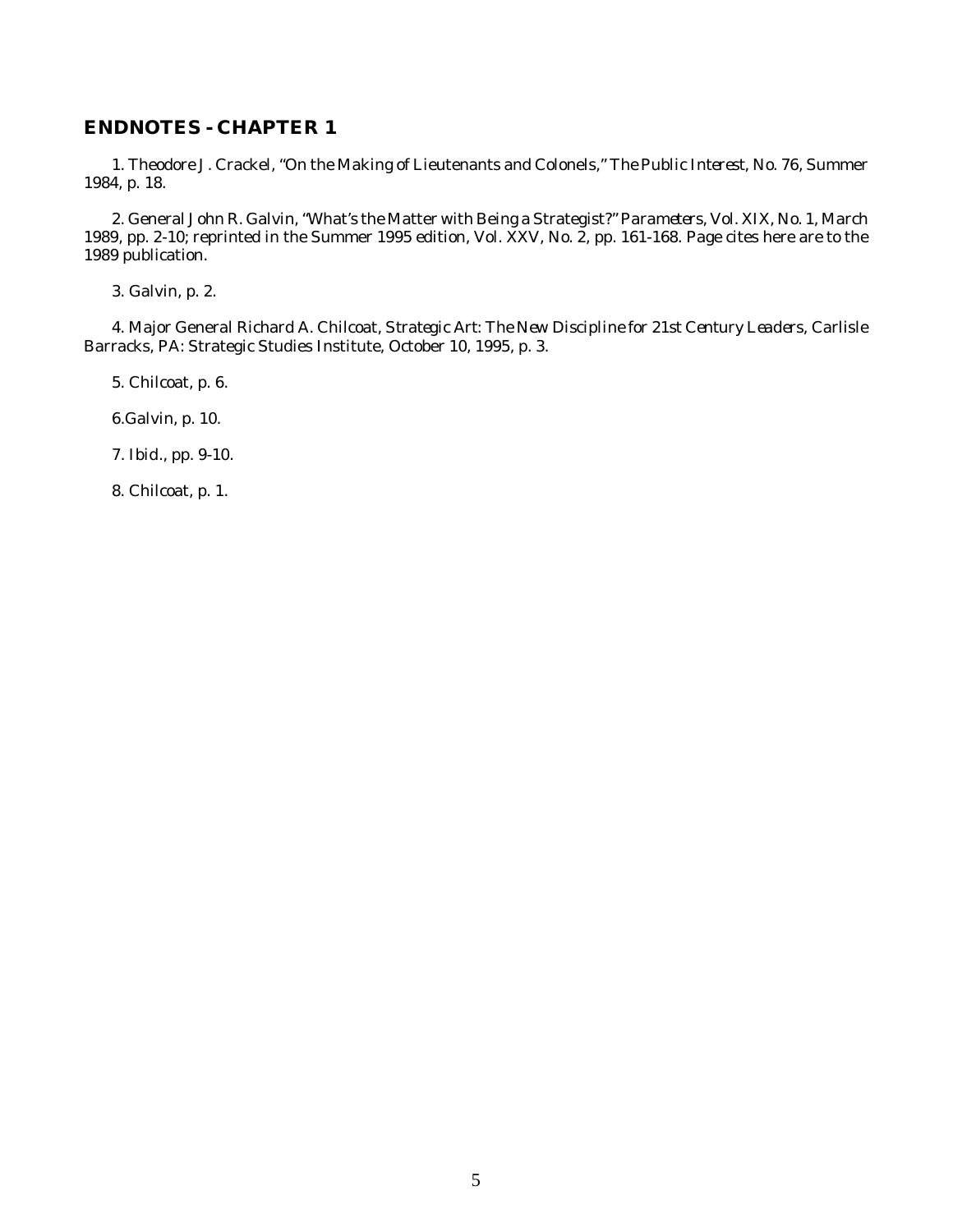## ENDNOTES - CHAPTER 1

1. Theodore J. Crackel, "On the Making of Lieutenants and Colonels," *The Public Interest*, No. 76, Summer 1984, p. 18.

2. General John R. Galvin, "What's the Matter with Being a Strategist?" *Parameters*, Vol. XIX, No. 1, March 1989, pp. 2-10; reprinted in the Summer 1995 edition, Vol. XXV, No. 2, pp. 161-168. Page cites here are to the 1989 publication.

3. Galvin, p. 2.

4. Major General Richard A. Chilcoat, *Strategic Art: The New Discipline for 21st Century Leaders*, Carlisle Barracks, PA: Strategic Studies Institute, October 10, 1995, p. 3.

5. Chilcoat, p. 6.

6.Galvin, p. 10.

7. *Ibid.*, pp. 9-10.

8. Chilcoat, p. 1.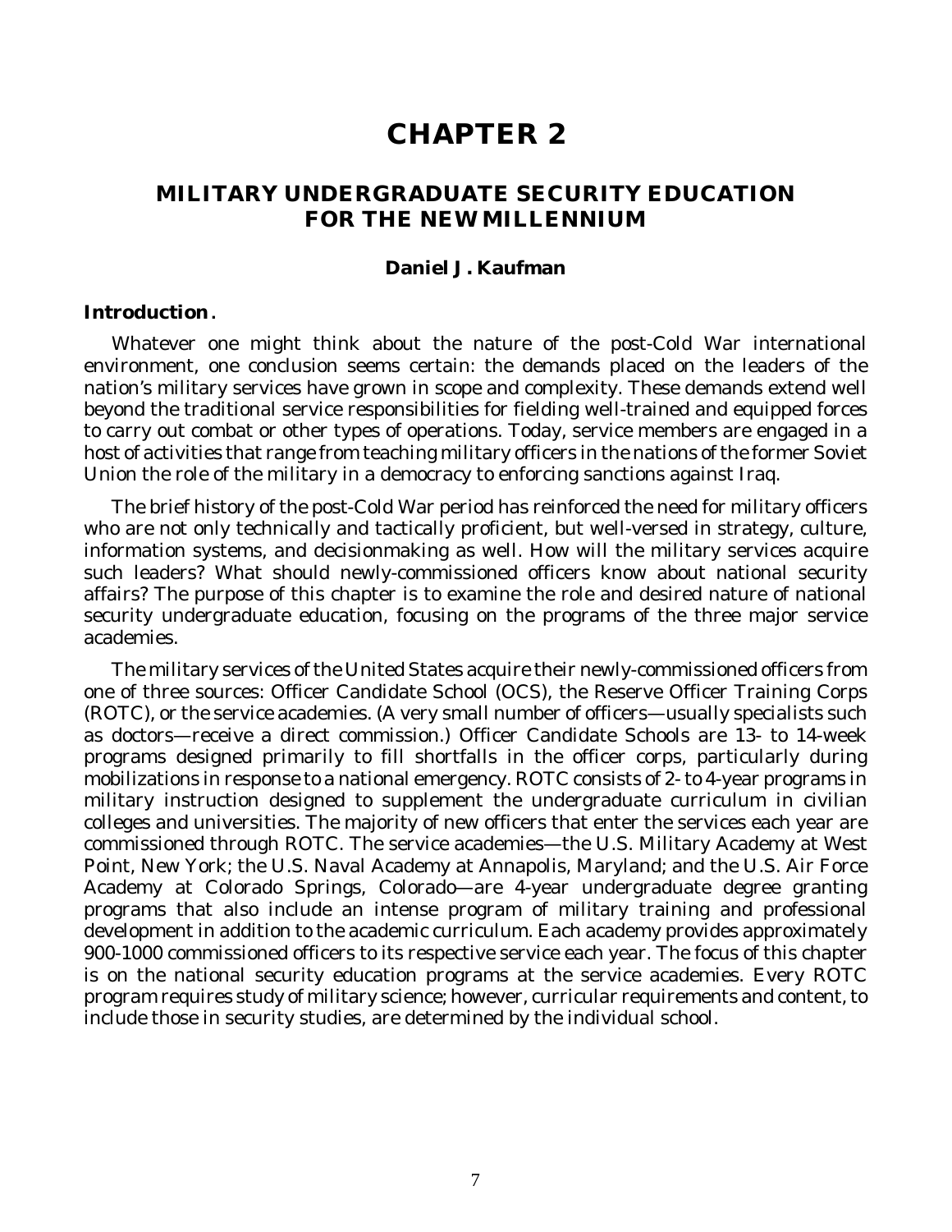# CHAPTER 2

## MILITARY UNDERGRADUATE SECURITY EDUCATION FOR THE NEW MILLENNIUM

**Daniel J. Kaufman**

### Introduction.

Whatever one might think about the nature of the post-Cold War international environment, one conclusion seems certain: the demands placed on the leaders of the nation's military services have grown in scope and complexity. These demands extend well beyond the traditional service responsibilities for fielding well-trained and equipped forces to carry out combat or other types of operations. Today, service members are engaged in a host of activities that range from teaching military officers in the nations of the former Soviet Union the role of the military in a democracy to enforcing sanctions against Iraq.

The brief history of the post-Cold War period has reinforced the need for military officers who are not only technically and tactically proficient, but well-versed in strategy, culture, information systems, and decisionmaking as well. How will the military services acquire such leaders? What should newly-commissioned officers know about national security affairs? The purpose of this chapter is to examine the role and desired nature of national security undergraduate education, focusing on the programs of the three major service academies.

The military services of the United States acquire their newly-commissioned officers from one of three sources: Officer Candidate School (OCS), the Reserve Officer Training Corps (ROTC), or the service academies. (A very small number of officers—usually specialists such as doctors—receive a direct commission.) Officer Candidate Schools are 13- to 14-week programs designed primarily to fill shortfalls in the officer corps, particularly during mobilizations in response to a national emergency. ROTC consists of 2- to 4-year programs in military instruction designed to supplement the undergraduate curriculum in civilian colleges and universities. The majority of new officers that enter the services each year are commissioned through ROTC. The service academies—the U.S. Military Academy at West Point, New York; the U.S. Naval Academy at Annapolis, Maryland; and the U.S. Air Force Academy at Colorado Springs, Colorado—are 4-year undergraduate degree granting programs that also include an intense program of military training and professional development in addition to the academic curriculum. Each academy provides approximately 900-1000 commissioned officers to its respective service each year. The focus of this chapter is on the national security education programs at the service academies. Every ROTC program requires study of military science; however, curricular requirements and content, to include those in security studies, are determined by the individual school.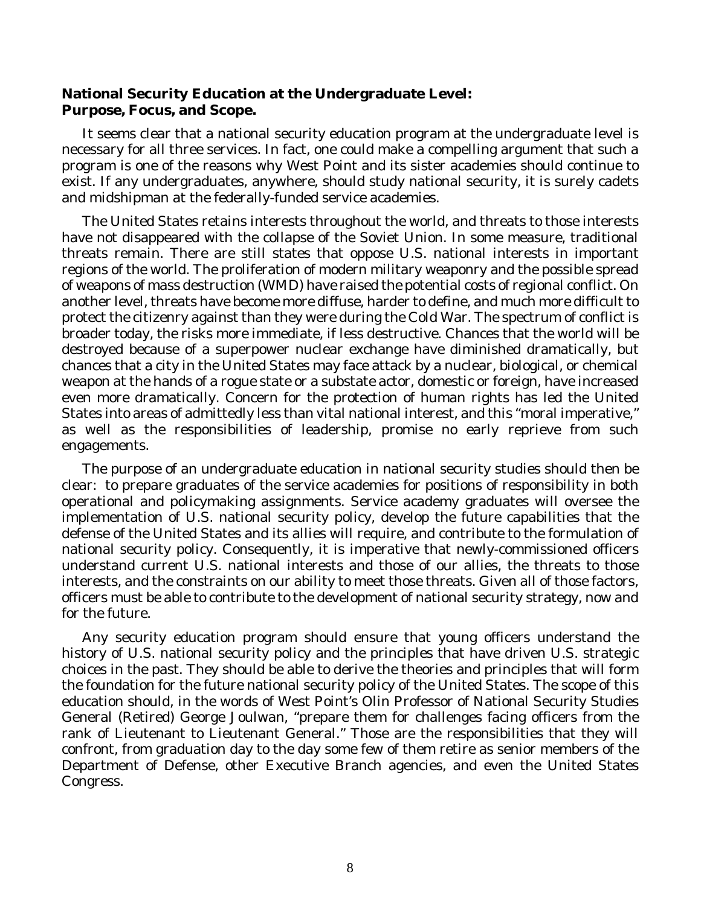**National Security Education at the Undergraduate Level: Purpose, Focus, and Scope.**

It seems clear that a national security education program at the undergraduate level is necessary for all three services. In fact, one could make a compelling argument that such a program is one of the reasons why West Point and its sister academies should continue to exist. If any undergraduates, anywhere, should study national security, it is surely cadets and midshipman at the federally-funded service academies.

The United States retains interests throughout the world, and threats to those interests have not disappeared with the collapse of the Soviet Union. In some measure, traditional threats remain. There are still states that oppose U.S. national interests in important regions of the world. The proliferation of modern military weaponry and the possible spread of weapons of mass destruction (WMD) have raised the potential costs of regional conflict. On another level, threats have become more diffuse, harder to define, and much more difficult to protect the citizenry against than they were during the Cold War. The spectrum of conflict is broader today, the risks more immediate, if less destructive. Chances that the world will be destroyed because of a superpower nuclear exchange have diminished dramatically, but chances that a city in the United States may face attack by a nuclear, biological, or chemical weapon at the hands of a rogue state or a substate actor, domestic or foreign, have increased even more dramatically. Concern for the protection of human rights has led the United States into areas of admittedly less than vital national interest, and this "moral imperative," as well as the responsibilities of leadership, promise no early reprieve from such engagements.

The purpose of an undergraduate education in national security studies should then be clear: to prepare graduates of the service academies for positions of responsibility in both operational and policymaking assignments. Service academy graduates will oversee the implementation of U.S. national security policy, develop the future capabilities that the defense of the United States and its allies will require, and contribute to the formulation of national security policy. Consequently, it is imperative that newly-commissioned officers understand current U.S. national interests and those of our allies, the threats to those interests, and the constraints on our ability to meet those threats. Given all of those factors, officers must be able to contribute to the development of national security strategy, now and for the future.

Any security education program should ensure that young officers understand the history of U.S. national security policy and the principles that have driven U.S. strategic choices in the past. They should be able to derive the theories and principles that will form the foundation for the future national security policy of the United States. The scope of this education should, in the words of West Point's Olin Professor of National Security Studies General (Retired) George Joulwan, "prepare them for challenges facing officers from the rank of Lieutenant to Lieutenant General." Those are the responsibilities that they will confront, from graduation day to the day some few of them retire as senior members of the Department of Defense, other Executive Branch agencies, and even the United States Congress.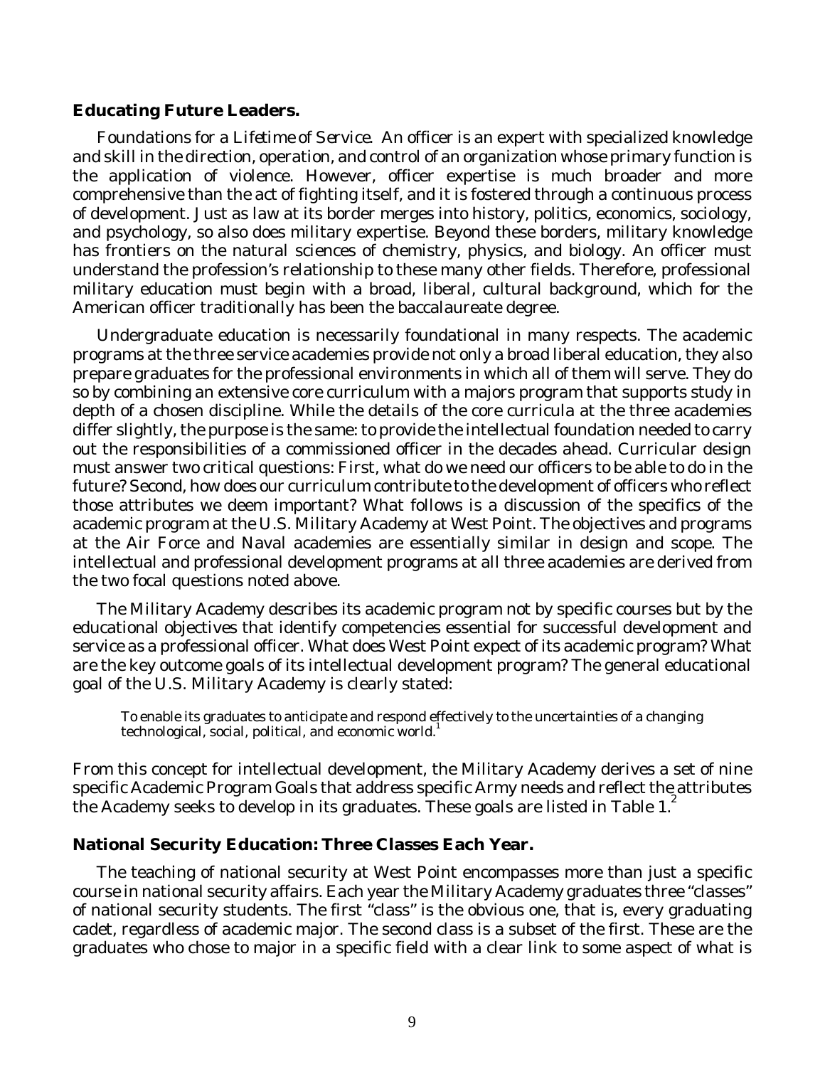**Educating Future Leaders.**

*Foundations for a Lifetime of Service.* An officer is an expert with specialized knowledge and skill in the direction, operation, and control of an organization whose primary function is the application of violence. However, officer expertise is much broader and more comprehensive than the act of fighting itself, and it is fostered through a continuous process of development. Just as law at its border merges into history, politics, economics, sociology, and psychology, so also does military expertise. Beyond these borders, military knowledge has frontiers on the natural sciences of chemistry, physics, and biology. An officer must understand the profession's relationship to these many other fields. Therefore, professional military education must begin with a broad, liberal, cultural background, which for the American officer traditionally has been the baccalaureate degree.

Undergraduate education is necessarily foundational in many respects. The academic programs at the three service academies provide not only a broad liberal education, they also prepare graduates for the professional environments in which all of them will serve. They do so by combining an extensive core curriculum with a majors program that supports study in depth of a chosen discipline. While the details of the core curricula at the three academies differ slightly, the purpose is the same: to provide the intellectual foundation needed to carry out the responsibilities of a commissioned officer in the decades ahead. Curricular design must answer two critical questions: First, what do we need our officers to be able to do in the future? Second, how does our curriculum contribute to the development of officers who reflect those attributes we deem important? What follows is a discussion of the specifics of the academic program at the U.S. Military Academy at West Point. The objectives and programs at the Air Force and Naval academies are essentially similar in design and scope. The intellectual and professional development programs at all three academies are derived from the two focal questions noted above.

The Military Academy describes its academic program not by specific courses but by the educational objectives that identify competencies essential for successful development and service as a professional officer. What does West Point expect of its academic program? What are the key outcome goals of its intellectual development program? The general educational goal of the U.S. Military Academy is clearly stated:

> To enable its graduates to anticipate and respond effectively to the uncertainties of a changing technological, social, political, and economic world.[1]

From this concept for intellectual development, the Military Academy derives a set of nine specific Academic Program Goals that address specific Army needs and reflect the attributes the Academy seeks to develop in its graduates. These goals are listed in Table 1.[2]

**National Security Education: Three Classes Each Year.**

The teaching of national security at West Point encompasses more than just a specific course in national security affairs. Each year the Military Academy graduates three "classes" of national security students. The first "class" is the obvious one, that is, every graduating cadet, regardless of academic major. The second class is a subset of the first. These are the graduates who chose to major in a specific field with a clear link to some aspect of what is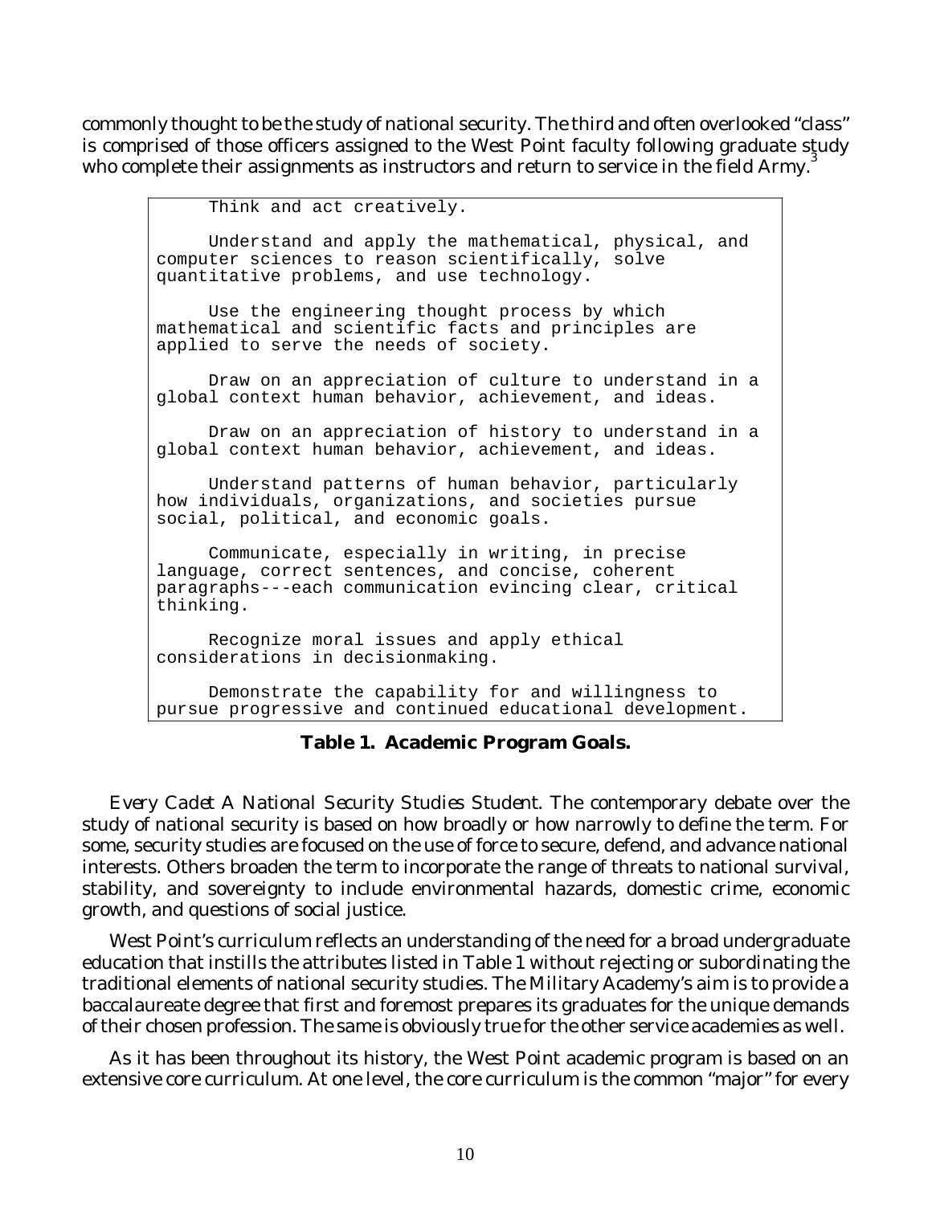commonly thought to be the study of national security. The third and often overlooked "class" is comprised of those officers assigned to the West Point faculty following graduate study who complete their assignments as instructors and return to service in the field Army.[3]

```
     Think and act creatively.

     Understand and apply the mathematical, physical, and
computer sciences to reason scientifically, solve
quantitative problems, and use technology.

     Use the engineering thought process by which
mathematical and scientific facts and principles are
applied to serve the needs of society.

     Draw on an appreciation of culture to understand in a
global context human behavior, achievement, and ideas.

     Draw on an appreciation of history to understand in a
global context human behavior, achievement, and ideas.

     Understand patterns of human behavior, particularly
how individuals, organizations, and societies pursue
social, political, and economic goals.

     Communicate, especially in writing, in precise
language, correct sentences, and concise, coherent
paragraphs---each communication evincing clear, critical
thinking.

     Recognize moral issues and apply ethical
considerations in decisionmaking.

     Demonstrate the capability for and willingness to
pursue progressive and continued educational development.
```

**Table 1. Academic Program Goals.**

*Every Cadet A National Security Studies Student.* The contemporary debate over the study of national security is based on how broadly or how narrowly to define the term. For some, security studies are focused on the use of force to secure, defend, and advance national interests. Others broaden the term to incorporate the range of threats to national survival, stability, and sovereignty to include environmental hazards, domestic crime, economic growth, and questions of social justice.

West Point's curriculum reflects an understanding of the need for a broad undergraduate education that instills the attributes listed in Table 1 without rejecting or subordinating the traditional elements of national security studies. The Military Academy's aim is to provide a baccalaureate degree that first and foremost prepares its graduates for the unique demands of their chosen profession. The same is obviously true for the other service academies as well.

As it has been throughout its history, the West Point academic program is based on an extensive core curriculum. At one level, the core curriculum is the common "major" for every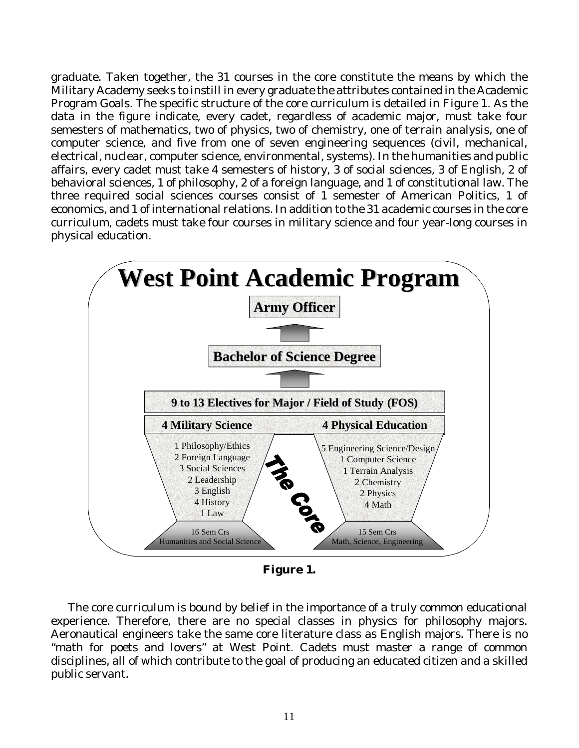graduate. Taken together, the 31 courses in the core constitute the means by which the Military Academy seeks to instill in every graduate the attributes contained in the Academic Program Goals. The specific structure of the core curriculum is detailed in Figure 1. As the data in the figure indicate, every cadet, regardless of academic major, must take four semesters of mathematics, two of physics, two of chemistry, one of terrain analysis, one of computer science, and five from one of seven engineering sequences (civil, mechanical, electrical, nuclear, computer science, environmental, systems). In the humanities and public affairs, every cadet must take 4 semesters of history, 3 of social sciences, 3 of English, 2 of behavioral sciences, 1 of philosophy, 2 of a foreign language, and 1 of constitutional law. The three required social sciences courses consist of 1 semester of American Politics, 1 of economics, and 1 of international relations. In addition to the 31 academic courses in the core curriculum, cadets must take four courses in military science and four year-long courses in physical education.

**West Point Academic Program**

**Army Officer**

**Bachelor of Science Degree**

**9 to 13 Electives for Major / Field of Study (FOS)**

**4 Military Science** | **4 Physical Education**

*The Core*

| Humanities and Social Science | Math, Science, Engineering |
|---|---|
| 1 Philosophy/Ethics | 5 Engineering Science/Design |
| 2 Foreign Language | 1 Computer Science |
| 3 Social Sciences | 1 Terrain Analysis |
| 2 Leadership | 2 Chemistry |
| 3 English | 2 Physics |
| 4 History | 4 Math |
| 1 Law | |
| 16 Sem Crs Humanities and Social Science | 15 Sem Crs Math, Science, Engineering |

**Figure 1.**

The core curriculum is bound by belief in the importance of a truly common educational experience. Therefore, there are no special classes in physics for philosophy majors. Aeronautical engineers take the same core literature class as English majors. There is no "math for poets and lovers" at West Point. Cadets must master a range of common disciplines, all of which contribute to the goal of producing an educated citizen and a skilled public servant.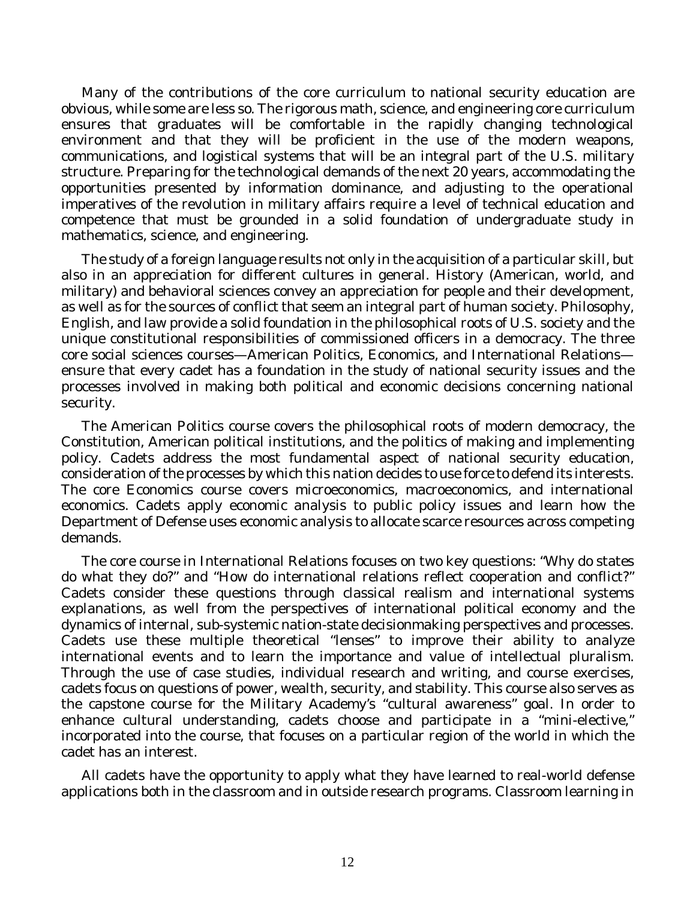Many of the contributions of the core curriculum to national security education are obvious, while some are less so. The rigorous math, science, and engineering core curriculum ensures that graduates will be comfortable in the rapidly changing technological environment and that they will be proficient in the use of the modern weapons, communications, and logistical systems that will be an integral part of the U.S. military structure. Preparing for the technological demands of the next 20 years, accommodating the opportunities presented by information dominance, and adjusting to the operational imperatives of the revolution in military affairs require a level of technical education and competence that must be grounded in a solid foundation of undergraduate study in mathematics, science, and engineering.

The study of a foreign language results not only in the acquisition of a particular skill, but also in an appreciation for different cultures in general. History (American, world, and military) and behavioral sciences convey an appreciation for people and their development, as well as for the sources of conflict that seem an integral part of human society. Philosophy, English, and law provide a solid foundation in the philosophical roots of U.S. society and the unique constitutional responsibilities of commissioned officers in a democracy. The three core social sciences courses—American Politics, Economics, and International Relations—ensure that every cadet has a foundation in the study of national security issues and the processes involved in making both political and economic decisions concerning national security.

The American Politics course covers the philosophical roots of modern democracy, the Constitution, American political institutions, and the politics of making and implementing policy. Cadets address the most fundamental aspect of national security education, consideration of the processes by which this nation decides to use force to defend its interests. The core Economics course covers microeconomics, macroeconomics, and international economics. Cadets apply economic analysis to public policy issues and learn how the Department of Defense uses economic analysis to allocate scarce resources across competing demands.

The core course in International Relations focuses on two key questions: "Why do states do what they do?" and "How do international relations reflect cooperation and conflict?" Cadets consider these questions through classical realism and international systems explanations, as well from the perspectives of international political economy and the dynamics of internal, sub-systemic nation-state decisionmaking perspectives and processes. Cadets use these multiple theoretical "lenses" to improve their ability to analyze international events and to learn the importance and value of intellectual pluralism. Through the use of case studies, individual research and writing, and course exercises, cadets focus on questions of power, wealth, security, and stability. This course also serves as the capstone course for the Military Academy's "cultural awareness" goal. In order to enhance cultural understanding, cadets choose and participate in a "mini-elective," incorporated into the course, that focuses on a particular region of the world in which the cadet has an interest.

All cadets have the opportunity to apply what they have learned to real-world defense applications both in the classroom and in outside research programs. Classroom learning in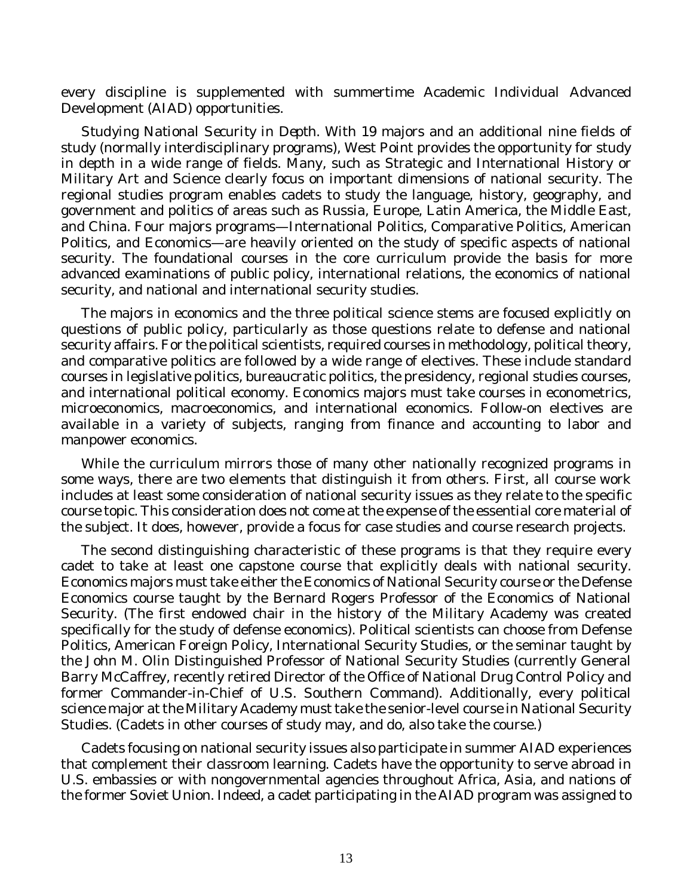every discipline is supplemented with summertime Academic Individual Advanced Development (AIAD) opportunities.

*Studying National Security in Depth.* With 19 majors and an additional nine fields of study (normally interdisciplinary programs), West Point provides the opportunity for study in depth in a wide range of fields. Many, such as Strategic and International History or Military Art and Science clearly focus on important dimensions of national security. The regional studies program enables cadets to study the language, history, geography, and government and politics of areas such as Russia, Europe, Latin America, the Middle East, and China. Four majors programs—International Politics, Comparative Politics, American Politics, and Economics—are heavily oriented on the study of specific aspects of national security. The foundational courses in the core curriculum provide the basis for more advanced examinations of public policy, international relations, the economics of national security, and national and international security studies.

The majors in economics and the three political science stems are focused explicitly on questions of public policy, particularly as those questions relate to defense and national security affairs. For the political scientists, required courses in methodology, political theory, and comparative politics are followed by a wide range of electives. These include standard courses in legislative politics, bureaucratic politics, the presidency, regional studies courses, and international political economy. Economics majors must take courses in econometrics, microeconomics, macroeconomics, and international economics. Follow-on electives are available in a variety of subjects, ranging from finance and accounting to labor and manpower economics.

While the curriculum mirrors those of many other nationally recognized programs in some ways, there are two elements that distinguish it from others. First, all course work includes at least some consideration of national security issues as they relate to the specific course topic. This consideration does not come at the expense of the essential core material of the subject. It does, however, provide a focus for case studies and course research projects.

The second distinguishing characteristic of these programs is that they require every cadet to take at least one capstone course that explicitly deals with national security. Economics majors must take either the Economics of National Security course or the Defense Economics course taught by the Bernard Rogers Professor of the Economics of National Security. (The first endowed chair in the history of the Military Academy was created specifically for the study of defense economics). Political scientists can choose from Defense Politics, American Foreign Policy, International Security Studies, or the seminar taught by the John M. Olin Distinguished Professor of National Security Studies (currently General Barry McCaffrey, recently retired Director of the Office of National Drug Control Policy and former Commander-in-Chief of U.S. Southern Command). Additionally, every political science major at the Military Academy must take the senior-level course in National Security Studies. (Cadets in other courses of study may, and do, also take the course.)

Cadets focusing on national security issues also participate in summer AIAD experiences that complement their classroom learning. Cadets have the opportunity to serve abroad in U.S. embassies or with nongovernmental agencies throughout Africa, Asia, and nations of the former Soviet Union. Indeed, a cadet participating in the AIAD program was assigned to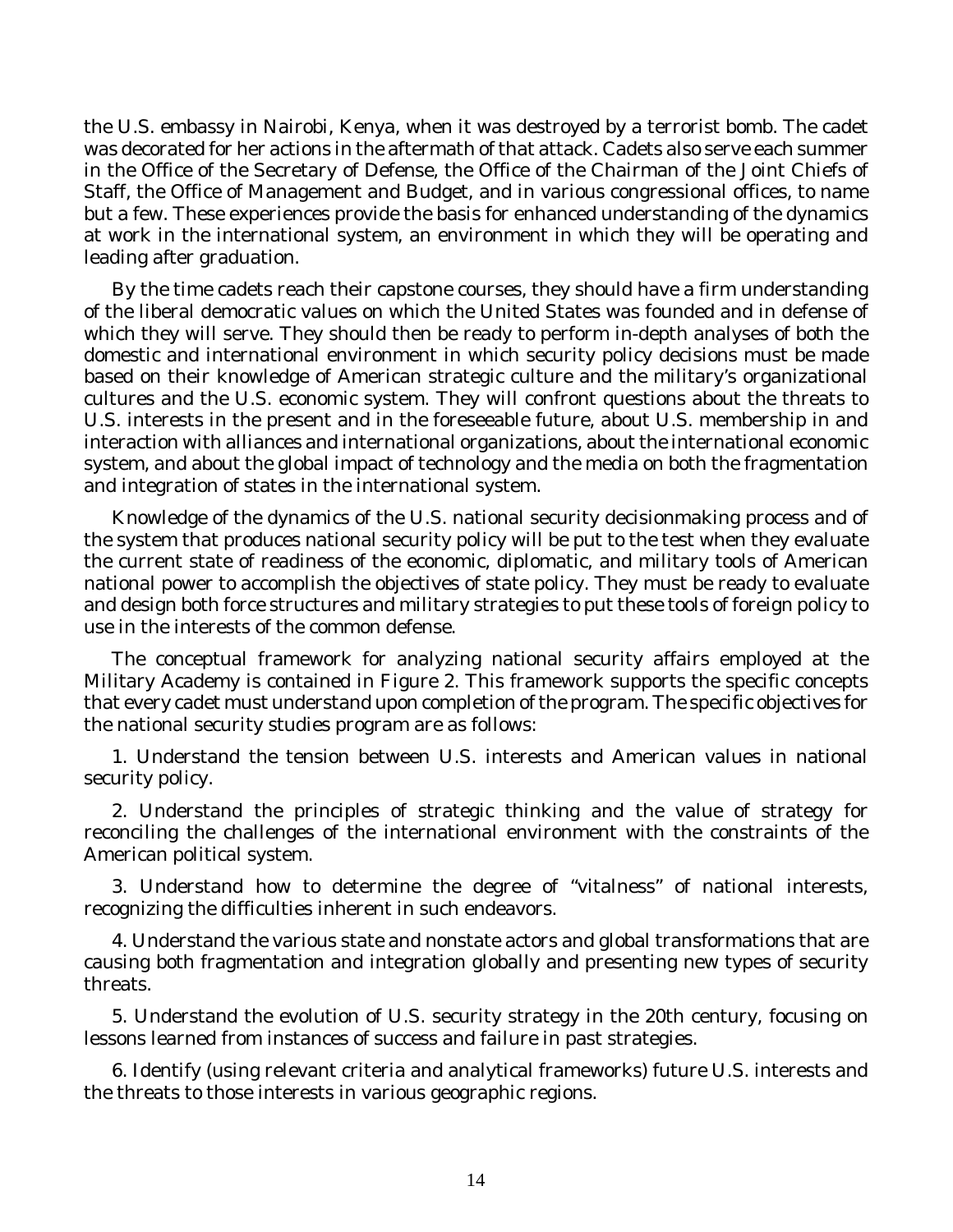the U.S. embassy in Nairobi, Kenya, when it was destroyed by a terrorist bomb. The cadet was decorated for her actions in the aftermath of that attack. Cadets also serve each summer in the Office of the Secretary of Defense, the Office of the Chairman of the Joint Chiefs of Staff, the Office of Management and Budget, and in various congressional offices, to name but a few. These experiences provide the basis for enhanced understanding of the dynamics at work in the international system, an environment in which they will be operating and leading after graduation.

By the time cadets reach their capstone courses, they should have a firm understanding of the liberal democratic values on which the United States was founded and in defense of which they will serve. They should then be ready to perform in-depth analyses of both the domestic and international environment in which security policy decisions must be made based on their knowledge of American strategic culture and the military's organizational cultures and the U.S. economic system. They will confront questions about the threats to U.S. interests in the present and in the foreseeable future, about U.S. membership in and interaction with alliances and international organizations, about the international economic system, and about the global impact of technology and the media on both the fragmentation and integration of states in the international system.

Knowledge of the dynamics of the U.S. national security decisionmaking process and of the system that produces national security policy will be put to the test when they evaluate the current state of readiness of the economic, diplomatic, and military tools of American national power to accomplish the objectives of state policy. They must be ready to evaluate and design both force structures and military strategies to put these tools of foreign policy to use in the interests of the common defense.

The conceptual framework for analyzing national security affairs employed at the Military Academy is contained in Figure 2. This framework supports the specific concepts that every cadet must understand upon completion of the program. The specific objectives for the national security studies program are as follows:

1. Understand the tension between U.S. interests and American values in national security policy.

2. Understand the principles of strategic thinking and the value of strategy for reconciling the challenges of the international environment with the constraints of the American political system.

3. Understand how to determine the degree of "vitalness" of national interests, recognizing the difficulties inherent in such endeavors.

4. Understand the various state and nonstate actors and global transformations that are causing both fragmentation and integration globally and presenting new types of security threats.

5. Understand the evolution of U.S. security strategy in the 20th century, focusing on lessons learned from instances of success and failure in past strategies.

6. Identify (using relevant criteria and analytical frameworks) future U.S. interests and the threats to those interests in various geographic regions.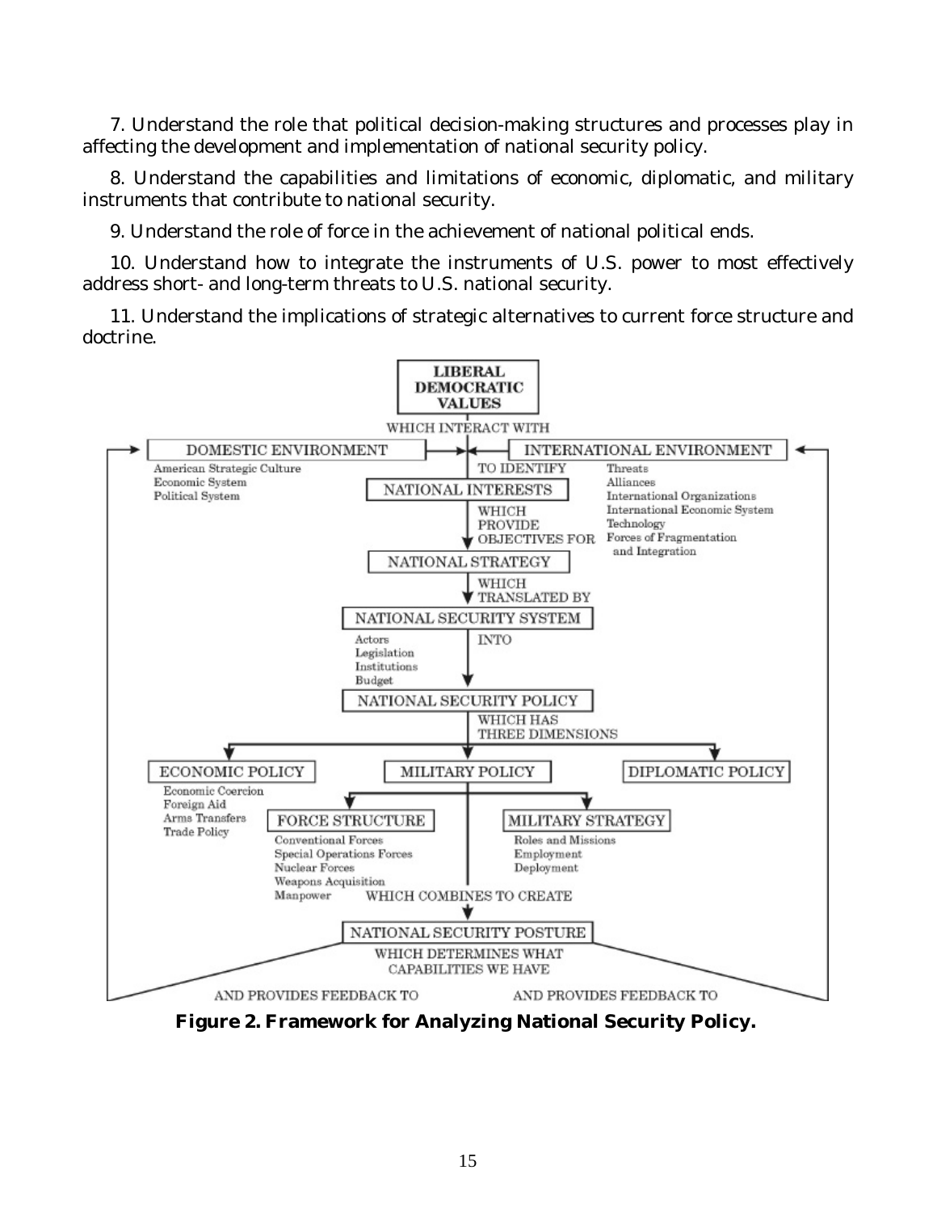7. Understand the role that political decision-making structures and processes play in affecting the development and implementation of national security policy.

8. Understand the capabilities and limitations of economic, diplomatic, and military instruments that contribute to national security.

9. Understand the role of force in the achievement of national political ends.

10. Understand how to integrate the instruments of U.S. power to most effectively address short- and long-term threats to U.S. national security.

11. Understand the implications of strategic alternatives to current force structure and doctrine.

LIBERAL DEMOCRATIC VALUES

WHICH INTERACT WITH

DOMESTIC ENVIRONMENT
- American Strategic Culture
- Economic System
- Political System

INTERNATIONAL ENVIRONMENT
- Threats
- Alliances
- International Organizations
- International Economic System
- Technology
- Forces of Fragmentation and Integration

TO IDENTIFY

NATIONAL INTERESTS

WHICH PROVIDE OBJECTIVES FOR

NATIONAL STRATEGY

WHICH TRANSLATED BY

NATIONAL SECURITY SYSTEM
- Actors
- Legislation
- Institutions
- Budget

INTO

NATIONAL SECURITY POLICY

WHICH HAS THREE DIMENSIONS

ECONOMIC POLICY
- Economic Coercion
- Foreign Aid
- Arms Transfers
- Trade Policy

MILITARY POLICY

FORCE STRUCTURE
- Conventional Forces
- Special Operations Forces
- Nuclear Forces
- Weapons Acquisition
- Manpower

MILITARY STRATEGY
- Roles and Missions
- Employment
- Deployment

DIPLOMATIC POLICY

WHICH COMBINES TO CREATE

NATIONAL SECURITY POSTURE

WHICH DETERMINES WHAT CAPABILITIES WE HAVE

AND PROVIDES FEEDBACK TO &nbsp;&nbsp;&nbsp;&nbsp; AND PROVIDES FEEDBACK TO

**Figure 2. Framework for Analyzing National Security Policy.**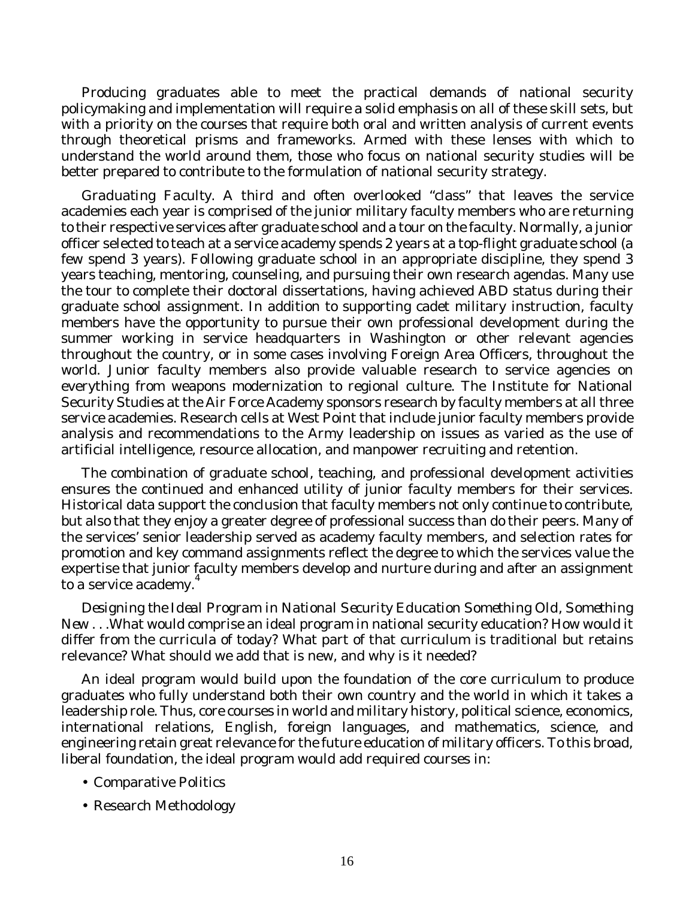Producing graduates able to meet the practical demands of national security policymaking and implementation will require a solid emphasis on all of these skill sets, but with a priority on the courses that require both oral and written analysis of current events through theoretical prisms and frameworks. Armed with these lenses with which to understand the world around them, those who focus on national security studies will be better prepared to contribute to the formulation of national security strategy.

*Graduating Faculty.* A third and often overlooked "class" that leaves the service academies each year is comprised of the junior military faculty members who are returning to their respective services after graduate school and a tour on the faculty. Normally, a junior officer selected to teach at a service academy spends 2 years at a top-flight graduate school (a few spend 3 years). Following graduate school in an appropriate discipline, they spend 3 years teaching, mentoring, counseling, and pursuing their own research agendas. Many use the tour to complete their doctoral dissertations, having achieved ABD status during their graduate school assignment. In addition to supporting cadet military instruction, faculty members have the opportunity to pursue their own professional development during the summer working in service headquarters in Washington or other relevant agencies throughout the country, or in some cases involving Foreign Area Officers, throughout the world. Junior faculty members also provide valuable research to service agencies on everything from weapons modernization to regional culture. The Institute for National Security Studies at the Air Force Academy sponsors research by faculty members at all three service academies. Research cells at West Point that include junior faculty members provide analysis and recommendations to the Army leadership on issues as varied as the use of artificial intelligence, resource allocation, and manpower recruiting and retention.

The combination of graduate school, teaching, and professional development activities ensures the continued and enhanced utility of junior faculty members for their services. Historical data support the conclusion that faculty members not only continue to contribute, but also that they enjoy a greater degree of professional success than do their peers. Many of the services' senior leadership served as academy faculty members, and selection rates for promotion and key command assignments reflect the degree to which the services value the expertise that junior faculty members develop and nurture during and after an assignment to a service academy.[4]

*Designing the Ideal Program in National Security Education Something Old, Something New . . .*What would comprise an ideal program in national security education? How would it differ from the curricula of today? What part of that curriculum is traditional but retains relevance? What should we add that is new, and why is it needed?

An ideal program would build upon the foundation of the core curriculum to produce graduates who fully understand both their own country and the world in which it takes a leadership role. Thus, core courses in world and military history, political science, economics, international relations, English, foreign languages, and mathematics, science, and engineering retain great relevance for the future education of military officers. To this broad, liberal foundation, the ideal program would add required courses in:

- Comparative Politics
- Research Methodology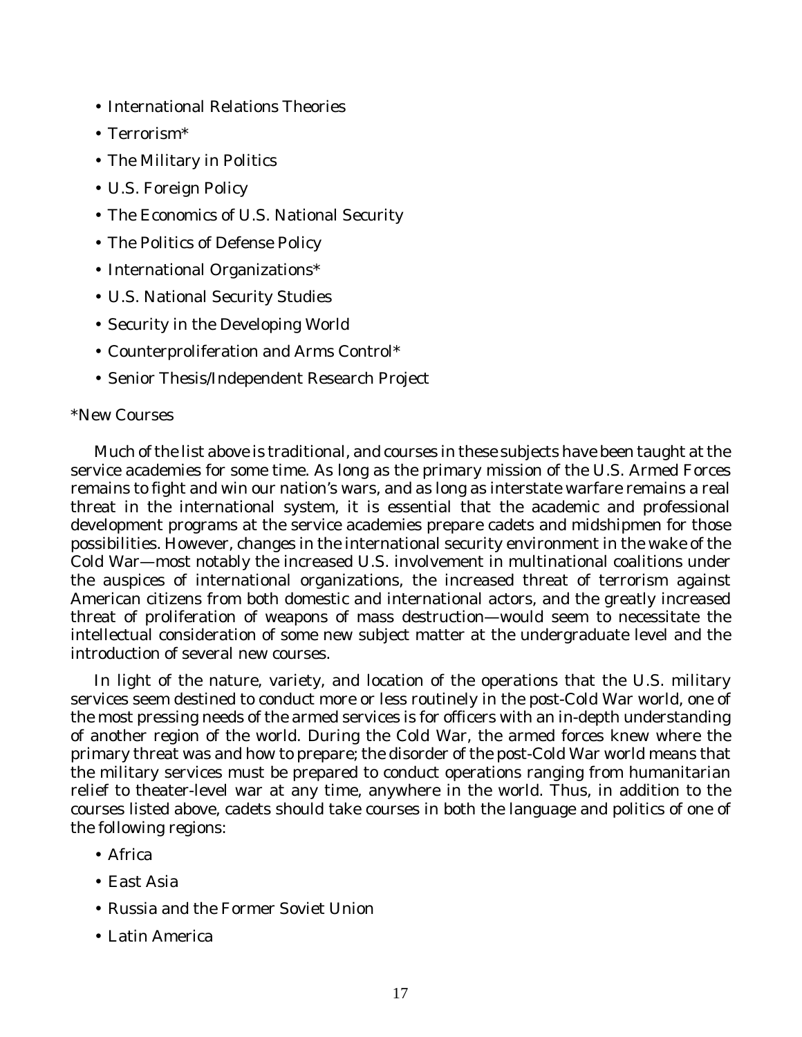- International Relations Theories
- Terrorism*
- The Military in Politics
- U.S. Foreign Policy
- The Economics of U.S. National Security
- The Politics of Defense Policy
- International Organizations*
- U.S. National Security Studies
- Security in the Developing World
- Counterproliferation and Arms Control*
- Senior Thesis/Independent Research Project

*New Courses

Much of the list above is traditional, and courses in these subjects have been taught at the service academies for some time. As long as the primary mission of the U.S. Armed Forces remains to fight and win our nation's wars, and as long as interstate warfare remains a real threat in the international system, it is essential that the academic and professional development programs at the service academies prepare cadets and midshipmen for those possibilities. However, changes in the international security environment in the wake of the Cold War—most notably the increased U.S. involvement in multinational coalitions under the auspices of international organizations, the increased threat of terrorism against American citizens from both domestic and international actors, and the greatly increased threat of proliferation of weapons of mass destruction—would seem to necessitate the intellectual consideration of some new subject matter at the undergraduate level and the introduction of several new courses.

In light of the nature, variety, and location of the operations that the U.S. military services seem destined to conduct more or less routinely in the post-Cold War world, one of the most pressing needs of the armed services is for officers with an in-depth understanding of another region of the world. During the Cold War, the armed forces knew where the primary threat was and how to prepare; the disorder of the post-Cold War world means that the military services must be prepared to conduct operations ranging from humanitarian relief to theater-level war at any time, anywhere in the world. Thus, in addition to the courses listed above, cadets should take courses in both the language and politics of one of the following regions:

- Africa
- East Asia
- Russia and the Former Soviet Union
- Latin America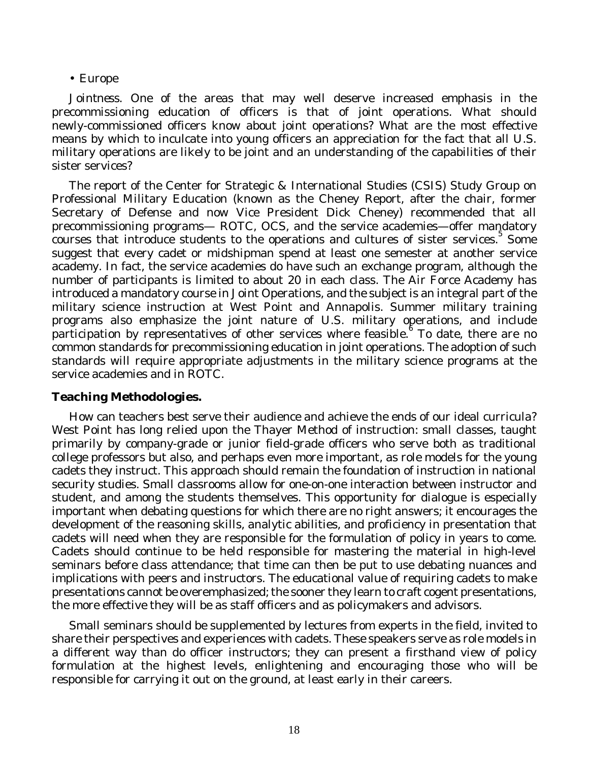- Europe

*Jointness.* One of the areas that may well deserve increased emphasis in the precommissioning education of officers is that of joint operations. What should newly-commissioned officers know about joint operations? What are the most effective means by which to inculcate into young officers an appreciation for the fact that all U.S. military operations are likely to be joint and an understanding of the capabilities of their sister services?

The report of the Center for Strategic & International Studies (CSIS) Study Group on Professional Military Education (known as the Cheney Report, after the chair, former Secretary of Defense and now Vice President Dick Cheney) recommended that all precommissioning programs— ROTC, OCS, and the service academies—offer mandatory courses that introduce students to the operations and cultures of sister services.[5] Some suggest that every cadet or midshipman spend at least one semester at another service academy. In fact, the service academies do have such an exchange program, although the number of participants is limited to about 20 in each class. The Air Force Academy has introduced a mandatory course in Joint Operations, and the subject is an integral part of the military science instruction at West Point and Annapolis. Summer military training programs also emphasize the joint nature of U.S. military operations, and include participation by representatives of other services where feasible.[6] To date, there are no common standards for precommissioning education in joint operations. The adoption of such standards will require appropriate adjustments in the military science programs at the service academies and in ROTC.

**Teaching Methodologies.**

How can teachers best serve their audience and achieve the ends of our ideal curricula? West Point has long relied upon the Thayer Method of instruction: small classes, taught primarily by company-grade or junior field-grade officers who serve both as traditional college professors but also, and perhaps even more important, as role models for the young cadets they instruct. This approach should remain the foundation of instruction in national security studies. Small classrooms allow for one-on-one interaction between instructor and student, and among the students themselves. This opportunity for dialogue is especially important when debating questions for which there are no right answers; it encourages the development of the reasoning skills, analytic abilities, and proficiency in presentation that cadets will need when they are responsible for the formulation of policy in years to come. Cadets should continue to be held responsible for mastering the material in high-level seminars before class attendance; that time can then be put to use debating nuances and implications with peers and instructors. The educational value of requiring cadets to make presentations cannot be overemphasized; the sooner they learn to craft cogent presentations, the more effective they will be as staff officers and as policymakers and advisors.

Small seminars should be supplemented by lectures from experts in the field, invited to share their perspectives and experiences with cadets. These speakers serve as role models in a different way than do officer instructors; they can present a firsthand view of policy formulation at the highest levels, enlightening and encouraging those who will be responsible for carrying it out on the ground, at least early in their careers.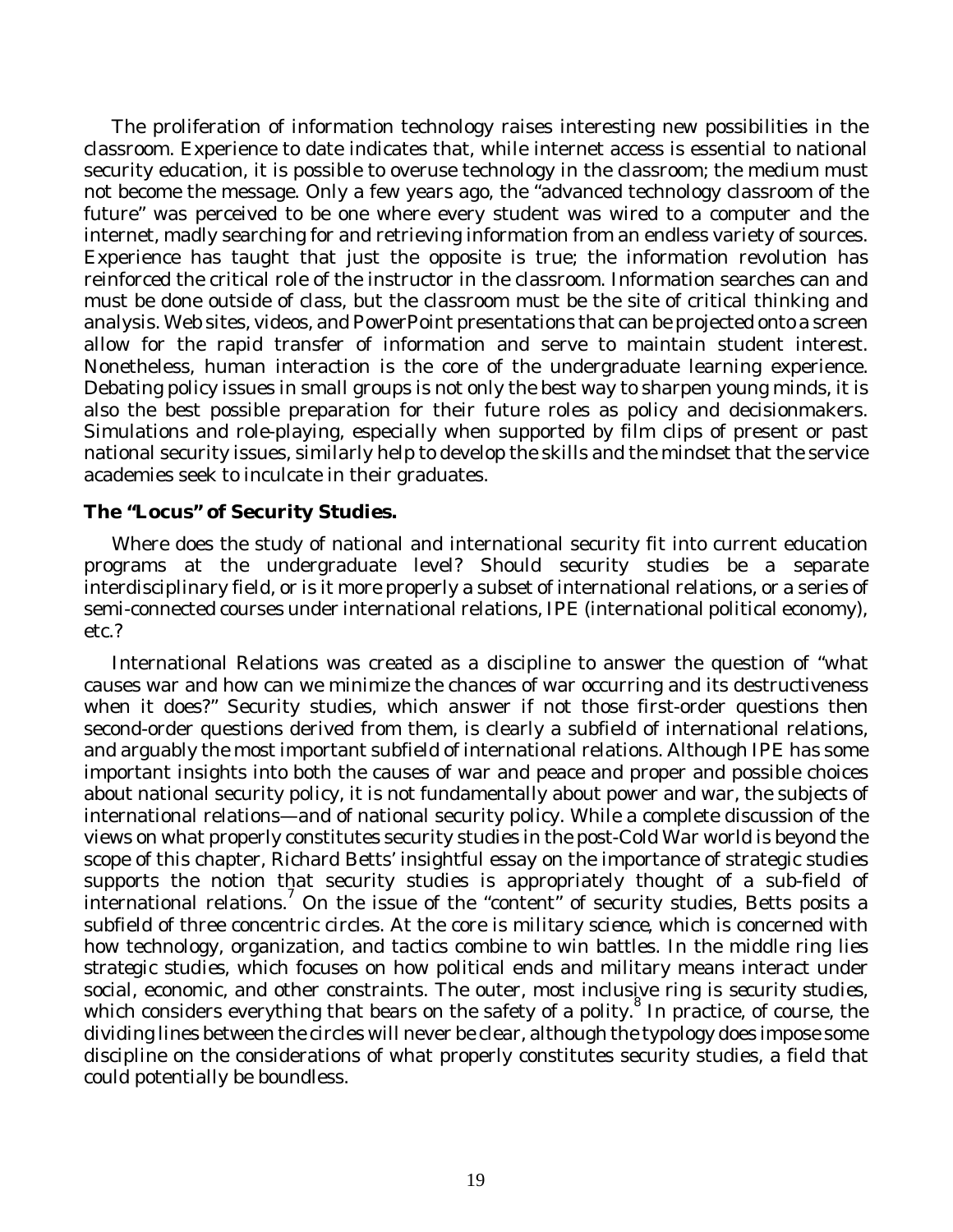The proliferation of information technology raises interesting new possibilities in the classroom. Experience to date indicates that, while internet access is essential to national security education, it is possible to overuse technology in the classroom; the medium must not become the message. Only a few years ago, the "advanced technology classroom of the future" was perceived to be one where every student was wired to a computer and the internet, madly searching for and retrieving information from an endless variety of sources. Experience has taught that just the opposite is true; the information revolution has reinforced the critical role of the instructor in the classroom. Information searches can and must be done outside of class, but the classroom must be the site of critical thinking and analysis. Web sites, videos, and PowerPoint presentations that can be projected onto a screen allow for the rapid transfer of information and serve to maintain student interest. Nonetheless, human interaction is the core of the undergraduate learning experience. Debating policy issues in small groups is not only the best way to sharpen young minds, it is also the best possible preparation for their future roles as policy and decisionmakers. Simulations and role-playing, especially when supported by film clips of present or past national security issues, similarly help to develop the skills and the mindset that the service academies seek to inculcate in their graduates.

**The "Locus" of Security Studies.**

Where does the study of national and international security fit into current education programs at the undergraduate level? Should security studies be a separate interdisciplinary field, or is it more properly a subset of international relations, or a series of semi-connected courses under international relations, IPE (international political economy), etc.?

International Relations was created as a discipline to answer the question of "what causes war and how can we minimize the chances of war occurring and its destructiveness when it does?" Security studies, which answer if not those first-order questions then second-order questions derived from them, is clearly a subfield of international relations, and arguably the most important subfield of international relations. Although IPE has some important insights into both the causes of war and peace and proper and possible choices about national security policy, it is not fundamentally about power and war, the subjects of international relations—and of national security policy. While a complete discussion of the views on what properly constitutes security studies in the post-Cold War world is beyond the scope of this chapter, Richard Betts' insightful essay on the importance of strategic studies supports the notion that security studies is appropriately thought of a sub-field of international relations.[7] On the issue of the "content" of security studies, Betts posits a subfield of three concentric circles. At the core is military science, which is concerned with how technology, organization, and tactics combine to win battles. In the middle ring lies strategic studies, which focuses on how political ends and military means interact under social, economic, and other constraints. The outer, most inclusive ring is security studies, which considers everything that bears on the safety of a polity.[8] In practice, of course, the dividing lines between the circles will never be clear, although the typology does impose some discipline on the considerations of what properly constitutes security studies, a field that could potentially be boundless.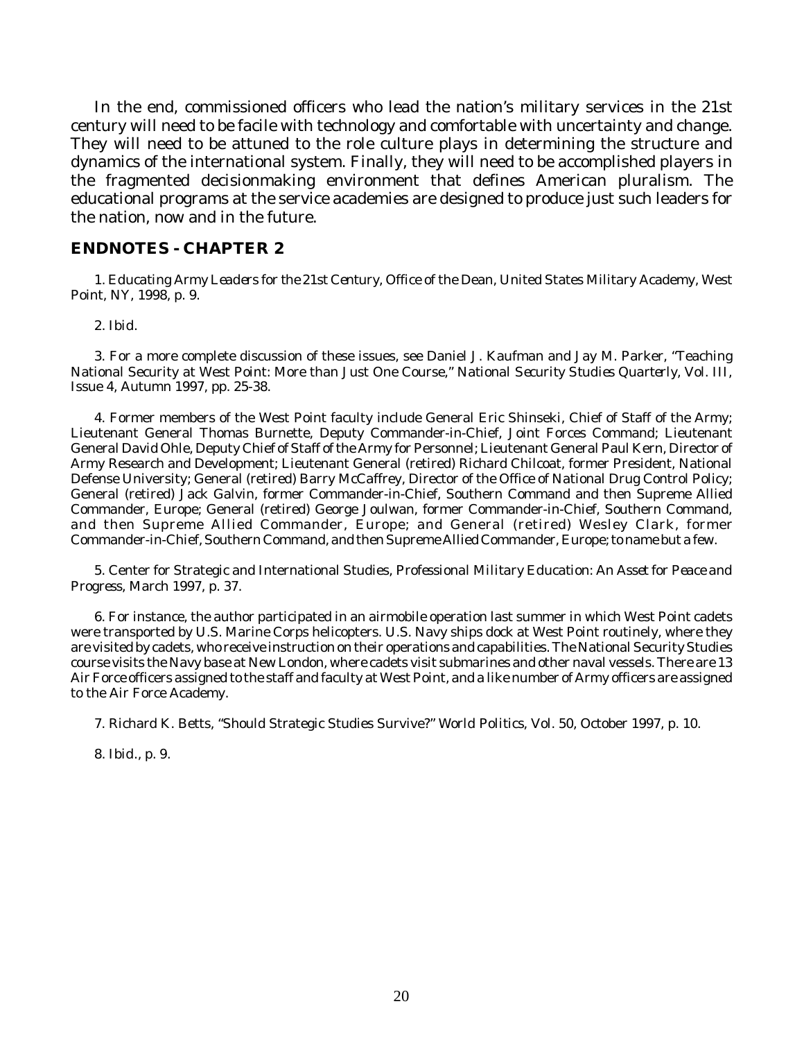In the end, commissioned officers who lead the nation's military services in the 21st century will need to be facile with technology and comfortable with uncertainty and change. They will need to be attuned to the role culture plays in determining the structure and dynamics of the international system. Finally, they will need to be accomplished players in the fragmented decisionmaking environment that defines American pluralism. The educational programs at the service academies are designed to produce just such leaders for the nation, now and in the future.

## ENDNOTES - CHAPTER 2

1. *Educating Army Leaders for the 21st Century*, Office of the Dean, United States Military Academy, West Point, NY, 1998, p. 9.

2. *Ibid*.

3. For a more complete discussion of these issues, see Daniel J. Kaufman and Jay M. Parker, "Teaching National Security at West Point: More than Just One Course," *National Security Studies Quarterly*, Vol. III, Issue 4, Autumn 1997, pp. 25-38.

4. Former members of the West Point faculty include General Eric Shinseki, Chief of Staff of the Army; Lieutenant General Thomas Burnette, Deputy Commander-in-Chief, Joint Forces Command; Lieutenant General David Ohle, Deputy Chief of Staff of the Army for Personnel; Lieutenant General Paul Kern, Director of Army Research and Development; Lieutenant General (retired) Richard Chilcoat, former President, National Defense University; General (retired) Barry McCaffrey, Director of the Office of National Drug Control Policy; General (retired) Jack Galvin, former Commander-in-Chief, Southern Command and then Supreme Allied Commander, Europe; General (retired) George Joulwan, former Commander-in-Chief, Southern Command, and then Supreme Allied Commander, Europe; and General (retired) Wesley Clark, former Commander-in-Chief, Southern Command, and then Supreme Allied Commander, Europe; to name but a few.

5. Center for Strategic and International Studies, *Professional Military Education: An Asset for Peace and Progress*, March 1997, p. 37.

6. For instance, the author participated in an airmobile operation last summer in which West Point cadets were transported by U.S. Marine Corps helicopters. U.S. Navy ships dock at West Point routinely, where they are visited by cadets, who receive instruction on their operations and capabilities. The National Security Studies course visits the Navy base at New London, where cadets visit submarines and other naval vessels. There are 13 Air Force officers assigned to the staff and faculty at West Point, and a like number of Army officers are assigned to the Air Force Academy.

7. Richard K. Betts, "Should Strategic Studies Survive?" *World Politics*, Vol. 50, October 1997, p. 10.

8. *Ibid*., p. 9.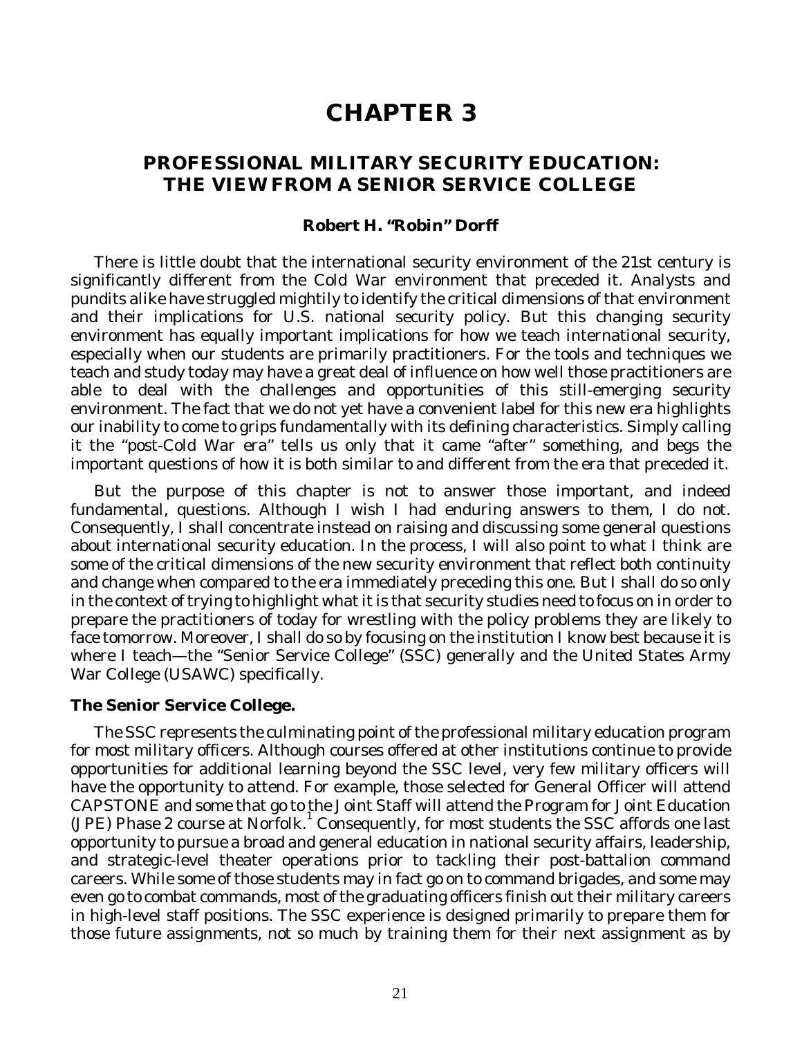# CHAPTER 3

## PROFESSIONAL MILITARY SECURITY EDUCATION: THE VIEW FROM A SENIOR SERVICE COLLEGE

### Robert H. "Robin" Dorff

There is little doubt that the international security environment of the 21st century is significantly different from the Cold War environment that preceded it. Analysts and pundits alike have struggled mightily to identify the critical dimensions of that environment and their implications for U.S. national security policy. But this changing security environment has equally important implications for how we teach international security, especially when our students are primarily practitioners. For the tools and techniques we teach and study today may have a great deal of influence on how well those practitioners are able to deal with the challenges and opportunities of this still-emerging security environment. The fact that we do not yet have a convenient label for this new era highlights our inability to come to grips fundamentally with its defining characteristics. Simply calling it the "post-Cold War era" tells us only that it came "after" something, and begs the important questions of how it is both similar to and different from the era that preceded it.

But the purpose of this chapter is not to answer those important, and indeed fundamental, questions. Although I wish I had enduring answers to them, I do not. Consequently, I shall concentrate instead on raising and discussing some general questions about international security education. In the process, I will also point to what I think are some of the critical dimensions of the new security environment that reflect both continuity and change when compared to the era immediately preceding this one. But I shall do so only in the context of trying to highlight what it is that security studies need to focus on in order to prepare the practitioners of today for wrestling with the policy problems they are likely to face tomorrow. Moreover, I shall do so by focusing on the institution I know best because it is where I teach—the "Senior Service College" (SSC) generally and the United States Army War College (USAWC) specifically.

**The Senior Service College.**

The SSC represents the culminating point of the professional military education program for most military officers. Although courses offered at other institutions continue to provide opportunities for additional learning beyond the SSC level, very few military officers will have the opportunity to attend. For example, those selected for General Officer will attend CAPSTONE and some that go to the Joint Staff will attend the Program for Joint Education (JPE) Phase 2 course at Norfolk.[1] Consequently, for most students the SSC affords one last opportunity to pursue a broad and general education in national security affairs, leadership, and strategic-level theater operations prior to tackling their post-battalion command careers. While some of those students may in fact go on to command brigades, and some may even go to combat commands, most of the graduating officers finish out their military careers in high-level staff positions. The SSC experience is designed primarily to prepare them for those future assignments, not so much by training them for their next assignment as by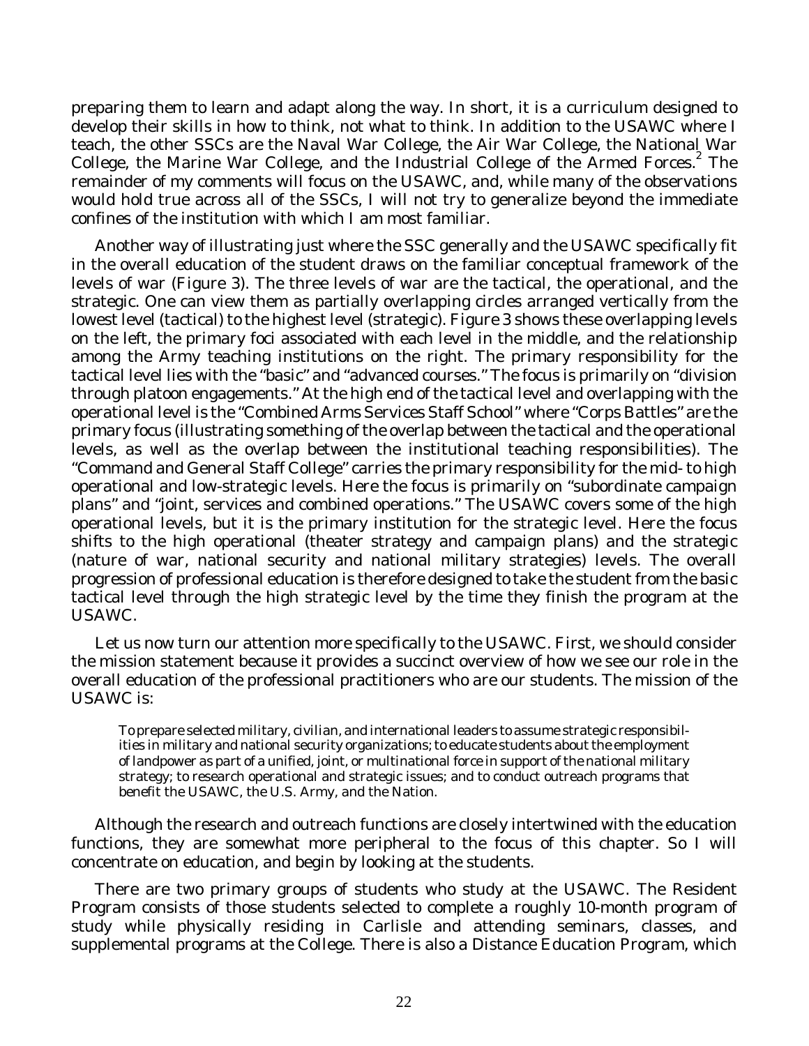preparing them to learn and adapt along the way. In short, it is a curriculum designed to develop their skills in how to think, not what to think. In addition to the USAWC where I teach, the other SSCs are the Naval War College, the Air War College, the National War College, the Marine War College, and the Industrial College of the Armed Forces.[2] The remainder of my comments will focus on the USAWC, and, while many of the observations would hold true across all of the SSCs, I will not try to generalize beyond the immediate confines of the institution with which I am most familiar.

Another way of illustrating just where the SSC generally and the USAWC specifically fit in the overall education of the student draws on the familiar conceptual framework of the levels of war (Figure 3). The three levels of war are the tactical, the operational, and the strategic. One can view them as partially overlapping circles arranged vertically from the lowest level (tactical) to the highest level (strategic). Figure 3 shows these overlapping levels on the left, the primary foci associated with each level in the middle, and the relationship among the Army teaching institutions on the right. The primary responsibility for the tactical level lies with the "basic" and "advanced courses." The focus is primarily on "division through platoon engagements." At the high end of the tactical level and overlapping with the operational level is the "Combined Arms Services Staff School" where "Corps Battles" are the primary focus (illustrating something of the overlap between the tactical and the operational levels, as well as the overlap between the institutional teaching responsibilities). The "Command and General Staff College" carries the primary responsibility for the mid- to high operational and low-strategic levels. Here the focus is primarily on "subordinate campaign plans" and "joint, services and combined operations." The USAWC covers some of the high operational levels, but it is the primary institution for the strategic level. Here the focus shifts to the high operational (theater strategy and campaign plans) and the strategic (nature of war, national security and national military strategies) levels. The overall progression of professional education is therefore designed to take the student from the basic tactical level through the high strategic level by the time they finish the program at the USAWC.

Let us now turn our attention more specifically to the USAWC. First, we should consider the mission statement because it provides a succinct overview of how we see our role in the overall education of the professional practitioners who are our students. The mission of the USAWC is:

> To prepare selected military, civilian, and international leaders to assume strategic responsibilities in military and national security organizations; to educate students about the employment of landpower as part of a unified, joint, or multinational force in support of the national military strategy; to research operational and strategic issues; and to conduct outreach programs that benefit the USAWC, the U.S. Army, and the Nation.

Although the research and outreach functions are closely intertwined with the education functions, they are somewhat more peripheral to the focus of this chapter. So I will concentrate on education, and begin by looking at the students.

There are two primary groups of students who study at the USAWC. The Resident Program consists of those students selected to complete a roughly 10-month program of study while physically residing in Carlisle and attending seminars, classes, and supplemental programs at the College. There is also a Distance Education Program, which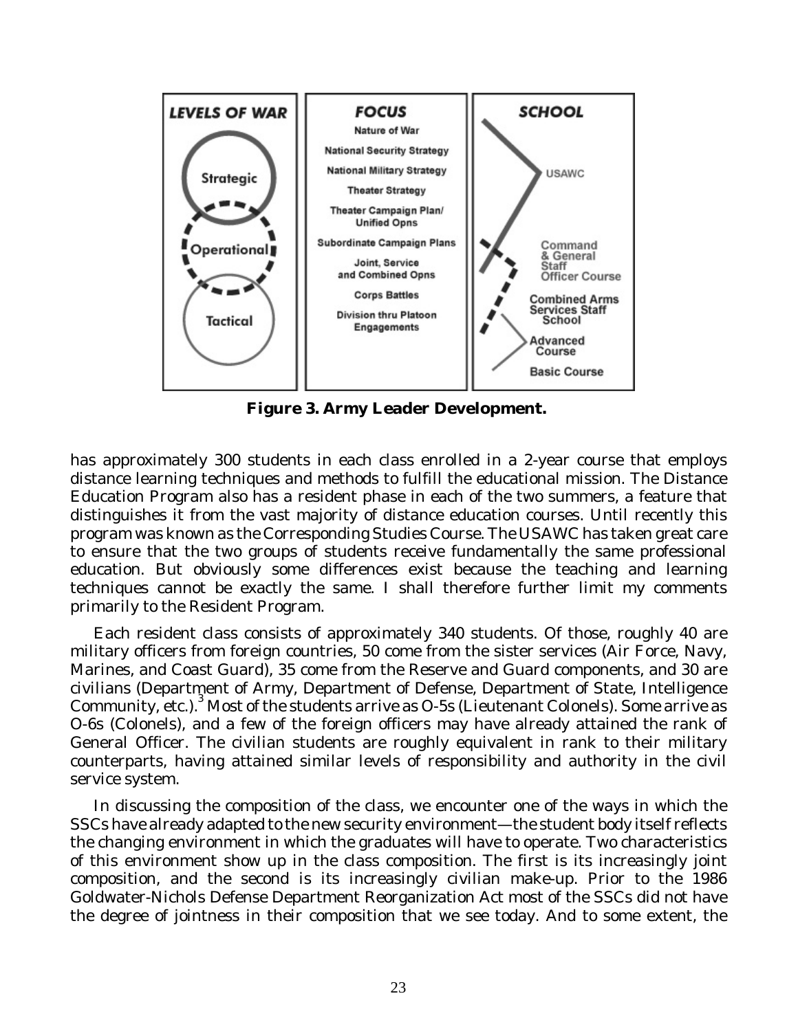**Figure 3. Army Leader Development.**

has approximately 300 students in each class enrolled in a 2-year course that employs distance learning techniques and methods to fulfill the educational mission. The Distance Education Program also has a resident phase in each of the two summers, a feature that distinguishes it from the vast majority of distance education courses. Until recently this program was known as the Corresponding Studies Course. The USAWC has taken great care to ensure that the two groups of students receive fundamentally the same professional education. But obviously some differences exist because the teaching and learning techniques cannot be exactly the same. I shall therefore further limit my comments primarily to the Resident Program.

Each resident class consists of approximately 340 students. Of those, roughly 40 are military officers from foreign countries, 50 come from the sister services (Air Force, Navy, Marines, and Coast Guard), 35 come from the Reserve and Guard components, and 30 are civilians (Department of Army, Department of Defense, Department of State, Intelligence Community, etc.).[3] Most of the students arrive as O-5s (Lieutenant Colonels). Some arrive as O-6s (Colonels), and a few of the foreign officers may have already attained the rank of General Officer. The civilian students are roughly equivalent in rank to their military counterparts, having attained similar levels of responsibility and authority in the civil service system.

In discussing the composition of the class, we encounter one of the ways in which the SSCs have already adapted to the new security environment—the student body itself reflects the changing environment in which the graduates will have to operate. Two characteristics of this environment show up in the class composition. The first is its increasingly joint composition, and the second is its increasingly civilian make-up. Prior to the 1986 Goldwater-Nichols Defense Department Reorganization Act most of the SSCs did not have the degree of jointness in their composition that we see today. And to some extent, the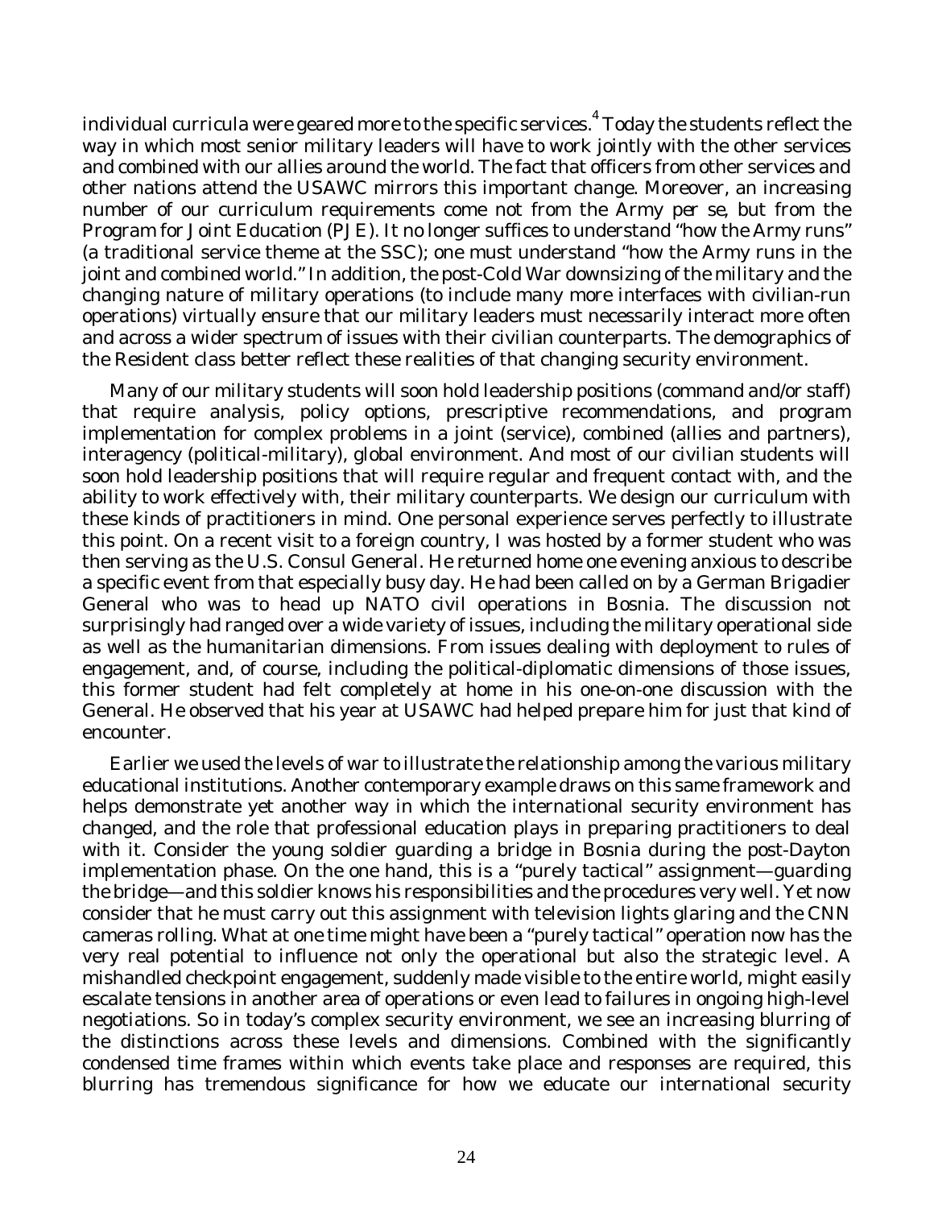individual curricula were geared more to the specific services.[4] Today the students reflect the way in which most senior military leaders will have to work jointly with the other services and combined with our allies around the world. The fact that officers from other services and other nations attend the USAWC mirrors this important change. Moreover, an increasing number of our curriculum requirements come not from the Army *per se*, but from the Program for Joint Education (PJE). It no longer suffices to understand "how the Army runs" (a traditional service theme at the SSC); one must understand "how the Army runs in the joint and combined world." In addition, the post-Cold War downsizing of the military and the changing nature of military operations (to include many more interfaces with civilian-run operations) virtually ensure that our military leaders must necessarily interact more often and across a wider spectrum of issues with their civilian counterparts. The demographics of the Resident class better reflect these realities of that changing security environment.

Many of our military students will soon hold leadership positions (command and/or staff) that require analysis, policy options, prescriptive recommendations, and program implementation for complex problems in a joint (service), combined (allies and partners), interagency (political-military), global environment. And most of our civilian students will soon hold leadership positions that will require regular and frequent contact with, and the ability to work effectively with, their military counterparts. We design our curriculum with these kinds of practitioners in mind. One personal experience serves perfectly to illustrate this point. On a recent visit to a foreign country, I was hosted by a former student who was then serving as the U.S. Consul General. He returned home one evening anxious to describe a specific event from that especially busy day. He had been called on by a German Brigadier General who was to head up NATO civil operations in Bosnia. The discussion not surprisingly had ranged over a wide variety of issues, including the military operational side as well as the humanitarian dimensions. From issues dealing with deployment to rules of engagement, and, of course, including the political-diplomatic dimensions of those issues, this former student had felt completely at home in his one-on-one discussion with the General. He observed that his year at USAWC had helped prepare him for just that kind of encounter.

Earlier we used the levels of war to illustrate the relationship among the various military educational institutions. Another contemporary example draws on this same framework and helps demonstrate yet another way in which the international security environment has changed, and the role that professional education plays in preparing practitioners to deal with it. Consider the young soldier guarding a bridge in Bosnia during the post-Dayton implementation phase. On the one hand, this is a "purely tactical" assignment—guarding the bridge—and this soldier knows his responsibilities and the procedures very well. Yet now consider that he must carry out this assignment with television lights glaring and the CNN cameras rolling. What at one time might have been a "purely tactical" operation now has the very real potential to influence not only the operational but also the strategic level. A mishandled checkpoint engagement, suddenly made visible to the entire world, might easily escalate tensions in another area of operations or even lead to failures in ongoing high-level negotiations. So in today's complex security environment, we see an increasing blurring of the distinctions across these levels and dimensions. Combined with the significantly condensed time frames within which events take place and responses are required, this blurring has tremendous significance for how we educate our international security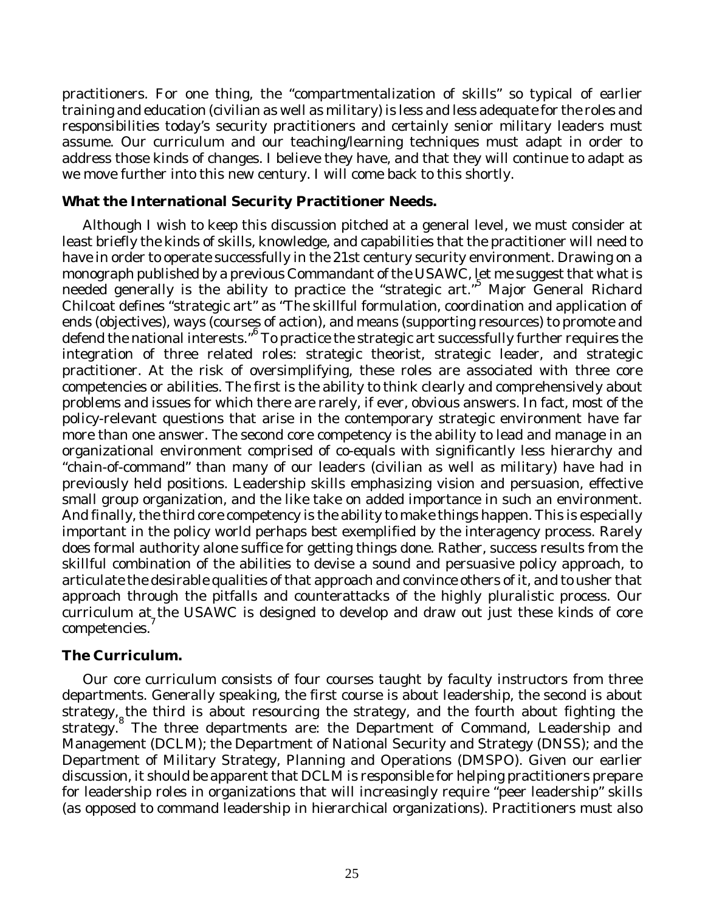practitioners. For one thing, the "compartmentalization of skills" so typical of earlier training and education (civilian as well as military) is less and less adequate for the roles and responsibilities today's security practitioners and certainly senior military leaders must assume. Our curriculum and our teaching/learning techniques must adapt in order to address those kinds of changes. I believe they have, and that they will continue to adapt as we move further into this new century. I will come back to this shortly.

**What the International Security Practitioner Needs.**

Although I wish to keep this discussion pitched at a general level, we must consider at least briefly the kinds of skills, knowledge, and capabilities that the practitioner will need to have in order to operate successfully in the 21st century security environment. Drawing on a monograph published by a previous Commandant of the USAWC, let me suggest that what is needed generally is the ability to practice the "strategic art."[5] Major General Richard Chilcoat defines "strategic art" as "The skillful formulation, coordination and application of ends (objectives), ways (courses of action), and means (supporting resources) to promote and defend the national interests."[6] To practice the strategic art successfully further requires the integration of three related roles: strategic theorist, strategic leader, and strategic practitioner. At the risk of oversimplifying, these roles are associated with three core competencies or abilities. The first is the ability to think clearly and comprehensively about problems and issues for which there are rarely, if ever, obvious answers. In fact, most of the policy-relevant questions that arise in the contemporary strategic environment have far more than one answer. The second core competency is the ability to lead and manage in an organizational environment comprised of co-equals with significantly less hierarchy and "chain-of-command" than many of our leaders (civilian as well as military) have had in previously held positions. Leadership skills emphasizing vision and persuasion, effective small group organization, and the like take on added importance in such an environment. And finally, the third core competency is the ability to make things happen. This is especially important in the policy world perhaps best exemplified by the interagency process. Rarely does formal authority alone suffice for getting things done. Rather, success results from the skillful combination of the abilities to devise a sound and persuasive policy approach, to articulate the desirable qualities of that approach and convince others of it, and to usher that approach through the pitfalls and counterattacks of the highly pluralistic process. Our curriculum at the USAWC is designed to develop and draw out just these kinds of core competencies.[7]

**The Curriculum.**

Our core curriculum consists of four courses taught by faculty instructors from three departments. Generally speaking, the first course is about leadership, the second is about strategy, the third is about resourcing the strategy, and the fourth about fighting the strategy.[8] The three departments are: the Department of Command, Leadership and Management (DCLM); the Department of National Security and Strategy (DNSS); and the Department of Military Strategy, Planning and Operations (DMSPO). Given our earlier discussion, it should be apparent that DCLM is responsible for helping practitioners prepare for leadership roles in organizations that will increasingly require "peer leadership" skills (as opposed to command leadership in hierarchical organizations). Practitioners must also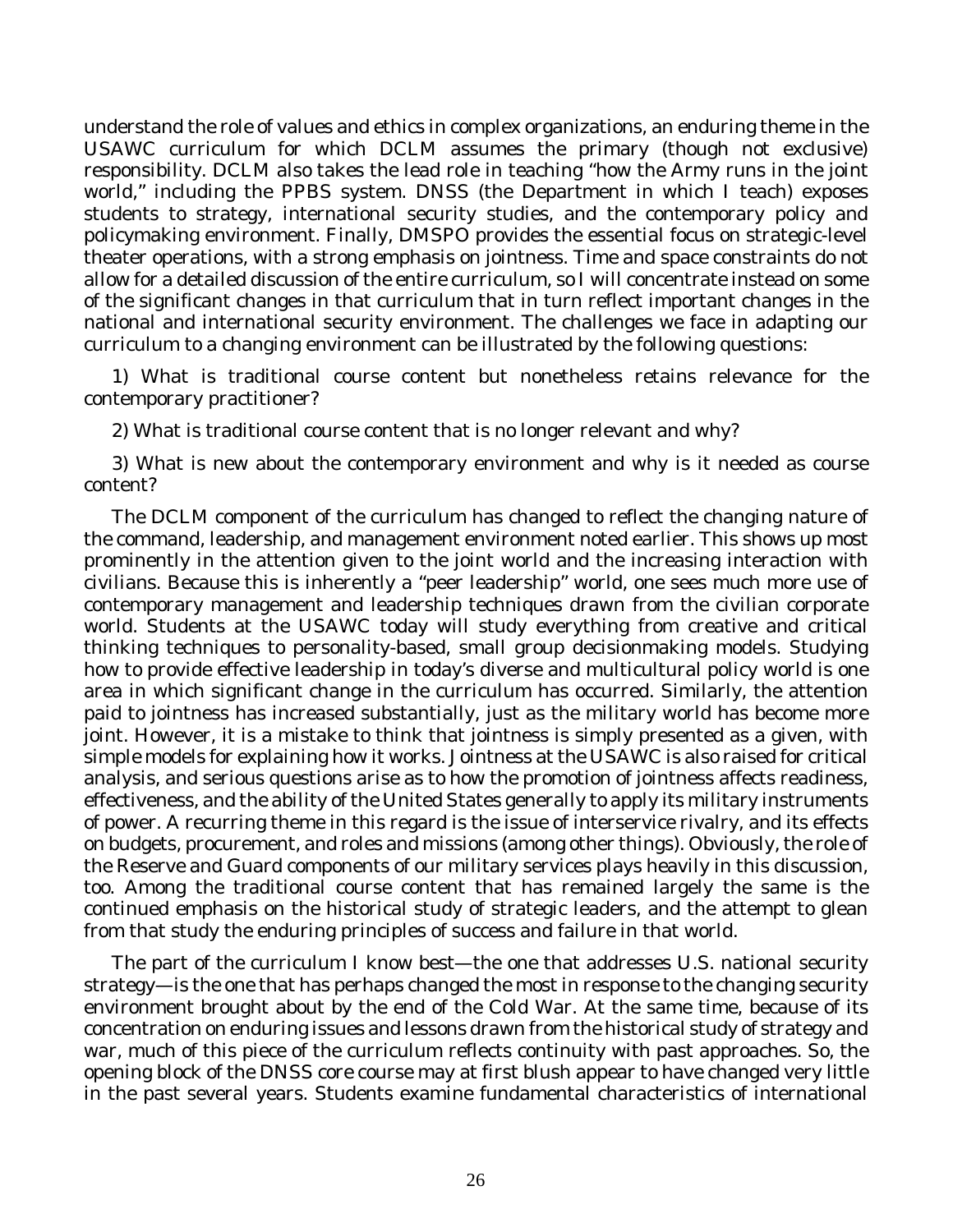understand the role of values and ethics in complex organizations, an enduring theme in the USAWC curriculum for which DCLM assumes the primary (though not exclusive) responsibility. DCLM also takes the lead role in teaching "how the Army runs in the joint world," including the PPBS system. DNSS (the Department in which I teach) exposes students to strategy, international security studies, and the contemporary policy and policymaking environment. Finally, DMSPO provides the essential focus on strategic-level theater operations, with a strong emphasis on jointness. Time and space constraints do not allow for a detailed discussion of the entire curriculum, so I will concentrate instead on some of the significant changes in that curriculum that in turn reflect important changes in the national and international security environment. The challenges we face in adapting our curriculum to a changing environment can be illustrated by the following questions:

1) What is traditional course content but nonetheless retains relevance for the contemporary practitioner?

2) What is traditional course content that is no longer relevant and why?

3) What is new about the contemporary environment and why is it needed as course content?

The DCLM component of the curriculum has changed to reflect the changing nature of the command, leadership, and management environment noted earlier. This shows up most prominently in the attention given to the joint world and the increasing interaction with civilians. Because this is inherently a "peer leadership" world, one sees much more use of contemporary management and leadership techniques drawn from the civilian corporate world. Students at the USAWC today will study everything from creative and critical thinking techniques to personality-based, small group decisionmaking models. Studying how to provide effective leadership in today's diverse and multicultural policy world is one area in which significant change in the curriculum has occurred. Similarly, the attention paid to jointness has increased substantially, just as the military world has become more joint. However, it is a mistake to think that jointness is simply presented as a given, with simple models for explaining how it works. Jointness at the USAWC is also raised for critical analysis, and serious questions arise as to how the promotion of jointness affects readiness, effectiveness, and the ability of the United States generally to apply its military instruments of power. A recurring theme in this regard is the issue of interservice rivalry, and its effects on budgets, procurement, and roles and missions (among other things). Obviously, the role of the Reserve and Guard components of our military services plays heavily in this discussion, too. Among the traditional course content that has remained largely the same is the continued emphasis on the historical study of strategic leaders, and the attempt to glean from that study the enduring principles of success and failure in that world.

The part of the curriculum I know best—the one that addresses U.S. national security strategy—is the one that has perhaps changed the most in response to the changing security environment brought about by the end of the Cold War. At the same time, because of its concentration on enduring issues and lessons drawn from the historical study of strategy and war, much of this piece of the curriculum reflects continuity with past approaches. So, the opening block of the DNSS core course may at first blush appear to have changed very little in the past several years. Students examine fundamental characteristics of international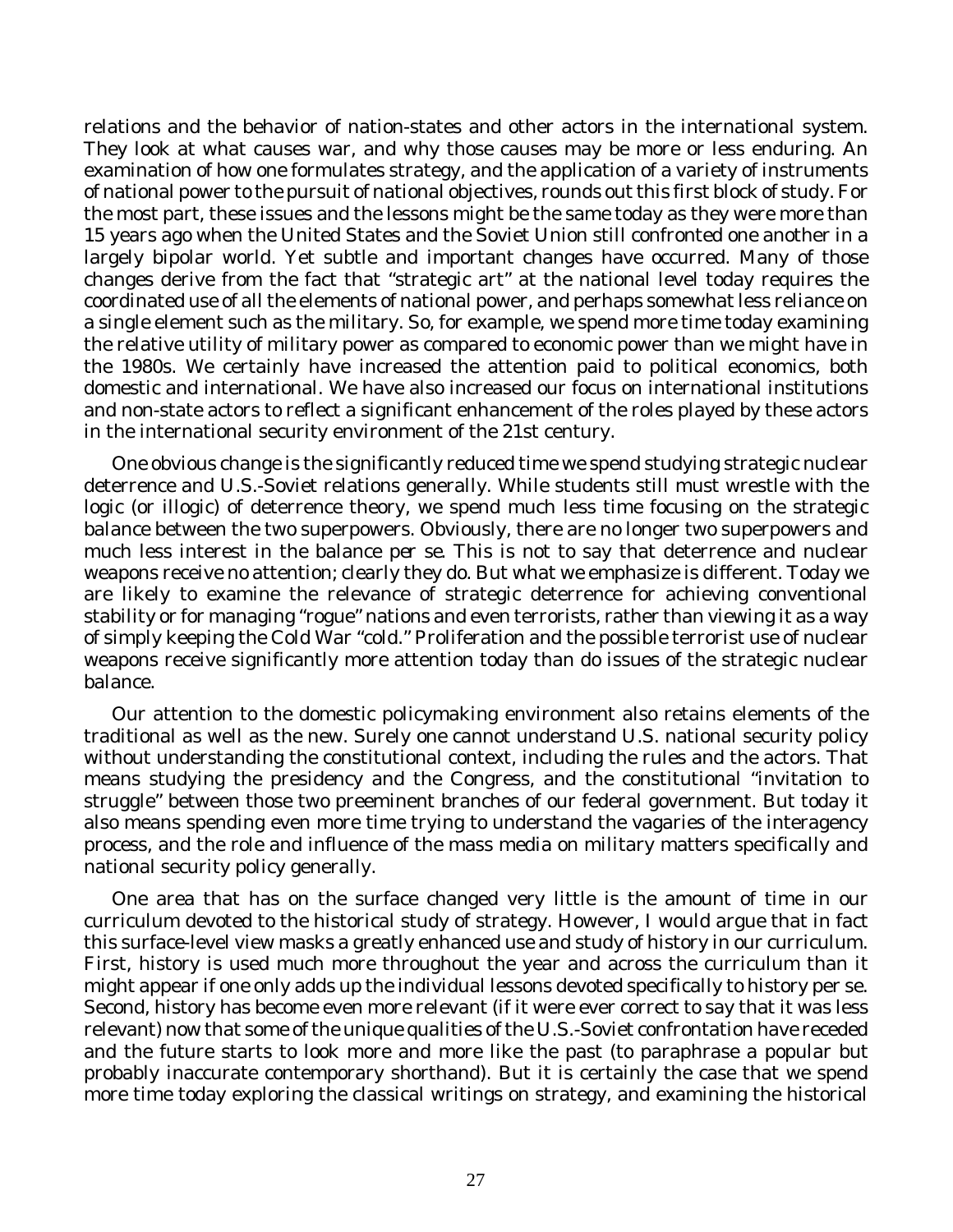relations and the behavior of nation-states and other actors in the international system. They look at what causes war, and why those causes may be more or less enduring. An examination of how one formulates strategy, and the application of a variety of instruments of national power to the pursuit of national objectives, rounds out this first block of study. For the most part, these issues and the lessons might be the same today as they were more than 15 years ago when the United States and the Soviet Union still confronted one another in a largely bipolar world. Yet subtle and important changes have occurred. Many of those changes derive from the fact that "strategic art" at the national level today requires the coordinated use of all the elements of national power, and perhaps somewhat less reliance on a single element such as the military. So, for example, we spend more time today examining the relative utility of military power as compared to economic power than we might have in the 1980s. We certainly have increased the attention paid to political economics, both domestic and international. We have also increased our focus on international institutions and non-state actors to reflect a significant enhancement of the roles played by these actors in the international security environment of the 21st century.

One obvious change is the significantly reduced time we spend studying strategic nuclear deterrence and U.S.-Soviet relations generally. While students still must wrestle with the logic (or illogic) of deterrence theory, we spend much less time focusing on the strategic balance between the two superpowers. Obviously, there are no longer two superpowers and much less interest in the balance *per se*. This is not to say that deterrence and nuclear weapons receive no attention; clearly they do. But what we emphasize is different. Today we are likely to examine the relevance of strategic deterrence for achieving conventional stability or for managing "rogue" nations and even terrorists, rather than viewing it as a way of simply keeping the Cold War "cold." Proliferation and the possible terrorist use of nuclear weapons receive significantly more attention today than do issues of the strategic nuclear balance.

Our attention to the domestic policymaking environment also retains elements of the traditional as well as the new. Surely one cannot understand U.S. national security policy without understanding the constitutional context, including the rules and the actors. That means studying the presidency and the Congress, and the constitutional "invitation to struggle" between those two preeminent branches of our federal government. But today it also means spending even more time trying to understand the vagaries of the interagency process, and the role and influence of the mass media on military matters specifically and national security policy generally.

One area that has on the surface changed very little is the amount of time in our curriculum devoted to the historical study of strategy. However, I would argue that in fact this surface-level view masks a greatly enhanced use and study of history in our curriculum. First, history is used much more throughout the year and across the curriculum than it might appear if one only adds up the individual lessons devoted specifically to history per se. Second, history has become even more relevant (if it were ever correct to say that it was less relevant) now that some of the unique qualities of the U.S.-Soviet confrontation have receded and the future starts to look more and more like the past (to paraphrase a popular but probably inaccurate contemporary shorthand). But it is certainly the case that we spend more time today exploring the classical writings on strategy, and examining the historical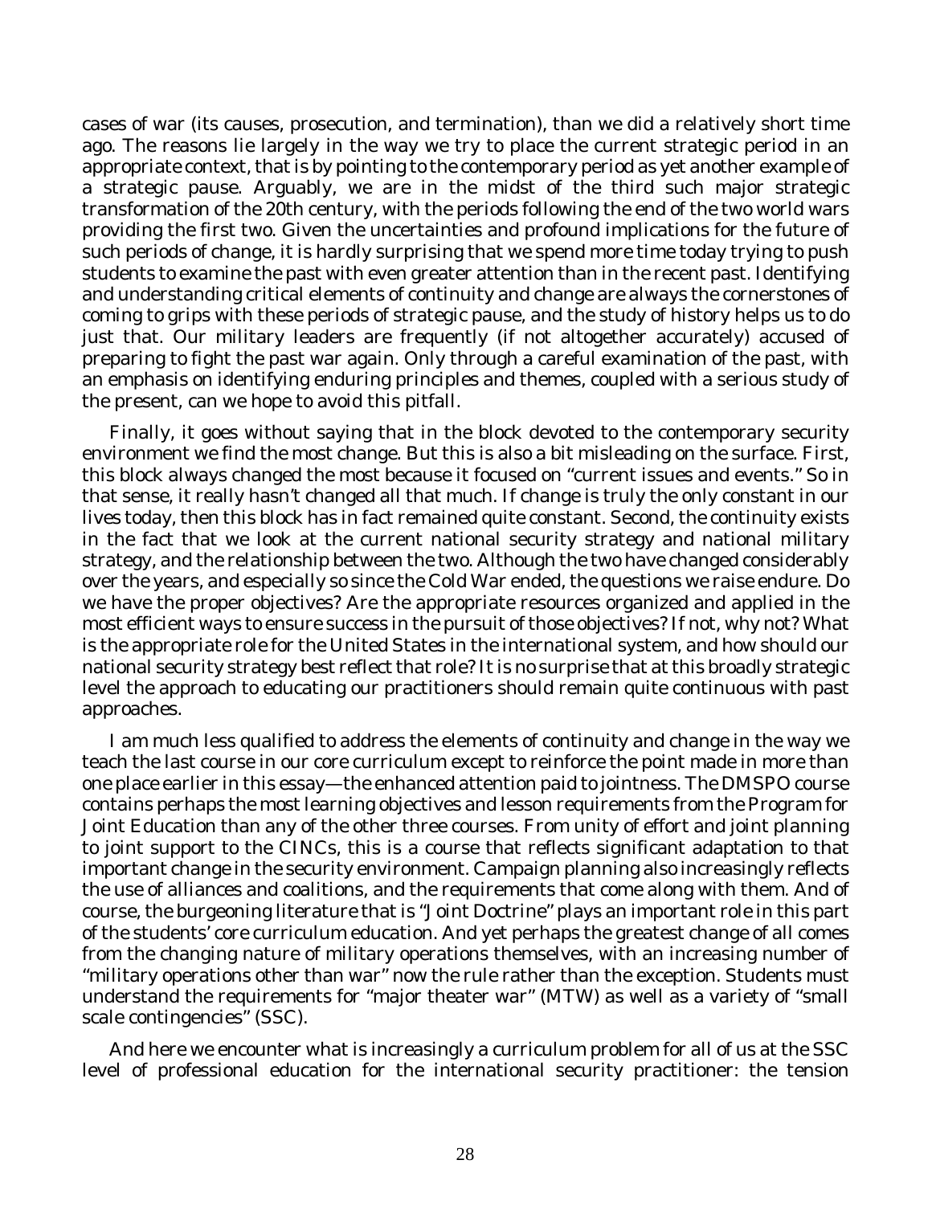cases of war (its causes, prosecution, and termination), than we did a relatively short time ago. The reasons lie largely in the way we try to place the current strategic period in an appropriate context, that is by pointing to the contemporary period as yet another example of a strategic pause. Arguably, we are in the midst of the third such major strategic transformation of the 20th century, with the periods following the end of the two world wars providing the first two. Given the uncertainties and profound implications for the future of such periods of change, it is hardly surprising that we spend more time today trying to push students to examine the past with even greater attention than in the recent past. Identifying and understanding critical elements of continuity and change are always the cornerstones of coming to grips with these periods of strategic pause, and the study of history helps us to do just that. Our military leaders are frequently (if not altogether accurately) accused of preparing to fight the past war again. Only through a careful examination of the past, with an emphasis on identifying enduring principles and themes, coupled with a serious study of the present, can we hope to avoid this pitfall.

Finally, it goes without saying that in the block devoted to the contemporary security environment we find the most change. But this is also a bit misleading on the surface. First, this block always changed the most because it focused on "current issues and events." So in that sense, it really hasn't changed all that much. If change is truly the only constant in our lives today, then this block has in fact remained quite constant. Second, the continuity exists in the fact that we look at the current national security strategy and national military strategy, and the relationship between the two. Although the two have changed considerably over the years, and especially so since the Cold War ended, the questions we raise endure. Do we have the proper objectives? Are the appropriate resources organized and applied in the most efficient ways to ensure success in the pursuit of those objectives? If not, why not? What is the appropriate role for the United States in the international system, and how should our national security strategy best reflect that role? It is no surprise that at this broadly strategic level the approach to educating our practitioners should remain quite continuous with past approaches.

I am much less qualified to address the elements of continuity and change in the way we teach the last course in our core curriculum except to reinforce the point made in more than one place earlier in this essay—the enhanced attention paid to jointness. The DMSPO course contains perhaps the most learning objectives and lesson requirements from the Program for Joint Education than any of the other three courses. From unity of effort and joint planning to joint support to the CINCs, this is a course that reflects significant adaptation to that important change in the security environment. Campaign planning also increasingly reflects the use of alliances and coalitions, and the requirements that come along with them. And of course, the burgeoning literature that is "Joint Doctrine" plays an important role in this part of the students' core curriculum education. And yet perhaps the greatest change of all comes from the changing nature of military operations themselves, with an increasing number of "military operations other than war" now the rule rather than the exception. Students must understand the requirements for "major theater war" (MTW) as well as a variety of "small scale contingencies" (SSC).

And here we encounter what is increasingly a curriculum problem for all of us at the SSC level of professional education for the international security practitioner: the tension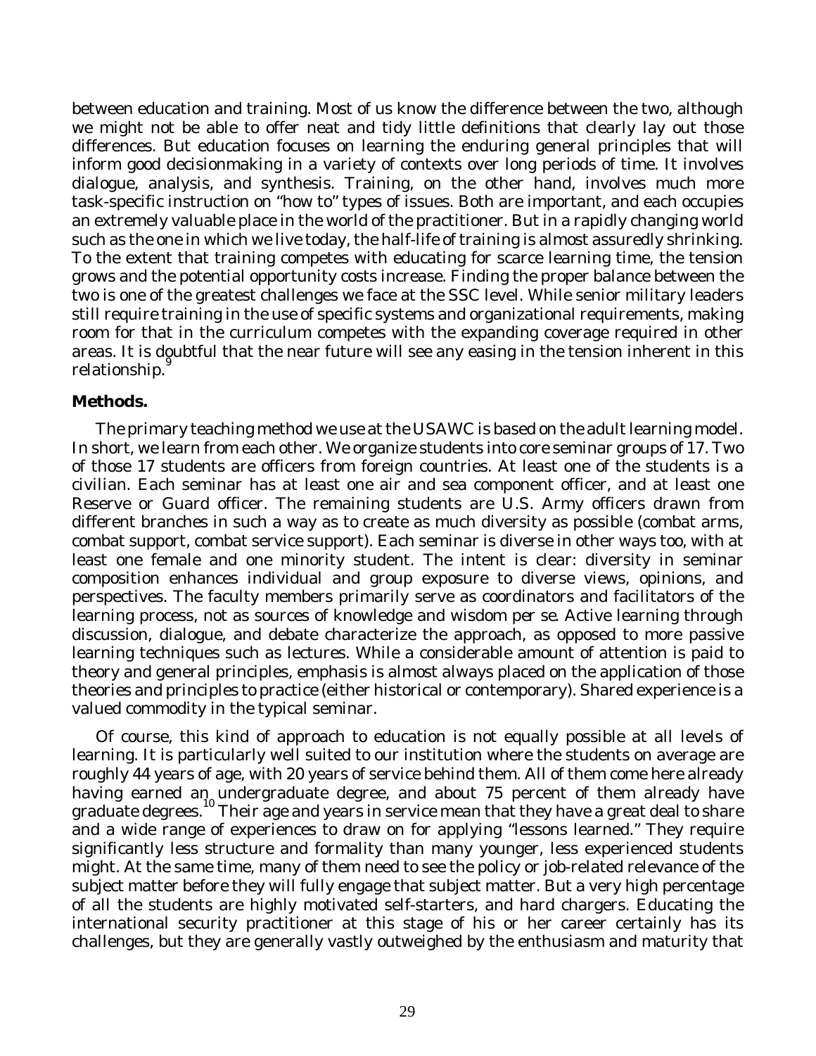between education and training. Most of us know the difference between the two, although we might not be able to offer neat and tidy little definitions that clearly lay out those differences. But education focuses on learning the enduring general principles that will inform good decisionmaking in a variety of contexts over long periods of time. It involves dialogue, analysis, and synthesis. Training, on the other hand, involves much more task-specific instruction on "how to" types of issues. Both are important, and each occupies an extremely valuable place in the world of the practitioner. But in a rapidly changing world such as the one in which we live today, the half-life of training is almost assuredly shrinking. To the extent that training competes with educating for scarce learning time, the tension grows and the potential opportunity costs increase. Finding the proper balance between the two is one of the greatest challenges we face at the SSC level. While senior military leaders still require training in the use of specific systems and organizational requirements, making room for that in the curriculum competes with the expanding coverage required in other areas. It is doubtful that the near future will see any easing in the tension inherent in this relationship.[9]

**Methods.**

The primary teaching method we use at the USAWC is based on the adult learning model. In short, we learn from each other. We organize students into core seminar groups of 17. Two of those 17 students are officers from foreign countries. At least one of the students is a civilian. Each seminar has at least one air and sea component officer, and at least one Reserve or Guard officer. The remaining students are U.S. Army officers drawn from different branches in such a way as to create as much diversity as possible (combat arms, combat support, combat service support). Each seminar is diverse in other ways too, with at least one female and one minority student. The intent is clear: diversity in seminar composition enhances individual and group exposure to diverse views, opinions, and perspectives. The faculty members primarily serve as coordinators and facilitators of the learning process, not as sources of knowledge and wisdom *per se*. Active learning through discussion, dialogue, and debate characterize the approach, as opposed to more passive learning techniques such as lectures. While a considerable amount of attention is paid to theory and general principles, emphasis is almost always placed on the application of those theories and principles to practice (either historical or contemporary). Shared experience is a valued commodity in the typical seminar.

Of course, this kind of approach to education is not equally possible at all levels of learning. It is particularly well suited to our institution where the students on average are roughly 44 years of age, with 20 years of service behind them. All of them come here already having earned an undergraduate degree, and about 75 percent of them already have graduate degrees.[10] Their age and years in service mean that they have a great deal to share and a wide range of experiences to draw on for applying "lessons learned." They require significantly less structure and formality than many younger, less experienced students might. At the same time, many of them need to see the policy or job-related relevance of the subject matter before they will fully engage that subject matter. But a very high percentage of all the students are highly motivated self-starters, and hard chargers. Educating the international security practitioner at this stage of his or her career certainly has its challenges, but they are generally vastly outweighed by the enthusiasm and maturity that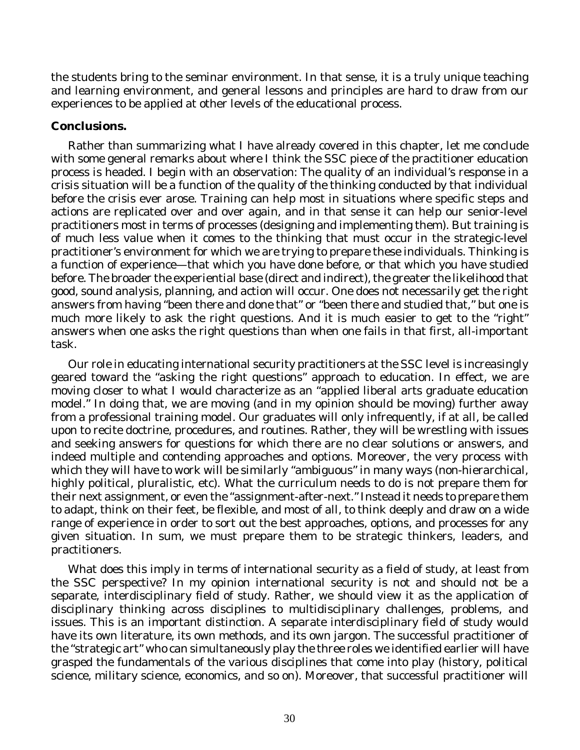the students bring to the seminar environment. In that sense, it is a truly unique teaching and learning environment, and general lessons and principles are hard to draw from our experiences to be applied at other levels of the educational process.

**Conclusions.**

Rather than summarizing what I have already covered in this chapter, let me conclude with some general remarks about where I think the SSC piece of the practitioner education process is headed. I begin with an observation: The quality of an individual's response in a crisis situation will be a function of the quality of the thinking conducted by that individual before the crisis ever arose. Training can help most in situations where specific steps and actions are replicated over and over again, and in that sense it can help our senior-level practitioners most in terms of processes (designing and implementing them). But training is of much less value when it comes to the thinking that must occur in the strategic-level practitioner's environment for which we are trying to prepare these individuals. Thinking is a function of experience—that which you have done before, or that which you have studied before. The broader the experiential base (direct and indirect), the greater the likelihood that good, sound analysis, planning, and action will occur. One does not necessarily get the right answers from having "been there and done that" or "been there and studied that," but one is much more likely to ask the right questions. And it is much easier to get to the "right" answers when one asks the right questions than when one fails in that first, all-important task.

Our role in educating international security practitioners at the SSC level is increasingly geared toward the "asking the right questions" approach to education. In effect, we are moving closer to what I would characterize as an "applied liberal arts graduate education model." In doing that, we are moving (and in my opinion should be moving) further away from a professional training model. Our graduates will only infrequently, if at all, be called upon to recite doctrine, procedures, and routines. Rather, they will be wrestling with issues and seeking answers for questions for which there are no clear solutions or answers, and indeed multiple and contending approaches and options. Moreover, the very process with which they will have to work will be similarly "ambiguous" in many ways (non-hierarchical, highly political, pluralistic, etc). What the curriculum needs to do is not prepare them for their next assignment, or even the "assignment-after-next." Instead it needs to prepare them to adapt, think on their feet, be flexible, and most of all, to think deeply and draw on a wide range of experience in order to sort out the best approaches, options, and processes for any given situation. In sum, we must prepare them to be strategic thinkers, leaders, and practitioners.

What does this imply in terms of international security as a field of study, at least from the SSC perspective? In my opinion international security is not and should not be a separate, interdisciplinary field of study. Rather, we should view it as the application of disciplinary thinking across disciplines to multidisciplinary challenges, problems, and issues. This is an important distinction. A separate interdisciplinary field of study would have its own literature, its own methods, and its own jargon. The successful practitioner of the "strategic art" who can simultaneously play the three roles we identified earlier will have grasped the fundamentals of the various disciplines that come into play (history, political science, military science, economics, and so on). Moreover, that successful practitioner will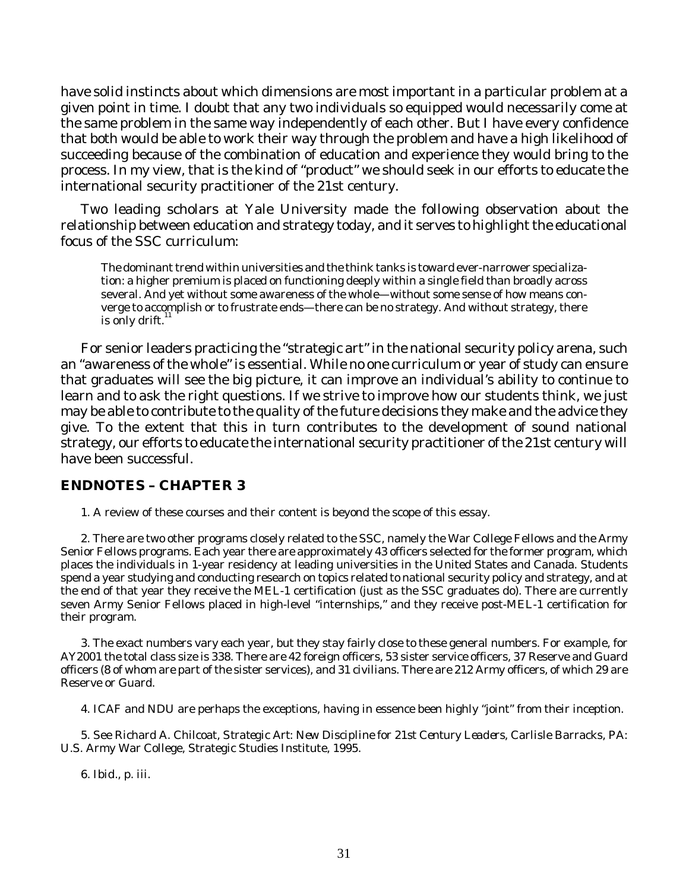have solid instincts about which dimensions are most important in a particular problem at a given point in time. I doubt that any two individuals so equipped would necessarily come at the same problem in the same way independently of each other. But I have every confidence that both would be able to work their way through the problem and have a high likelihood of succeeding because of the combination of education and experience they would bring to the process. In my view, that is the kind of "product" we should seek in our efforts to educate the international security practitioner of the 21st century.

Two leading scholars at Yale University made the following observation about the relationship between education and strategy today, and it serves to highlight the educational focus of the SSC curriculum:

> The dominant trend within universities and the think tanks is toward ever-narrower specialization: a higher premium is placed on functioning deeply within a single field than broadly across several. And yet without some awareness of the whole—without some sense of how means converge to accomplish or to frustrate ends—there can be no strategy. And without strategy, there is only drift.[11]

For senior leaders practicing the "strategic art" in the national security policy arena, such an "awareness of the whole" is essential. While no one curriculum or year of study can ensure that graduates will see the big picture, it can improve an individual's ability to continue to learn and to ask the right questions. If we strive to improve how our students think, we just may be able to contribute to the quality of the future decisions they make and the advice they give. To the extent that this in turn contributes to the development of sound national strategy, our efforts to educate the international security practitioner of the 21st century will have been successful.

## ENDNOTES – CHAPTER 3

1. A review of these courses and their content is beyond the scope of this essay.

2. There are two other programs closely related to the SSC, namely the War College Fellows and the Army Senior Fellows programs. Each year there are approximately 43 officers selected for the former program, which places the individuals in 1-year residency at leading universities in the United States and Canada. Students spend a year studying and conducting research on topics related to national security policy and strategy, and at the end of that year they receive the MEL-1 certification (just as the SSC graduates do). There are currently seven Army Senior Fellows placed in high-level "internships," and they receive post-MEL-1 certification for their program.

3. The exact numbers vary each year, but they stay fairly close to these general numbers. For example, for AY2001 the total class size is 338. There are 42 foreign officers, 53 sister service officers, 37 Reserve and Guard officers (8 of whom are part of the sister services), and 31 civilians. There are 212 Army officers, of which 29 are Reserve or Guard.

4. ICAF and NDU are perhaps the exceptions, having in essence been highly "joint" from their inception.

5. See Richard A. Chilcoat, *Strategic Art: New Discipline for 21st Century Leaders*, Carlisle Barracks, PA: U.S. Army War College, Strategic Studies Institute, 1995.

6. *Ibid*., p. iii.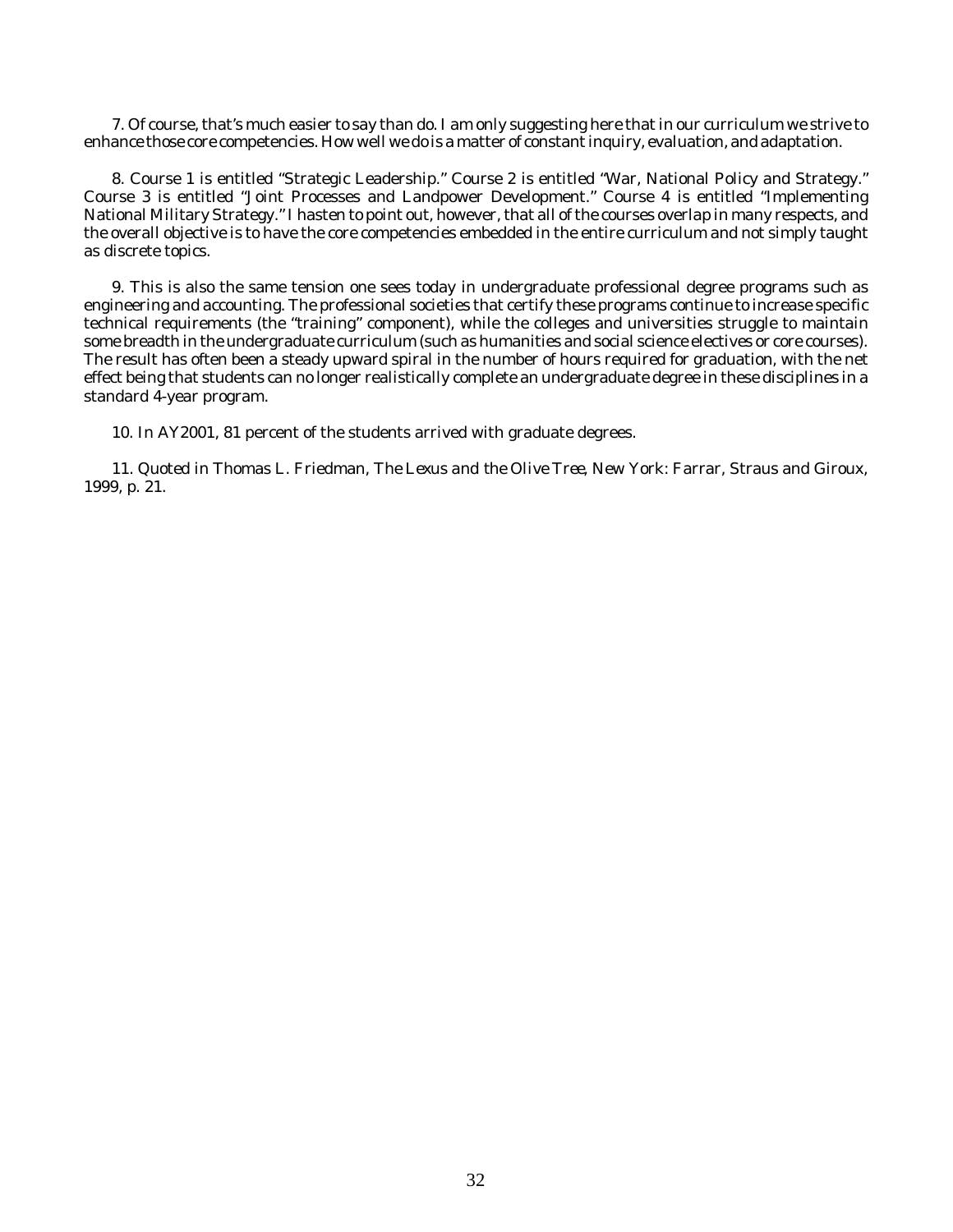7. Of course, that's much easier to say than do. I am only suggesting here that in our curriculum we strive to enhance those core competencies. How well we do is a matter of constant inquiry, evaluation, and adaptation.

8. Course 1 is entitled "Strategic Leadership." Course 2 is entitled "War, National Policy and Strategy." Course 3 is entitled "Joint Processes and Landpower Development." Course 4 is entitled "Implementing National Military Strategy." I hasten to point out, however, that all of the courses overlap in many respects, and the overall objective is to have the core competencies embedded in the entire curriculum and not simply taught as discrete topics.

9. This is also the same tension one sees today in undergraduate professional degree programs such as engineering and accounting. The professional societies that certify these programs continue to increase specific technical requirements (the "training" component), while the colleges and universities struggle to maintain some breadth in the undergraduate curriculum (such as humanities and social science electives or core courses). The result has often been a steady upward spiral in the number of hours required for graduation, with the net effect being that students can no longer realistically complete an undergraduate degree in these disciplines in a standard 4-year program.

10. In AY2001, 81 percent of the students arrived with graduate degrees.

11. Quoted in Thomas L. Friedman, *The Lexus and the Olive Tree*, New York: Farrar, Straus and Giroux, 1999, p. 21.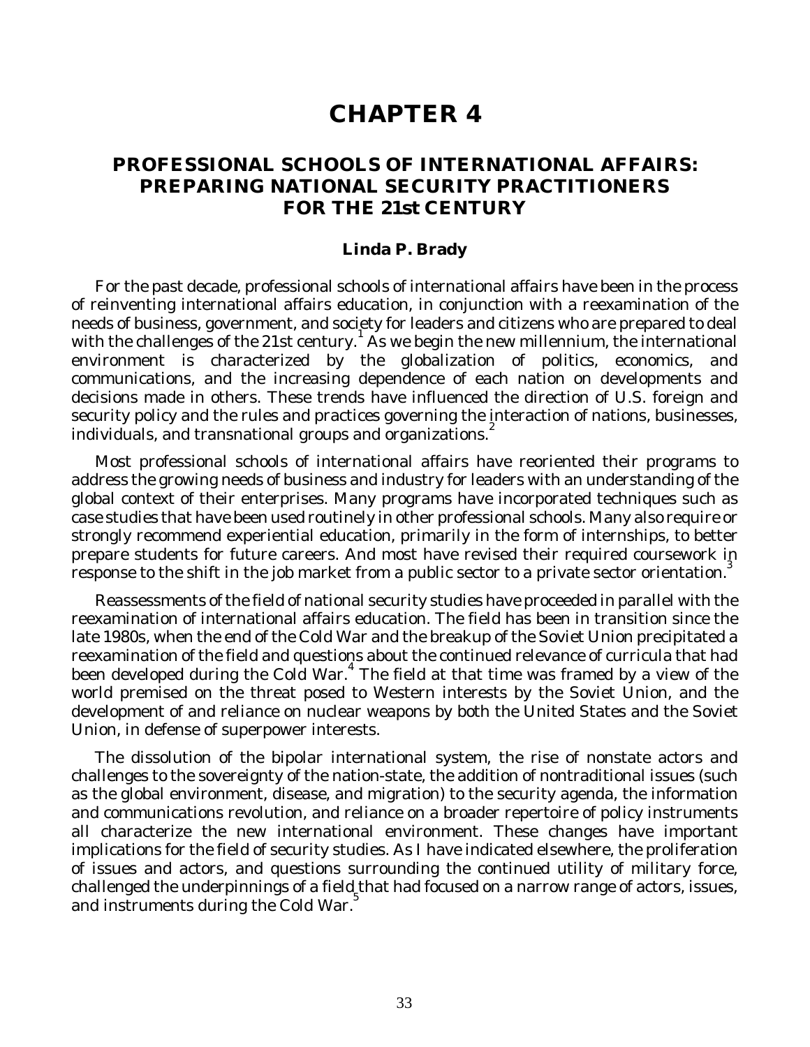# CHAPTER 4

## PROFESSIONAL SCHOOLS OF INTERNATIONAL AFFAIRS: PREPARING NATIONAL SECURITY PRACTITIONERS FOR THE 21st CENTURY

### Linda P. Brady

For the past decade, professional schools of international affairs have been in the process of reinventing international affairs education, in conjunction with a reexamination of the needs of business, government, and society for leaders and citizens who are prepared to deal with the challenges of the 21st century.[1] As we begin the new millennium, the international environment is characterized by the globalization of politics, economics, and communications, and the increasing dependence of each nation on developments and decisions made in others. These trends have influenced the direction of U.S. foreign and security policy and the rules and practices governing the interaction of nations, businesses, individuals, and transnational groups and organizations.[2]

Most professional schools of international affairs have reoriented their programs to address the growing needs of business and industry for leaders with an understanding of the global context of their enterprises. Many programs have incorporated techniques such as case studies that have been used routinely in other professional schools. Many also require or strongly recommend experiential education, primarily in the form of internships, to better prepare students for future careers. And most have revised their required coursework in response to the shift in the job market from a public sector to a private sector orientation.[3]

Reassessments of the field of national security studies have proceeded in parallel with the reexamination of international affairs education. The field has been in transition since the late 1980s, when the end of the Cold War and the breakup of the Soviet Union precipitated a reexamination of the field and questions about the continued relevance of curricula that had been developed during the Cold War.[4] The field at that time was framed by a view of the world premised on the threat posed to Western interests by the Soviet Union, and the development of and reliance on nuclear weapons by both the United States and the Soviet Union, in defense of superpower interests.

The dissolution of the bipolar international system, the rise of nonstate actors and challenges to the sovereignty of the nation-state, the addition of nontraditional issues (such as the global environment, disease, and migration) to the security agenda, the information and communications revolution, and reliance on a broader repertoire of policy instruments all characterize the new international environment. These changes have important implications for the field of security studies. As I have indicated elsewhere, the proliferation of issues and actors, and questions surrounding the continued utility of military force, challenged the underpinnings of a field that had focused on a narrow range of actors, issues, and instruments during the Cold War.[5]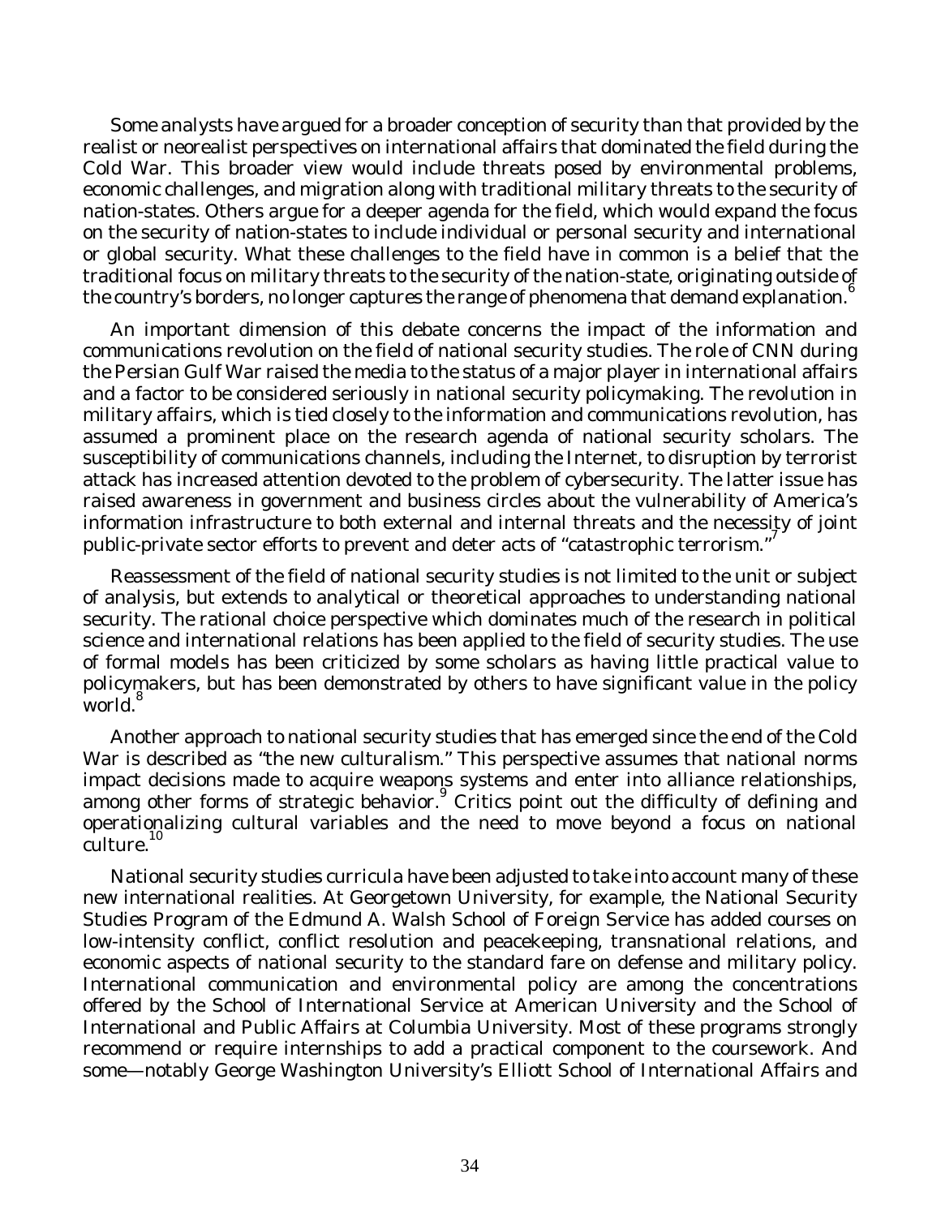Some analysts have argued for a broader conception of security than that provided by the realist or neorealist perspectives on international affairs that dominated the field during the Cold War. This broader view would include threats posed by environmental problems, economic challenges, and migration along with traditional military threats to the security of nation-states. Others argue for a deeper agenda for the field, which would expand the focus on the security of nation-states to include individual or personal security and international or global security. What these challenges to the field have in common is a belief that the traditional focus on military threats to the security of the nation-state, originating outside of the country's borders, no longer captures the range of phenomena that demand explanation.[6]

An important dimension of this debate concerns the impact of the information and communications revolution on the field of national security studies. The role of CNN during the Persian Gulf War raised the media to the status of a major player in international affairs and a factor to be considered seriously in national security policymaking. The revolution in military affairs, which is tied closely to the information and communications revolution, has assumed a prominent place on the research agenda of national security scholars. The susceptibility of communications channels, including the Internet, to disruption by terrorist attack has increased attention devoted to the problem of cybersecurity. The latter issue has raised awareness in government and business circles about the vulnerability of America's information infrastructure to both external and internal threats and the necessity of joint public-private sector efforts to prevent and deter acts of "catastrophic terrorism."[7]

Reassessment of the field of national security studies is not limited to the unit or subject of analysis, but extends to analytical or theoretical approaches to understanding national security. The rational choice perspective which dominates much of the research in political science and international relations has been applied to the field of security studies. The use of formal models has been criticized by some scholars as having little practical value to policymakers, but has been demonstrated by others to have significant value in the policy world.[8]

Another approach to national security studies that has emerged since the end of the Cold War is described as "the new culturalism." This perspective assumes that national norms impact decisions made to acquire weapons systems and enter into alliance relationships, among other forms of strategic behavior.[9] Critics point out the difficulty of defining and operationalizing cultural variables and the need to move beyond a focus on national culture.[10]

National security studies curricula have been adjusted to take into account many of these new international realities. At Georgetown University, for example, the National Security Studies Program of the Edmund A. Walsh School of Foreign Service has added courses on low-intensity conflict, conflict resolution and peacekeeping, transnational relations, and economic aspects of national security to the standard fare on defense and military policy. International communication and environmental policy are among the concentrations offered by the School of International Service at American University and the School of International and Public Affairs at Columbia University. Most of these programs strongly recommend or require internships to add a practical component to the coursework. And some—notably George Washington University's Elliott School of International Affairs and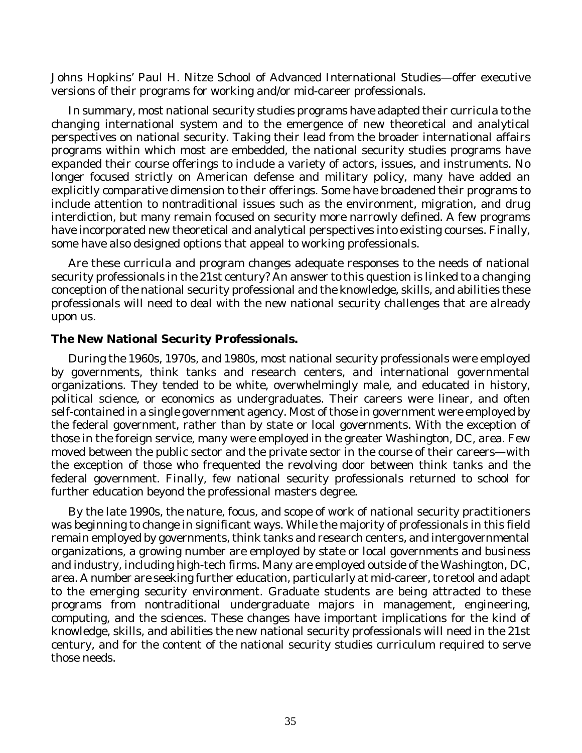Johns Hopkins' Paul H. Nitze School of Advanced International Studies—offer executive versions of their programs for working and/or mid-career professionals.

In summary, most national security studies programs have adapted their curricula to the changing international system and to the emergence of new theoretical and analytical perspectives on national security. Taking their lead from the broader international affairs programs within which most are embedded, the national security studies programs have expanded their course offerings to include a variety of actors, issues, and instruments. No longer focused strictly on American defense and military policy, many have added an explicitly comparative dimension to their offerings. Some have broadened their programs to include attention to nontraditional issues such as the environment, migration, and drug interdiction, but many remain focused on security more narrowly defined. A few programs have incorporated new theoretical and analytical perspectives into existing courses. Finally, some have also designed options that appeal to working professionals.

Are these curricula and program changes adequate responses to the needs of national security professionals in the 21st century? An answer to this question is linked to a changing conception of the national security professional and the knowledge, skills, and abilities these professionals will need to deal with the new national security challenges that are already upon us.

**The New National Security Professionals.**

During the 1960s, 1970s, and 1980s, most national security professionals were employed by governments, think tanks and research centers, and international governmental organizations. They tended to be white, overwhelmingly male, and educated in history, political science, or economics as undergraduates. Their careers were linear, and often self-contained in a single government agency. Most of those in government were employed by the federal government, rather than by state or local governments. With the exception of those in the foreign service, many were employed in the greater Washington, DC, area. Few moved between the public sector and the private sector in the course of their careers—with the exception of those who frequented the revolving door between think tanks and the federal government. Finally, few national security professionals returned to school for further education beyond the professional masters degree.

By the late 1990s, the nature, focus, and scope of work of national security practitioners was beginning to change in significant ways. While the majority of professionals in this field remain employed by governments, think tanks and research centers, and intergovernmental organizations, a growing number are employed by state or local governments and business and industry, including high-tech firms. Many are employed outside of the Washington, DC, area. A number are seeking further education, particularly at mid-career, to retool and adapt to the emerging security environment. Graduate students are being attracted to these programs from nontraditional undergraduate majors in management, engineering, computing, and the sciences. These changes have important implications for the kind of knowledge, skills, and abilities the new national security professionals will need in the 21st century, and for the content of the national security studies curriculum required to serve those needs.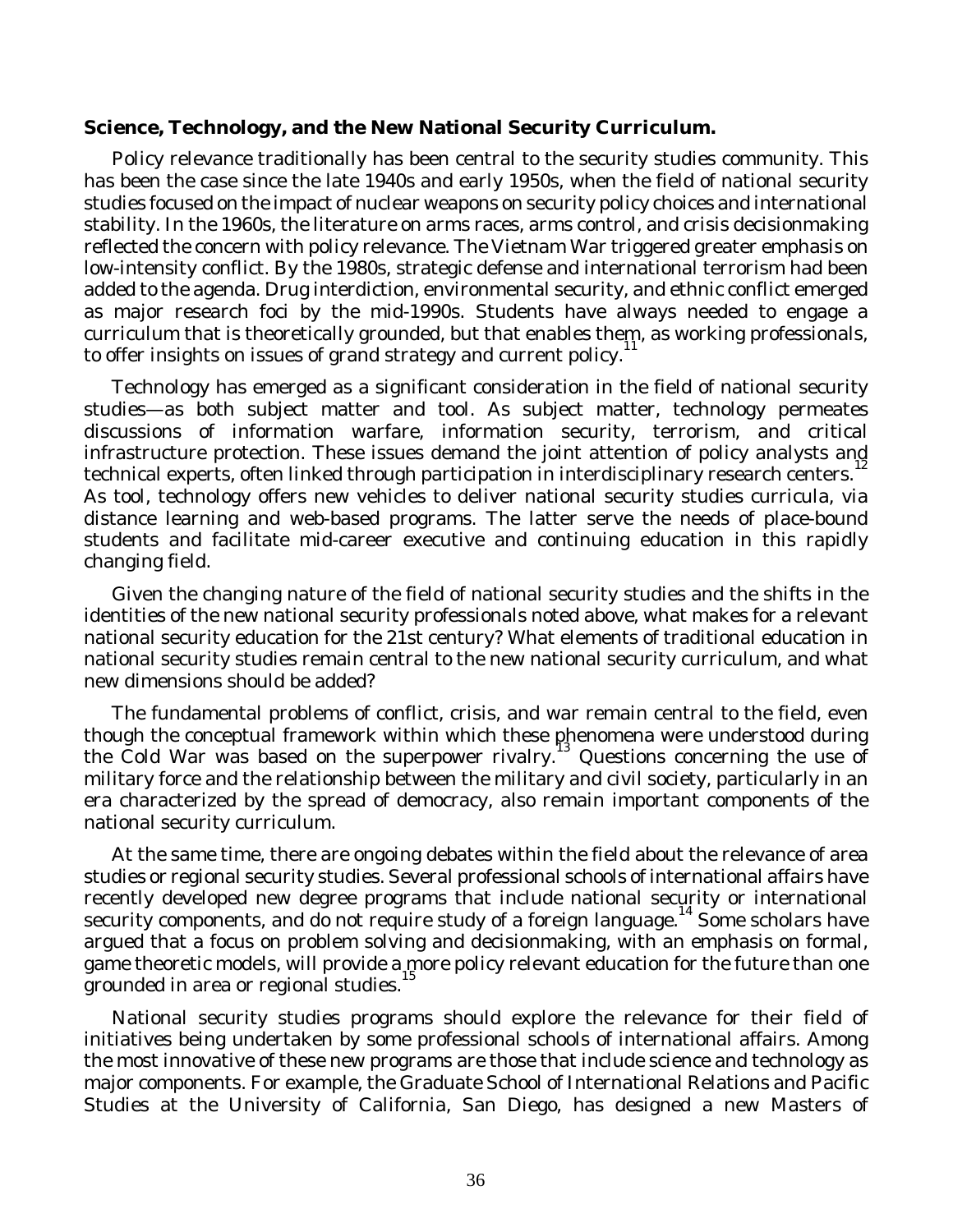**Science, Technology, and the New National Security Curriculum.**

Policy relevance traditionally has been central to the security studies community. This has been the case since the late 1940s and early 1950s, when the field of national security studies focused on the impact of nuclear weapons on security policy choices and international stability. In the 1960s, the literature on arms races, arms control, and crisis decisionmaking reflected the concern with policy relevance. The Vietnam War triggered greater emphasis on low-intensity conflict. By the 1980s, strategic defense and international terrorism had been added to the agenda. Drug interdiction, environmental security, and ethnic conflict emerged as major research foci by the mid-1990s. Students have always needed to engage a curriculum that is theoretically grounded, but that enables them, as working professionals, to offer insights on issues of grand strategy and current policy.[11]

Technology has emerged as a significant consideration in the field of national security studies—as both subject matter and tool. As subject matter, technology permeates discussions of information warfare, information security, terrorism, and critical infrastructure protection. These issues demand the joint attention of policy analysts and technical experts, often linked through participation in interdisciplinary research centers.[12] As tool, technology offers new vehicles to deliver national security studies curricula, via distance learning and web-based programs. The latter serve the needs of place-bound students and facilitate mid-career executive and continuing education in this rapidly changing field.

Given the changing nature of the field of national security studies and the shifts in the identities of the new national security professionals noted above, what makes for a relevant national security education for the 21st century? What elements of traditional education in national security studies remain central to the new national security curriculum, and what new dimensions should be added?

The fundamental problems of conflict, crisis, and war remain central to the field, even though the conceptual framework within which these phenomena were understood during the Cold War was based on the superpower rivalry.[13] Questions concerning the use of military force and the relationship between the military and civil society, particularly in an era characterized by the spread of democracy, also remain important components of the national security curriculum.

At the same time, there are ongoing debates within the field about the relevance of area studies or regional security studies. Several professional schools of international affairs have recently developed new degree programs that include national security or international security components, and do not require study of a foreign language.[14] Some scholars have argued that a focus on problem solving and decisionmaking, with an emphasis on formal, game theoretic models, will provide a more policy relevant education for the future than one grounded in area or regional studies.[15]

National security studies programs should explore the relevance for their field of initiatives being undertaken by some professional schools of international affairs. Among the most innovative of these new programs are those that include science and technology as major components. For example, the Graduate School of International Relations and Pacific Studies at the University of California, San Diego, has designed a new Masters of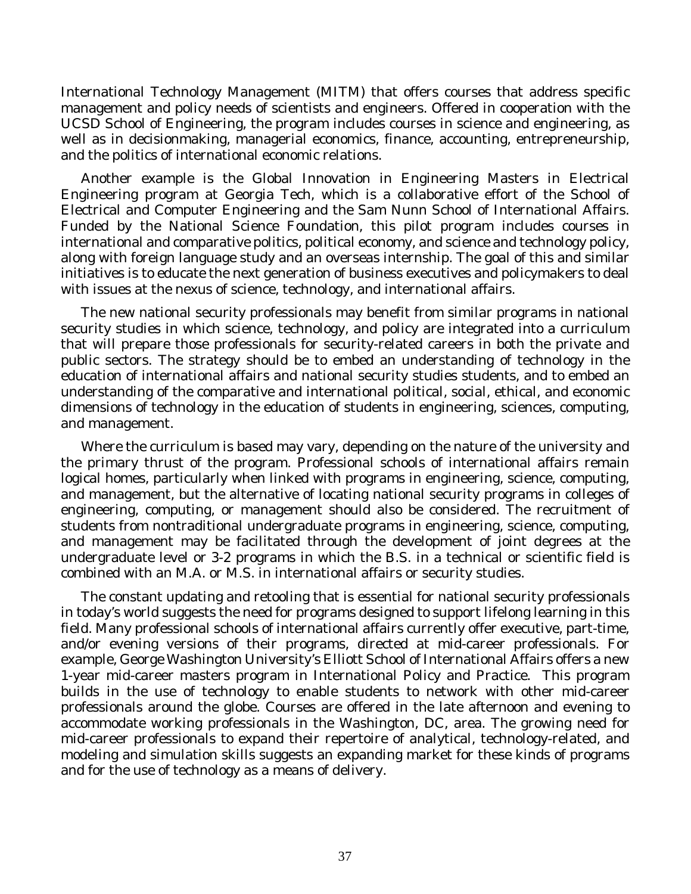International Technology Management (MITM) that offers courses that address specific management and policy needs of scientists and engineers. Offered in cooperation with the UCSD School of Engineering, the program includes courses in science and engineering, as well as in decisionmaking, managerial economics, finance, accounting, entrepreneurship, and the politics of international economic relations.

Another example is the Global Innovation in Engineering Masters in Electrical Engineering program at Georgia Tech, which is a collaborative effort of the School of Electrical and Computer Engineering and the Sam Nunn School of International Affairs. Funded by the National Science Foundation, this pilot program includes courses in international and comparative politics, political economy, and science and technology policy, along with foreign language study and an overseas internship. The goal of this and similar initiatives is to educate the next generation of business executives and policymakers to deal with issues at the nexus of science, technology, and international affairs.

The new national security professionals may benefit from similar programs in national security studies in which science, technology, and policy are integrated into a curriculum that will prepare those professionals for security-related careers in both the private and public sectors. The strategy should be to embed an understanding of technology in the education of international affairs and national security studies students, and to embed an understanding of the comparative and international political, social, ethical, and economic dimensions of technology in the education of students in engineering, sciences, computing, and management.

Where the curriculum is based may vary, depending on the nature of the university and the primary thrust of the program. Professional schools of international affairs remain logical homes, particularly when linked with programs in engineering, science, computing, and management, but the alternative of locating national security programs in colleges of engineering, computing, or management should also be considered. The recruitment of students from nontraditional undergraduate programs in engineering, science, computing, and management may be facilitated through the development of joint degrees at the undergraduate level or 3-2 programs in which the B.S. in a technical or scientific field is combined with an M.A. or M.S. in international affairs or security studies.

The constant updating and retooling that is essential for national security professionals in today's world suggests the need for programs designed to support lifelong learning in this field. Many professional schools of international affairs currently offer executive, part-time, and/or evening versions of their programs, directed at mid-career professionals. For example, George Washington University's Elliott School of International Affairs offers a new 1-year mid-career masters program in International Policy and Practice. This program builds in the use of technology to enable students to network with other mid-career professionals around the globe. Courses are offered in the late afternoon and evening to accommodate working professionals in the Washington, DC, area. The growing need for mid-career professionals to expand their repertoire of analytical, technology-related, and modeling and simulation skills suggests an expanding market for these kinds of programs and for the use of technology as a means of delivery.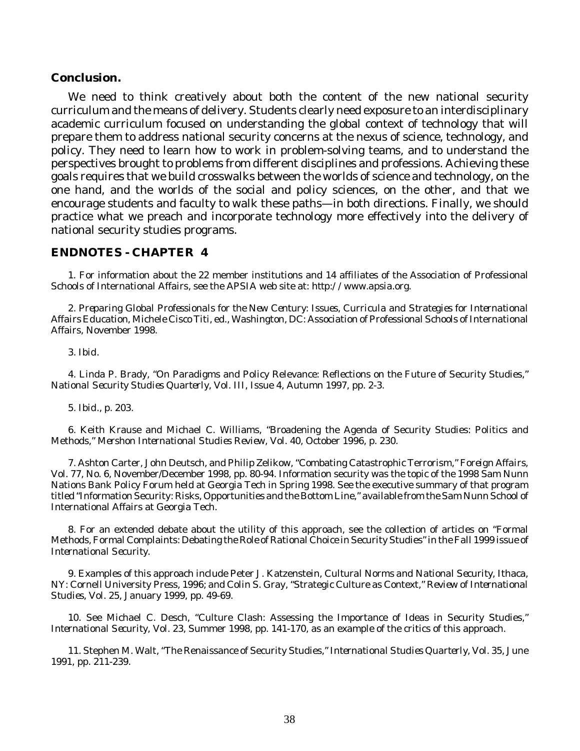## Conclusion.

We need to think creatively about both the content of the new national security curriculum and the means of delivery. Students clearly need exposure to an interdisciplinary academic curriculum focused on understanding the global context of technology that will prepare them to address national security concerns at the nexus of science, technology, and policy. They need to learn how to work in problem-solving teams, and to understand the perspectives brought to problems from different disciplines and professions. Achieving these goals requires that we build crosswalks between the worlds of science and technology, on the one hand, and the worlds of the social and policy sciences, on the other, and that we encourage students and faculty to walk these paths—in both directions. Finally, we should practice what we preach and incorporate technology more effectively into the delivery of national security studies programs.

## ENDNOTES - CHAPTER 4

1. For information about the 22 member institutions and 14 affiliates of the Association of Professional Schools of International Affairs, see the APSIA web site at: http://www.apsia.org.

2. *Preparing Global Professionals for the New Century: Issues, Curricula and Strategies for International Affairs Education*, Michele Cisco Titi, ed., Washington, DC: Association of Professional Schools of International Affairs, November 1998.

3. *Ibid.*

4. Linda P. Brady, "On Paradigms and Policy Relevance: Reflections on the Future of Security Studies," *National Security Studies Quarterly*, Vol. III, Issue 4, Autumn 1997, pp. 2-3.

5. *Ibid.*, p. 203.

6. Keith Krause and Michael C. Williams, "Broadening the Agenda of Security Studies: Politics and Methods," *Mershon International Studies Review*, Vol. 40, October 1996, p. 230.

7. Ashton Carter, John Deutsch, and Philip Zelikow, "Combating Catastrophic Terrorism," *Foreign Affairs*, Vol. 77, No. 6, November/December 1998, pp. 80-94. Information security was the topic of the 1998 Sam Nunn Nations Bank Policy Forum held at Georgia Tech in Spring 1998. See the executive summary of that program titled "Information Security: Risks, Opportunities and the Bottom Line," available from the Sam Nunn School of International Affairs at Georgia Tech.

8. For an extended debate about the utility of this approach, see the collection of articles on "Formal Methods, Formal Complaints: Debating the Role of Rational Choice in Security Studies" in the Fall 1999 issue of *International Security*.

9. Examples of this approach include Peter J. Katzenstein, *Cultural Norms and National Security*, Ithaca, NY: Cornell University Press, 1996; and Colin S. Gray, "Strategic Culture as Context," *Review of International Studies*, Vol. 25, January 1999, pp. 49-69.

10. See Michael C. Desch, "Culture Clash: Assessing the Importance of Ideas in Security Studies," *International Security*, Vol. 23, Summer 1998, pp. 141-170, as an example of the critics of this approach.

11. Stephen M. Walt, "The Renaissance of Security Studies," *International Studies Quarterly*, Vol. 35, June 1991, pp. 211-239.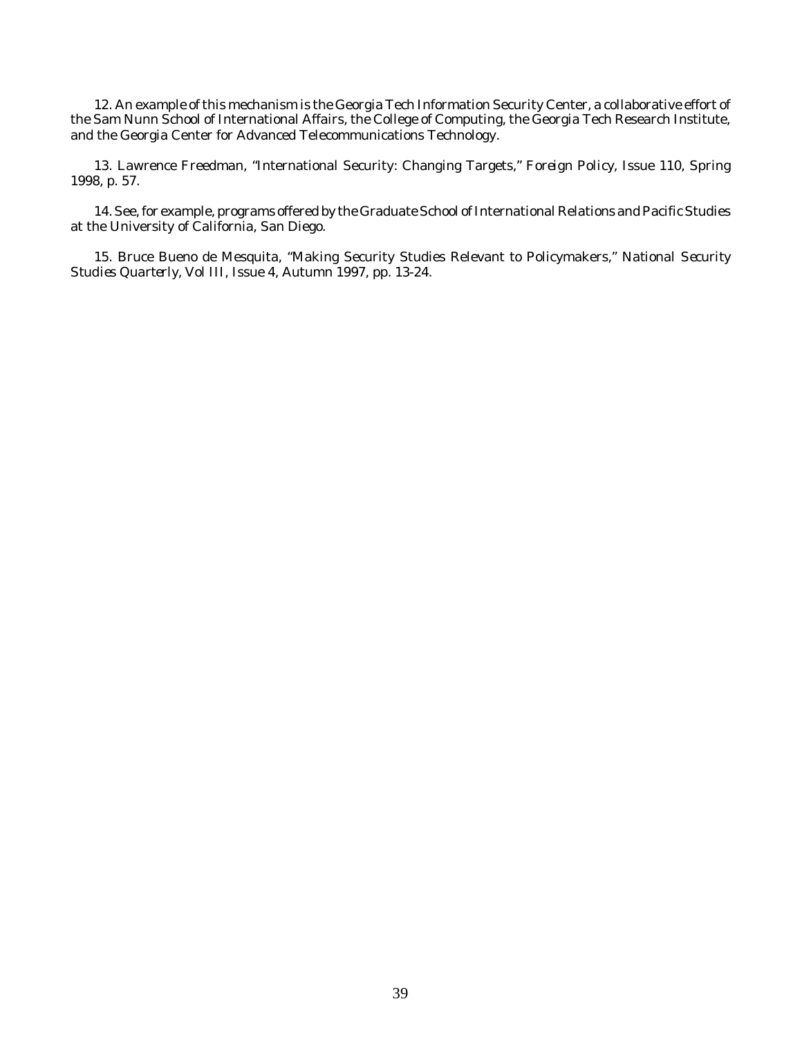12. An example of this mechanism is the Georgia Tech Information Security Center, a collaborative effort of the Sam Nunn School of International Affairs, the College of Computing, the Georgia Tech Research Institute, and the Georgia Center for Advanced Telecommunications Technology.

13. Lawrence Freedman, "International Security: Changing Targets," *Foreign Policy*, Issue 110, Spring 1998, p. 57.

14. See, for example, programs offered by the Graduate School of International Relations and Pacific Studies at the University of California, San Diego.

15. Bruce Bueno de Mesquita, "Making Security Studies Relevant to Policymakers," *National Security Studies Quarterly*, Vol III, Issue 4, Autumn 1997, pp. 13-24.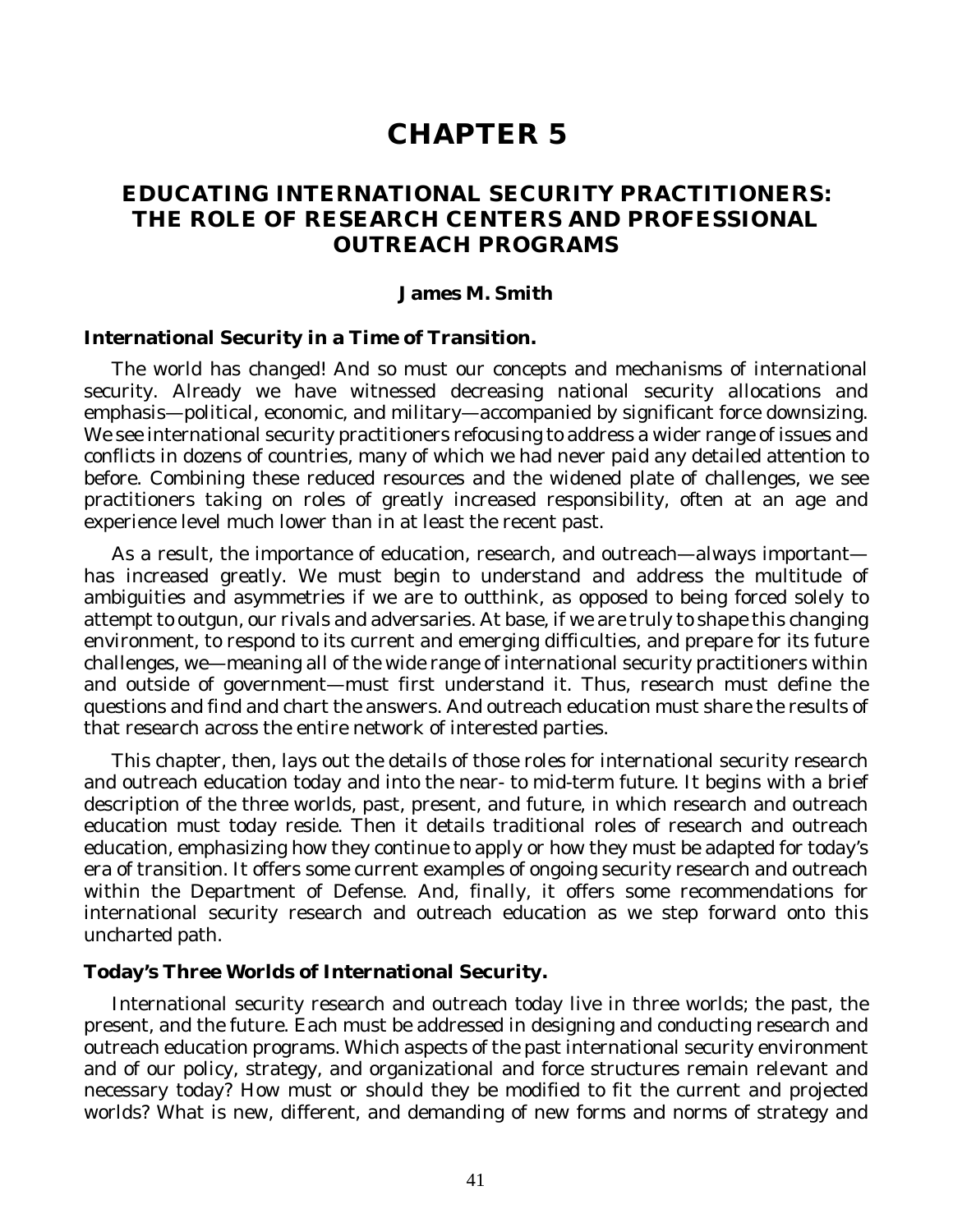# CHAPTER 5

## EDUCATING INTERNATIONAL SECURITY PRACTITIONERS: THE ROLE OF RESEARCH CENTERS AND PROFESSIONAL OUTREACH PROGRAMS

**James M. Smith**

### International Security in a Time of Transition.

The world has changed! And so must our concepts and mechanisms of international security. Already we have witnessed decreasing national security allocations and emphasis—political, economic, and military—accompanied by significant force downsizing. We see international security practitioners refocusing to address a wider range of issues and conflicts in dozens of countries, many of which we had never paid any detailed attention to before. Combining these reduced resources and the widened plate of challenges, we see practitioners taking on roles of greatly increased responsibility, often at an age and experience level much lower than in at least the recent past.

As a result, the importance of education, research, and outreach—always important—has increased greatly. We must begin to understand and address the multitude of ambiguities and asymmetries if we are to outthink, as opposed to being forced solely to attempt to outgun, our rivals and adversaries. At base, if we are truly to shape this changing environment, to respond to its current and emerging difficulties, and prepare for its future challenges, we—meaning all of the wide range of international security practitioners within and outside of government—must first understand it. Thus, research must define the questions and find and chart the answers. And outreach education must share the results of that research across the entire network of interested parties.

This chapter, then, lays out the details of those roles for international security research and outreach education today and into the near- to mid-term future. It begins with a brief description of the three worlds, past, present, and future, in which research and outreach education must today reside. Then it details traditional roles of research and outreach education, emphasizing how they continue to apply or how they must be adapted for today's era of transition. It offers some current examples of ongoing security research and outreach within the Department of Defense. And, finally, it offers some recommendations for international security research and outreach education as we step forward onto this uncharted path.

### Today's Three Worlds of International Security.

International security research and outreach today live in three worlds; the past, the present, and the future. Each must be addressed in designing and conducting research and outreach education programs. Which aspects of the past international security environment and of our policy, strategy, and organizational and force structures remain relevant and necessary today? How must or should they be modified to fit the current and projected worlds? What is new, different, and demanding of new forms and norms of strategy and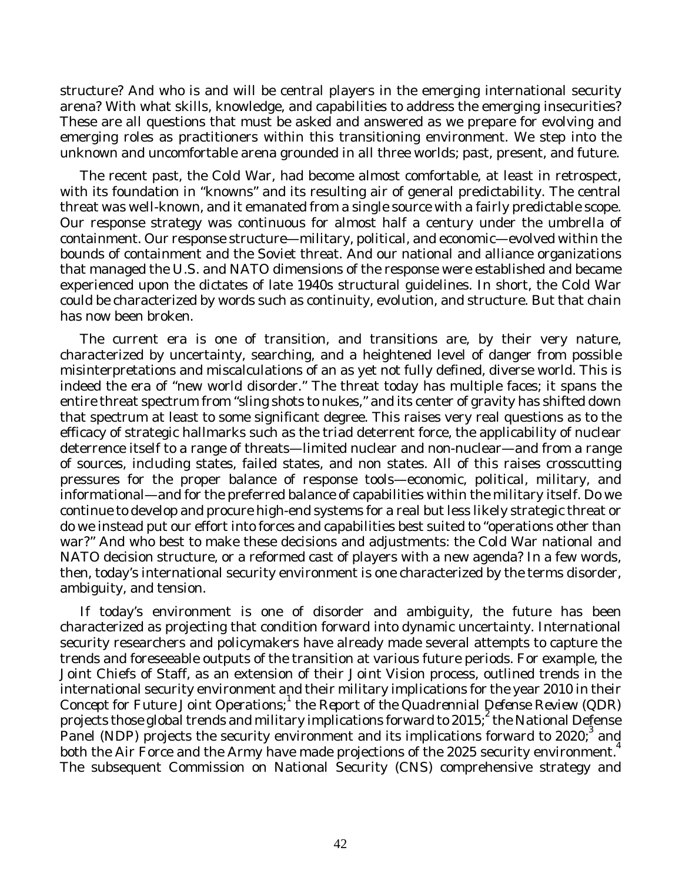structure? And who is and will be central players in the emerging international security arena? With what skills, knowledge, and capabilities to address the emerging insecurities? These are all questions that must be asked and answered as we prepare for evolving and emerging roles as practitioners within this transitioning environment. We step into the unknown and uncomfortable arena grounded in all three worlds; past, present, and future.

The recent past, the Cold War, had become almost comfortable, at least in retrospect, with its foundation in "knowns" and its resulting air of general predictability. The central threat was well-known, and it emanated from a single source with a fairly predictable scope. Our response strategy was continuous for almost half a century under the umbrella of containment. Our response structure—military, political, and economic—evolved within the bounds of containment and the Soviet threat. And our national and alliance organizations that managed the U.S. and NATO dimensions of the response were established and became experienced upon the dictates of late 1940s structural guidelines. In short, the Cold War could be characterized by words such as continuity, evolution, and structure. But that chain has now been broken.

The current era is one of transition, and transitions are, by their very nature, characterized by uncertainty, searching, and a heightened level of danger from possible misinterpretations and miscalculations of an as yet not fully defined, diverse world. This is indeed the era of "new world disorder." The threat today has multiple faces; it spans the entire threat spectrum from "sling shots to nukes," and its center of gravity has shifted down that spectrum at least to some significant degree. This raises very real questions as to the efficacy of strategic hallmarks such as the triad deterrent force, the applicability of nuclear deterrence itself to a range of threats—limited nuclear and non-nuclear—and from a range of sources, including states, failed states, and non states. All of this raises crosscutting pressures for the proper balance of response tools—economic, political, military, and informational—and for the preferred balance of capabilities within the military itself. Do we continue to develop and procure high-end systems for a real but less likely strategic threat or do we instead put our effort into forces and capabilities best suited to "operations other than war?" And who best to make these decisions and adjustments: the Cold War national and NATO decision structure, or a reformed cast of players with a new agenda? In a few words, then, today's international security environment is one characterized by the terms disorder, ambiguity, and tension.

If today's environment is one of disorder and ambiguity, the future has been characterized as projecting that condition forward into dynamic uncertainty. International security researchers and policymakers have already made several attempts to capture the trends and foreseeable outputs of the transition at various future periods. For example, the Joint Chiefs of Staff, as an extension of their Joint Vision process, outlined trends in the international security environment and their military implications for the year 2010 in their *Concept for Future Joint Operations*;[1] the *Report of the Quadrennial Defense Review* (QDR) projects those global trends and military implications forward to 2015;[2] the National Defense Panel (NDP) projects the security environment and its implications forward to 2020;[3] and both the Air Force and the Army have made projections of the 2025 security environment.[4] The subsequent Commission on National Security (CNS) comprehensive strategy and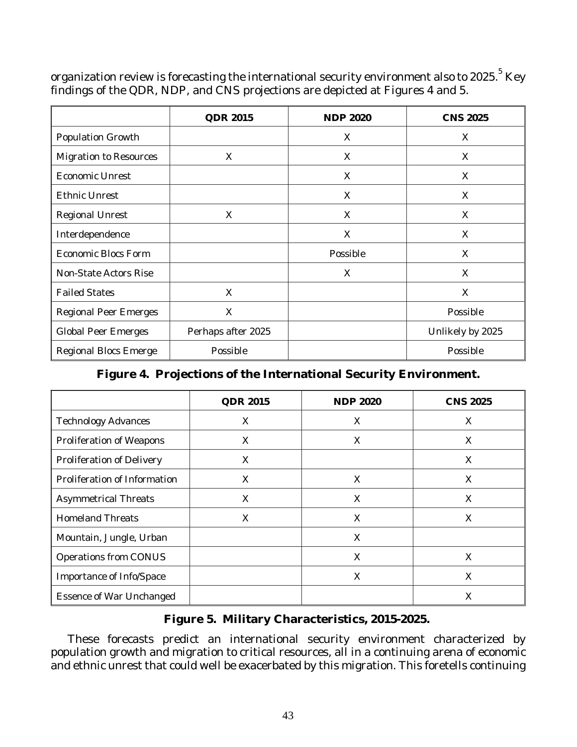organization review is forecasting the international security environment also to 2025.[5] Key findings of the QDR, NDP, and CNS projections are depicted at Figures 4 and 5.

| | QDR 2015 | NDP 2020 | CNS 2025 |
|---|---|---|---|
| Population Growth | | X | X |
| Migration to Resources | X | X | X |
| Economic Unrest | | X | X |
| Ethnic Unrest | | X | X |
| Regional Unrest | X | X | X |
| Interdependence | | X | X |
| Economic Blocs Form | | Possible | X |
| Non-State Actors Rise | | X | X |
| Failed States | X | | X |
| Regional Peer Emerges | X | | Possible |
| Global Peer Emerges | Perhaps after 2025 | | Unlikely by 2025 |
| Regional Blocs Emerge | Possible | | Possible |

**Figure 4. Projections of the International Security Environment.**

| | QDR 2015 | NDP 2020 | CNS 2025 |
|---|---|---|---|
| Technology Advances | X | X | X |
| Proliferation of Weapons | X | X | X |
| Proliferation of Delivery | X | | X |
| Proliferation of Information | X | X | X |
| Asymmetrical Threats | X | X | X |
| Homeland Threats | X | X | X |
| Mountain, Jungle, Urban | | X | |
| Operations from CONUS | | X | X |
| Importance of Info/Space | | X | X |
| Essence of War Unchanged | | | X |

**Figure 5. Military Characteristics, 2015-2025.**

These forecasts predict an international security environment characterized by population growth and migration to critical resources, all in a continuing arena of economic and ethnic unrest that could well be exacerbated by this migration. This foretells continuing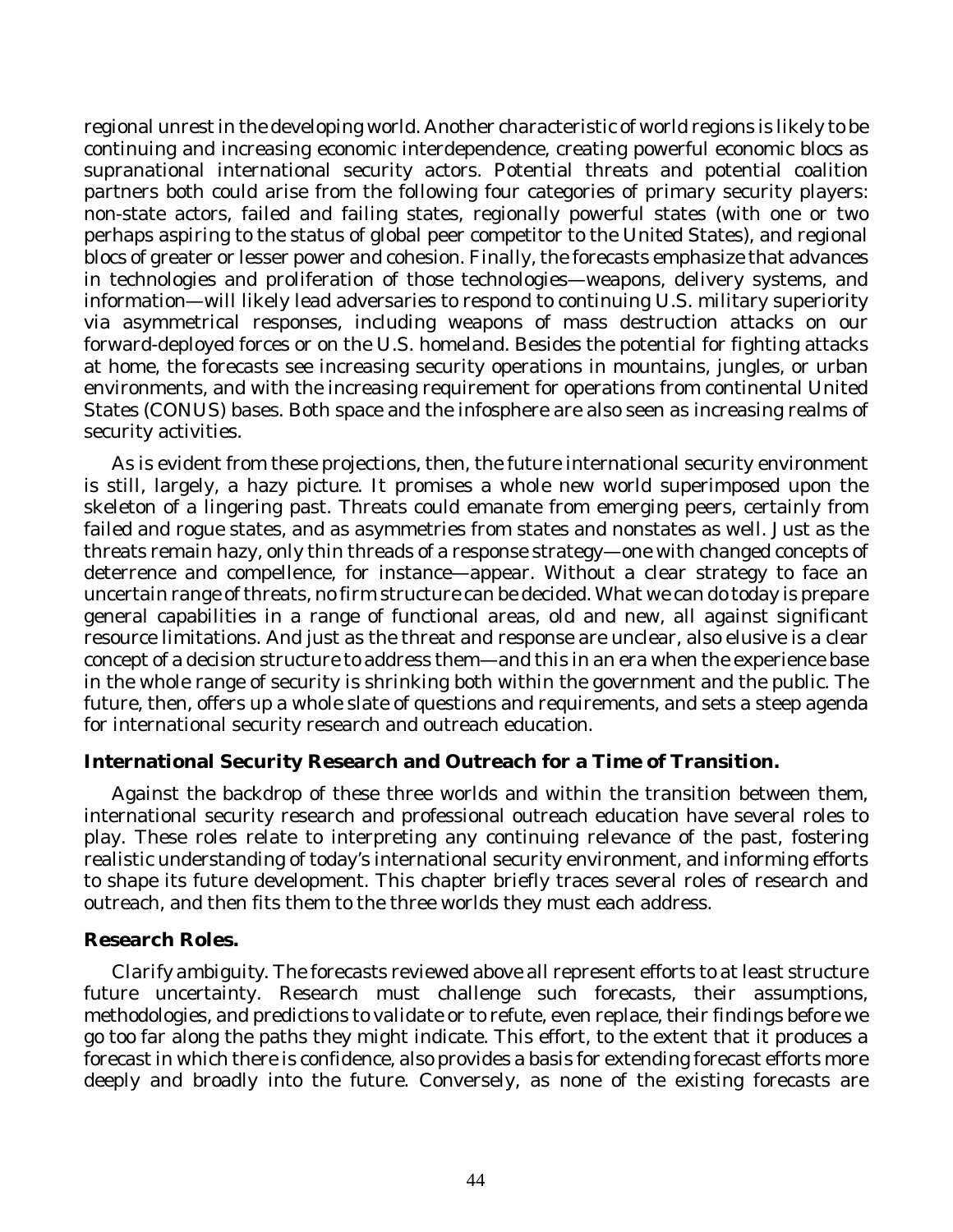regional unrest in the developing world. Another characteristic of world regions is likely to be continuing and increasing economic interdependence, creating powerful economic blocs as supranational international security actors. Potential threats and potential coalition partners both could arise from the following four categories of primary security players: non-state actors, failed and failing states, regionally powerful states (with one or two perhaps aspiring to the status of global peer competitor to the United States), and regional blocs of greater or lesser power and cohesion. Finally, the forecasts emphasize that advances in technologies and proliferation of those technologies—weapons, delivery systems, and information—will likely lead adversaries to respond to continuing U.S. military superiority via asymmetrical responses, including weapons of mass destruction attacks on our forward-deployed forces or on the U.S. homeland. Besides the potential for fighting attacks at home, the forecasts see increasing security operations in mountains, jungles, or urban environments, and with the increasing requirement for operations from continental United States (CONUS) bases. Both space and the infosphere are also seen as increasing realms of security activities.

As is evident from these projections, then, the future international security environment is still, largely, a hazy picture. It promises a whole new world superimposed upon the skeleton of a lingering past. Threats could emanate from emerging peers, certainly from failed and rogue states, and as asymmetries from states and nonstates as well. Just as the threats remain hazy, only thin threads of a response strategy—one with changed concepts of deterrence and compellence, for instance—appear. Without a clear strategy to face an uncertain range of threats, no firm structure can be decided. What we can do today is prepare general capabilities in a range of functional areas, old and new, all against significant resource limitations. And just as the threat and response are unclear, also elusive is a clear concept of a decision structure to address them—and this in an era when the experience base in the whole range of security is shrinking both within the government and the public. The future, then, offers up a whole slate of questions and requirements, and sets a steep agenda for international security research and outreach education.

**International Security Research and Outreach for a Time of Transition.**

Against the backdrop of these three worlds and within the transition between them, international security research and professional outreach education have several roles to play. These roles relate to interpreting any continuing relevance of the past, fostering realistic understanding of today's international security environment, and informing efforts to shape its future development. This chapter briefly traces several roles of research and outreach, and then fits them to the three worlds they must each address.

**Research Roles.**

*Clarify ambiguity.* The forecasts reviewed above all represent efforts to at least structure future uncertainty. Research must challenge such forecasts, their assumptions, methodologies, and predictions to validate or to refute, even replace, their findings before we go too far along the paths they might indicate. This effort, to the extent that it produces a forecast in which there is confidence, also provides a basis for extending forecast efforts more deeply and broadly into the future. Conversely, as none of the existing forecasts are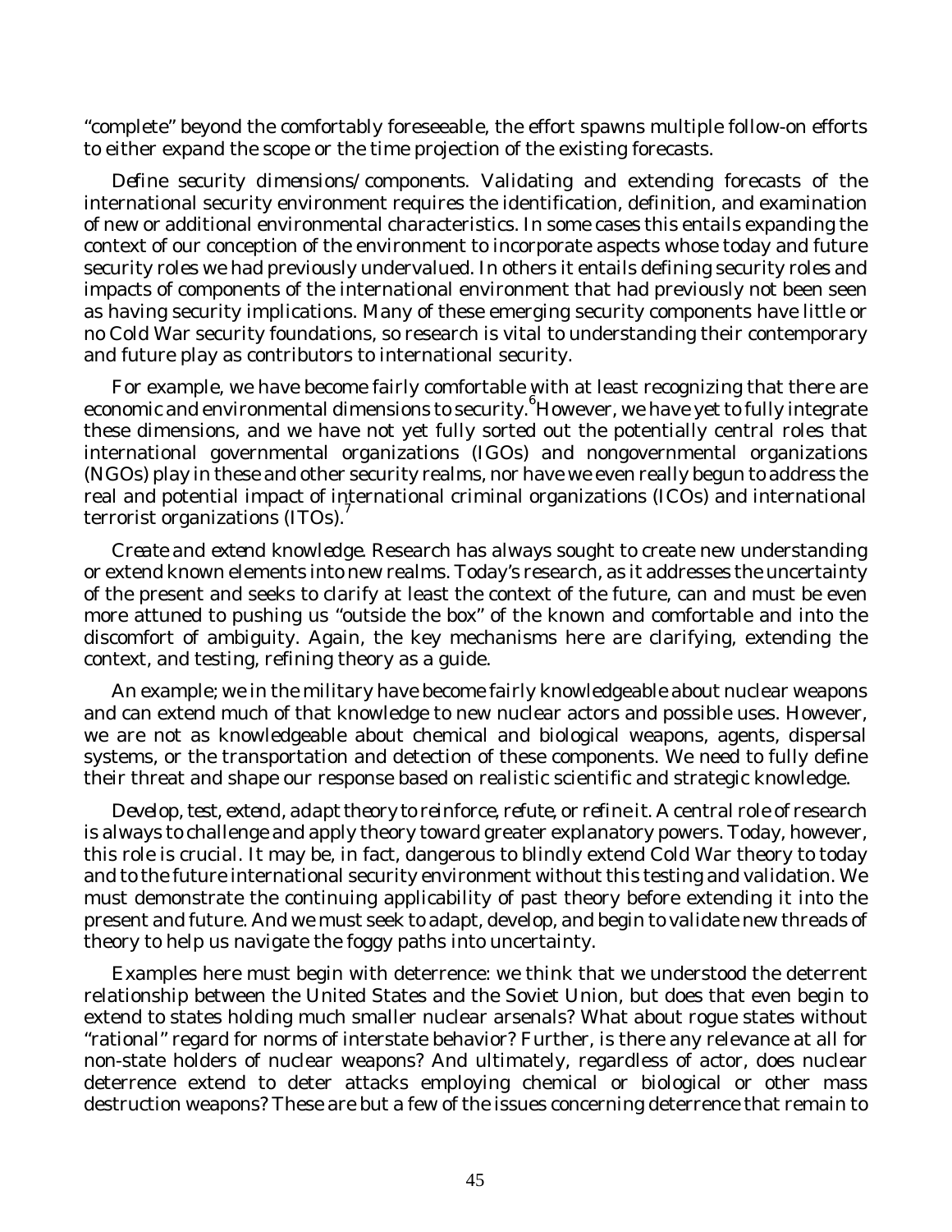"complete" beyond the comfortably foreseeable, the effort spawns multiple follow-on efforts to either expand the scope or the time projection of the existing forecasts.

*Define security dimensions/components.* Validating and extending forecasts of the international security environment requires the identification, definition, and examination of new or additional environmental characteristics. In some cases this entails expanding the context of our conception of the environment to incorporate aspects whose today and future security roles we had previously undervalued. In others it entails defining security roles and impacts of components of the international environment that had previously not been seen as having security implications. Many of these emerging security components have little or no Cold War security foundations, so research is vital to understanding their contemporary and future play as contributors to international security.

For example, we have become fairly comfortable with at least recognizing that there are economic and environmental dimensions to security.[6] However, we have yet to fully integrate these dimensions, and we have not yet fully sorted out the potentially central roles that international governmental organizations (IGOs) and nongovernmental organizations (NGOs) play in these and other security realms, nor have we even really begun to address the real and potential impact of international criminal organizations (ICOs) and international terrorist organizations (ITOs).[7]

*Create and extend knowledge.* Research has always sought to create new understanding or extend known elements into new realms. Today's research, as it addresses the uncertainty of the present and seeks to clarify at least the context of the future, can and must be even more attuned to pushing us "outside the box" of the known and comfortable and into the discomfort of ambiguity. Again, the key mechanisms here are clarifying, extending the context, and testing, refining theory as a guide.

An example; we in the military have become fairly knowledgeable about nuclear weapons and can extend much of that knowledge to new nuclear actors and possible uses. However, we are not as knowledgeable about chemical and biological weapons, agents, dispersal systems, or the transportation and detection of these components. We need to fully define their threat and shape our response based on realistic scientific and strategic knowledge.

*Develop, test, extend, adapt theory to reinforce, refute, or refine it.* A central role of research is always to challenge and apply theory toward greater explanatory powers. Today, however, this role is crucial. It may be, in fact, dangerous to blindly extend Cold War theory to today and to the future international security environment without this testing and validation. We must demonstrate the continuing applicability of past theory before extending it into the present and future. And we must seek to adapt, develop, and begin to validate new threads of theory to help us navigate the foggy paths into uncertainty.

Examples here must begin with deterrence: we think that we understood the deterrent relationship between the United States and the Soviet Union, but does that even begin to extend to states holding much smaller nuclear arsenals? What about rogue states without "rational" regard for norms of interstate behavior? Further, is there any relevance at all for non-state holders of nuclear weapons? And ultimately, regardless of actor, does nuclear deterrence extend to deter attacks employing chemical or biological or other mass destruction weapons? These are but a few of the issues concerning deterrence that remain to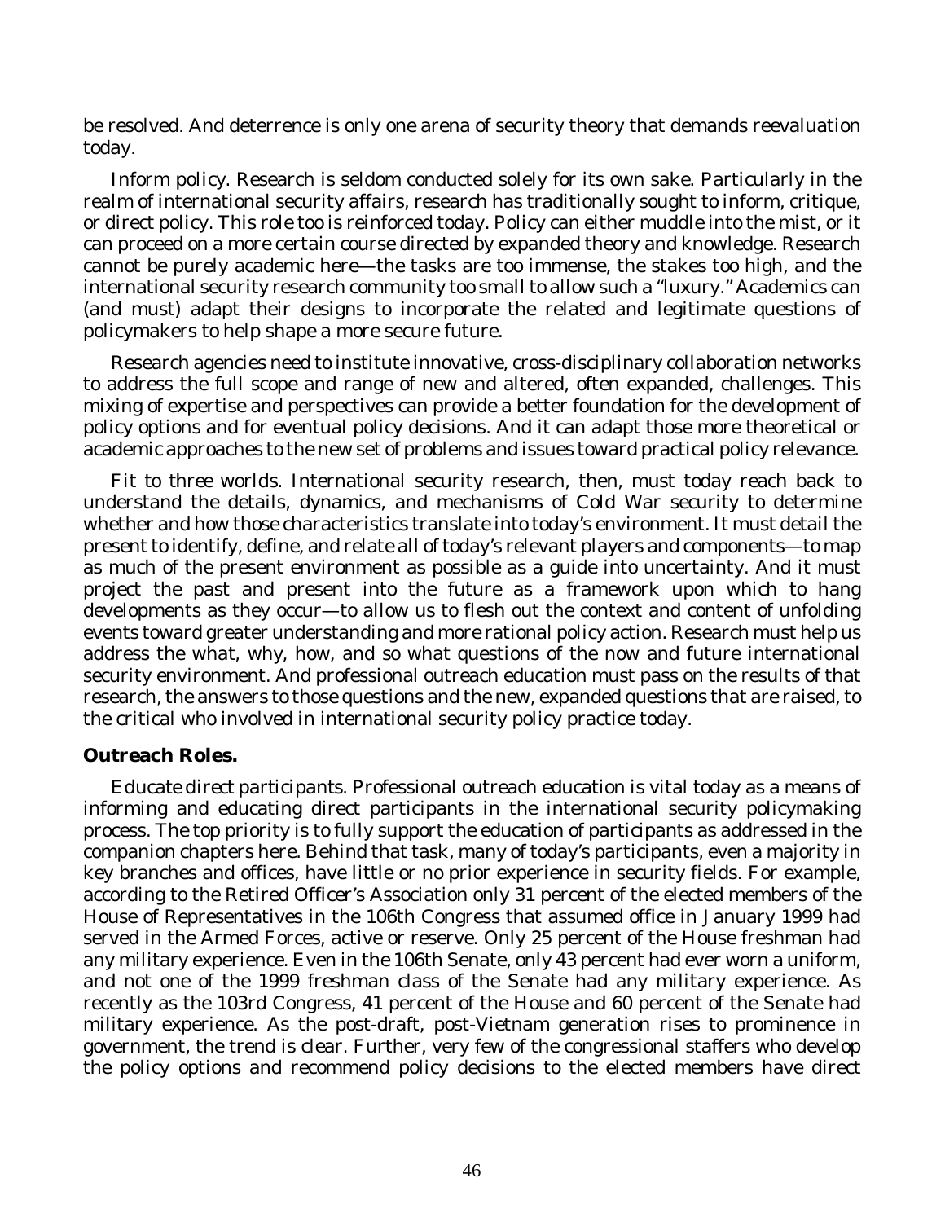be resolved. And deterrence is only one arena of security theory that demands reevaluation today.

*Inform policy.* Research is seldom conducted solely for its own sake. Particularly in the realm of international security affairs, research has traditionally sought to inform, critique, or direct policy. This role too is reinforced today. Policy can either muddle into the mist, or it can proceed on a more certain course directed by expanded theory and knowledge. Research cannot be purely academic here—the tasks are too immense, the stakes too high, and the international security research community too small to allow such a "luxury." Academics can (and must) adapt their designs to incorporate the related and legitimate questions of policymakers to help shape a more secure future.

Research agencies need to institute innovative, cross-disciplinary collaboration networks to address the full scope and range of new and altered, often expanded, challenges. This mixing of expertise and perspectives can provide a better foundation for the development of policy options and for eventual policy decisions. And it can adapt those more theoretical or academic approaches to the new set of problems and issues toward practical policy relevance.

*Fit to three worlds.* International security research, then, must today reach back to understand the details, dynamics, and mechanisms of Cold War security to determine whether and how those characteristics translate into today's environment. It must detail the present to identify, define, and relate all of today's relevant players and components—to map as much of the present environment as possible as a guide into uncertainty. And it must project the past and present into the future as a framework upon which to hang developments as they occur—to allow us to flesh out the context and content of unfolding events toward greater understanding and more rational policy action. Research must help us address the what, why, how, and so what questions of the now and future international security environment. And professional outreach education must pass on the results of that research, the answers to those questions and the new, expanded questions that are raised, to the critical who involved in international security policy practice today.

**Outreach Roles.**

*Educate direct participants.* Professional outreach education is vital today as a means of informing and educating direct participants in the international security policymaking process. The top priority is to fully support the education of participants as addressed in the companion chapters here. Behind that task, many of today's participants, even a majority in key branches and offices, have little or no prior experience in security fields. For example, according to the Retired Officer's Association only 31 percent of the elected members of the House of Representatives in the 106th Congress that assumed office in January 1999 had served in the Armed Forces, active or reserve. Only 25 percent of the House freshman had any military experience. Even in the 106th Senate, only 43 percent had ever worn a uniform, and not one of the 1999 freshman class of the Senate had any military experience. As recently as the 103rd Congress, 41 percent of the House and 60 percent of the Senate had military experience. As the post-draft, post-Vietnam generation rises to prominence in government, the trend is clear. Further, very few of the congressional staffers who develop the policy options and recommend policy decisions to the elected members have direct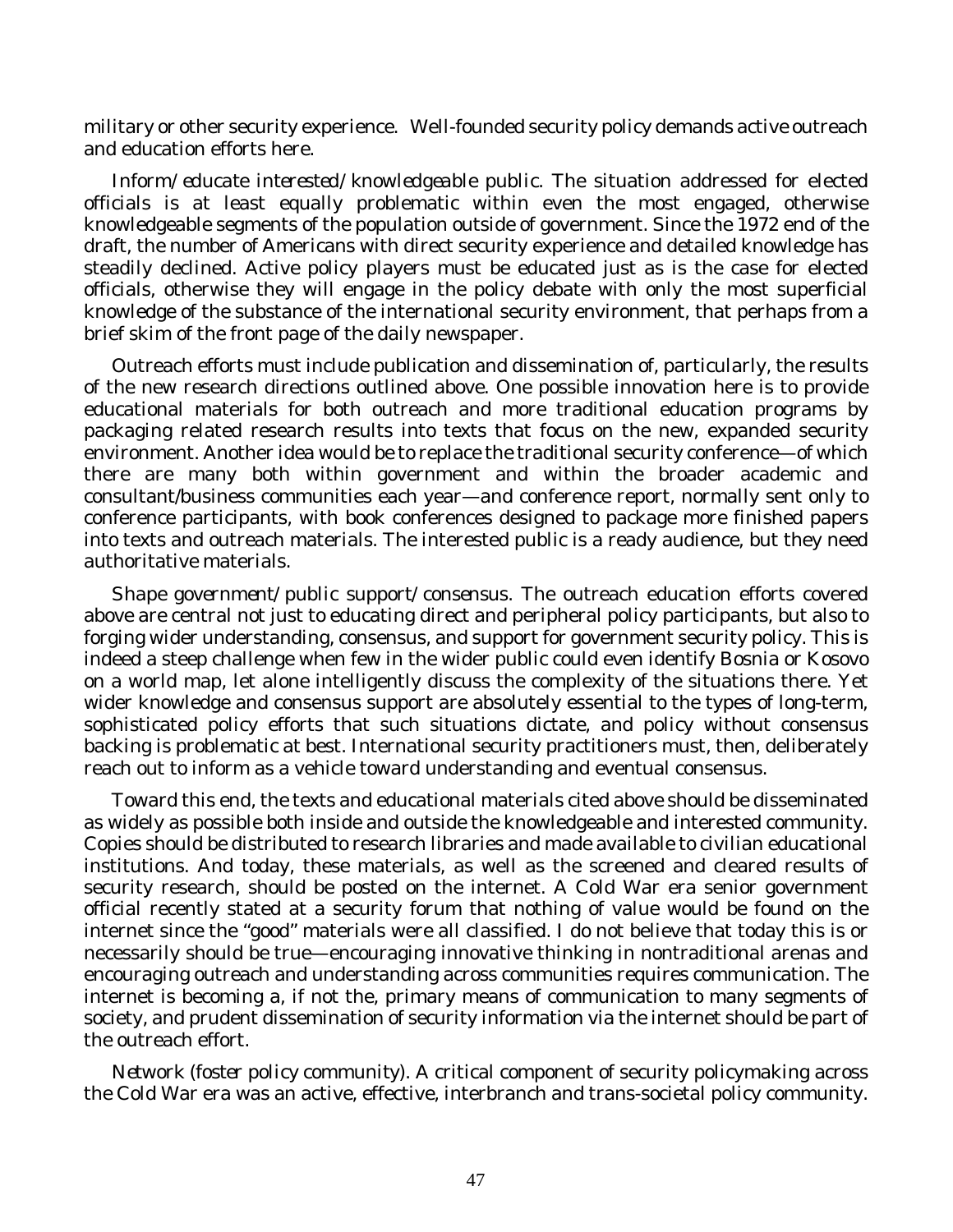military or other security experience. Well-founded security policy demands active outreach and education efforts here.

*Inform/educate interested/knowledgeable public.* The situation addressed for elected officials is at least equally problematic within even the most engaged, otherwise knowledgeable segments of the population outside of government. Since the 1972 end of the draft, the number of Americans with direct security experience and detailed knowledge has steadily declined. Active policy players must be educated just as is the case for elected officials, otherwise they will engage in the policy debate with only the most superficial knowledge of the substance of the international security environment, that perhaps from a brief skim of the front page of the daily newspaper.

Outreach efforts must include publication and dissemination of, particularly, the results of the new research directions outlined above. One possible innovation here is to provide educational materials for both outreach and more traditional education programs by packaging related research results into texts that focus on the new, expanded security environment. Another idea would be to replace the traditional security conference—of which there are many both within government and within the broader academic and consultant/business communities each year—and conference report, normally sent only to conference participants, with book conferences designed to package more finished papers into texts and outreach materials. The interested public is a ready audience, but they need authoritative materials.

*Shape government/public support/consensus.* The outreach education efforts covered above are central not just to educating direct and peripheral policy participants, but also to forging wider understanding, consensus, and support for government security policy. This is indeed a steep challenge when few in the wider public could even identify Bosnia or Kosovo on a world map, let alone intelligently discuss the complexity of the situations there. Yet wider knowledge and consensus support are absolutely essential to the types of long-term, sophisticated policy efforts that such situations dictate, and policy without consensus backing is problematic at best. International security practitioners must, then, deliberately reach out to inform as a vehicle toward understanding and eventual consensus.

Toward this end, the texts and educational materials cited above should be disseminated as widely as possible both inside and outside the knowledgeable and interested community. Copies should be distributed to research libraries and made available to civilian educational institutions. And today, these materials, as well as the screened and cleared results of security research, should be posted on the internet. A Cold War era senior government official recently stated at a security forum that nothing of value would be found on the internet since the "good" materials were all classified. I do not believe that today this is or necessarily should be true—encouraging innovative thinking in nontraditional arenas and encouraging outreach and understanding across communities requires communication. The internet is becoming a, if not the, primary means of communication to many segments of society, and prudent dissemination of security information via the internet should be part of the outreach effort.

*Network (foster policy community).* A critical component of security policymaking across the Cold War era was an active, effective, interbranch and trans-societal policy community.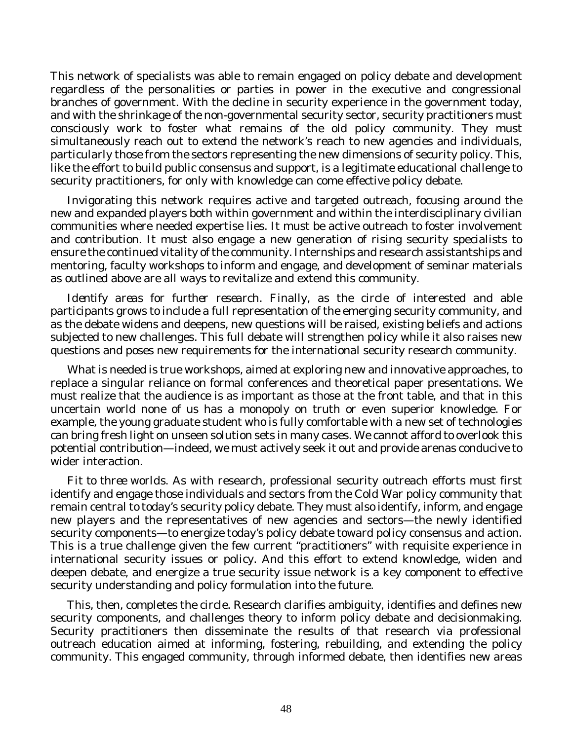This network of specialists was able to remain engaged on policy debate and development regardless of the personalities or parties in power in the executive and congressional branches of government. With the decline in security experience in the government today, and with the shrinkage of the non-governmental security sector, security practitioners must consciously work to foster what remains of the old policy community. They must simultaneously reach out to extend the network's reach to new agencies and individuals, particularly those from the sectors representing the new dimensions of security policy. This, like the effort to build public consensus and support, is a legitimate educational challenge to security practitioners, for only with knowledge can come effective policy debate.

Invigorating this network requires active and targeted outreach, focusing around the new and expanded players both within government and within the interdisciplinary civilian communities where needed expertise lies. It must be active outreach to foster involvement and contribution. It must also engage a new generation of rising security specialists to ensure the continued vitality of the community. Internships and research assistantships and mentoring, faculty workshops to inform and engage, and development of seminar materials as outlined above are all ways to revitalize and extend this community.

*Identify areas for further research.* Finally, as the circle of interested and able participants grows to include a full representation of the emerging security community, and as the debate widens and deepens, new questions will be raised, existing beliefs and actions subjected to new challenges. This full debate will strengthen policy while it also raises new questions and poses new requirements for the international security research community.

What is needed is true workshops, aimed at exploring new and innovative approaches, to replace a singular reliance on formal conferences and theoretical paper presentations. We must realize that the audience is as important as those at the front table, and that in this uncertain world none of us has a monopoly on truth or even superior knowledge. For example, the young graduate student who is fully comfortable with a new set of technologies can bring fresh light on unseen solution sets in many cases. We cannot afford to overlook this potential contribution—indeed, we must actively seek it out and provide arenas conducive to wider interaction.

*Fit to three worlds.* As with research, professional security outreach efforts must first identify and engage those individuals and sectors from the Cold War policy community that remain central to today's security policy debate. They must also identify, inform, and engage new players and the representatives of new agencies and sectors—the newly identified security components—to energize today's policy debate toward policy consensus and action. This is a true challenge given the few current "practitioners" with requisite experience in international security issues or policy. And this effort to extend knowledge, widen and deepen debate, and energize a true security issue network is a key component to effective security understanding and policy formulation into the future.

This, then, completes the circle. Research clarifies ambiguity, identifies and defines new security components, and challenges theory to inform policy debate and decisionmaking. Security practitioners then disseminate the results of that research via professional outreach education aimed at informing, fostering, rebuilding, and extending the policy community. This engaged community, through informed debate, then identifies new areas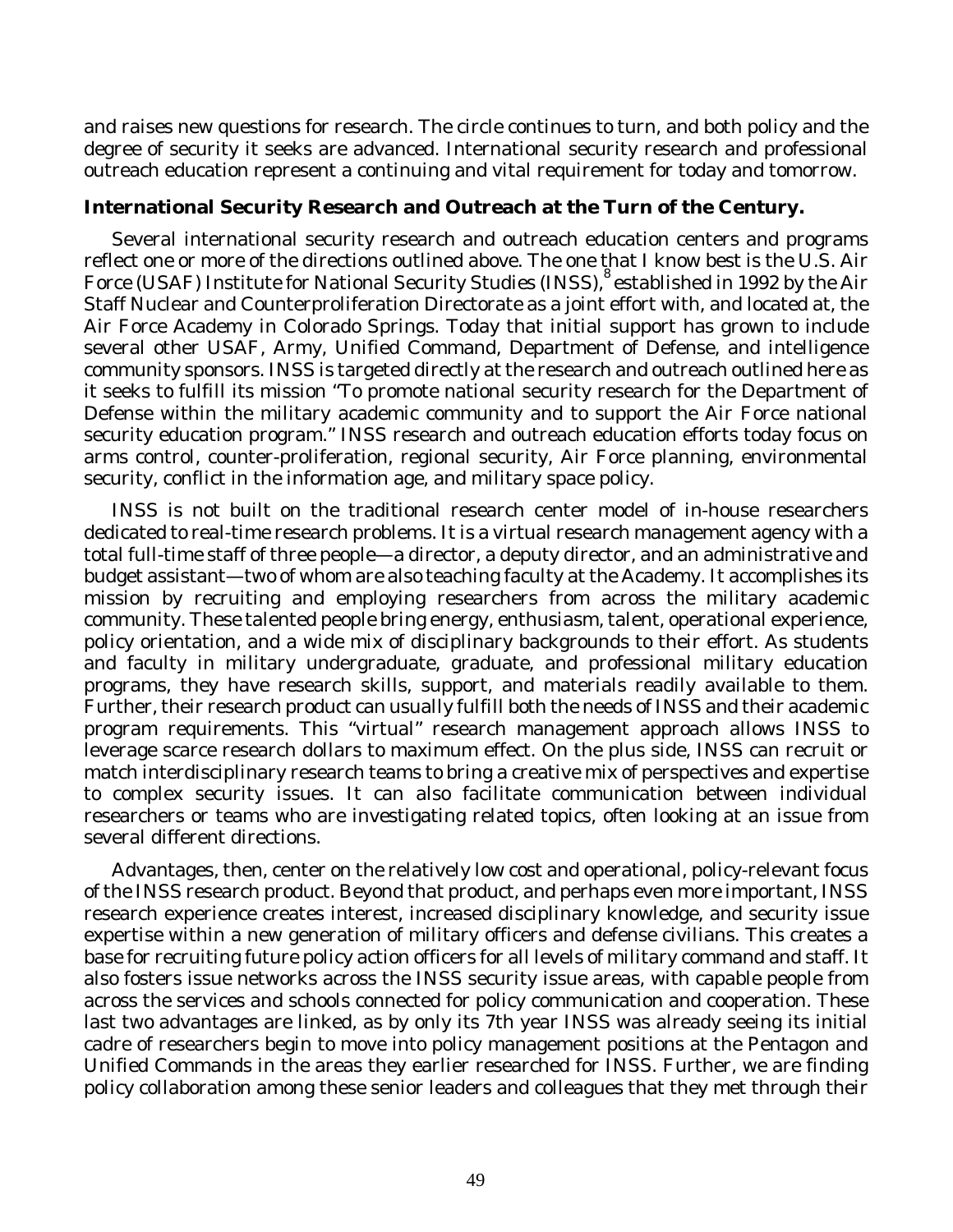and raises new questions for research. The circle continues to turn, and both policy and the degree of security it seeks are advanced. International security research and professional outreach education represent a continuing and vital requirement for today and tomorrow.

**International Security Research and Outreach at the Turn of the Century.**

Several international security research and outreach education centers and programs reflect one or more of the directions outlined above. The one that I know best is the U.S. Air Force (USAF) Institute for National Security Studies (INSS),[8] established in 1992 by the Air Staff Nuclear and Counterproliferation Directorate as a joint effort with, and located at, the Air Force Academy in Colorado Springs. Today that initial support has grown to include several other USAF, Army, Unified Command, Department of Defense, and intelligence community sponsors. INSS is targeted directly at the research and outreach outlined here as it seeks to fulfill its mission "To promote national security research for the Department of Defense within the military academic community and to support the Air Force national security education program." INSS research and outreach education efforts today focus on arms control, counter-proliferation, regional security, Air Force planning, environmental security, conflict in the information age, and military space policy.

INSS is not built on the traditional research center model of in-house researchers dedicated to real-time research problems. It is a virtual research management agency with a total full-time staff of three people—a director, a deputy director, and an administrative and budget assistant—two of whom are also teaching faculty at the Academy. It accomplishes its mission by recruiting and employing researchers from across the military academic community. These talented people bring energy, enthusiasm, talent, operational experience, policy orientation, and a wide mix of disciplinary backgrounds to their effort. As students and faculty in military undergraduate, graduate, and professional military education programs, they have research skills, support, and materials readily available to them. Further, their research product can usually fulfill both the needs of INSS and their academic program requirements. This "virtual" research management approach allows INSS to leverage scarce research dollars to maximum effect. On the plus side, INSS can recruit or match interdisciplinary research teams to bring a creative mix of perspectives and expertise to complex security issues. It can also facilitate communication between individual researchers or teams who are investigating related topics, often looking at an issue from several different directions.

Advantages, then, center on the relatively low cost and operational, policy-relevant focus of the INSS research product. Beyond that product, and perhaps even more important, INSS research experience creates interest, increased disciplinary knowledge, and security issue expertise within a new generation of military officers and defense civilians. This creates a base for recruiting future policy action officers for all levels of military command and staff. It also fosters issue networks across the INSS security issue areas, with capable people from across the services and schools connected for policy communication and cooperation. These last two advantages are linked, as by only its 7th year INSS was already seeing its initial cadre of researchers begin to move into policy management positions at the Pentagon and Unified Commands in the areas they earlier researched for INSS. Further, we are finding policy collaboration among these senior leaders and colleagues that they met through their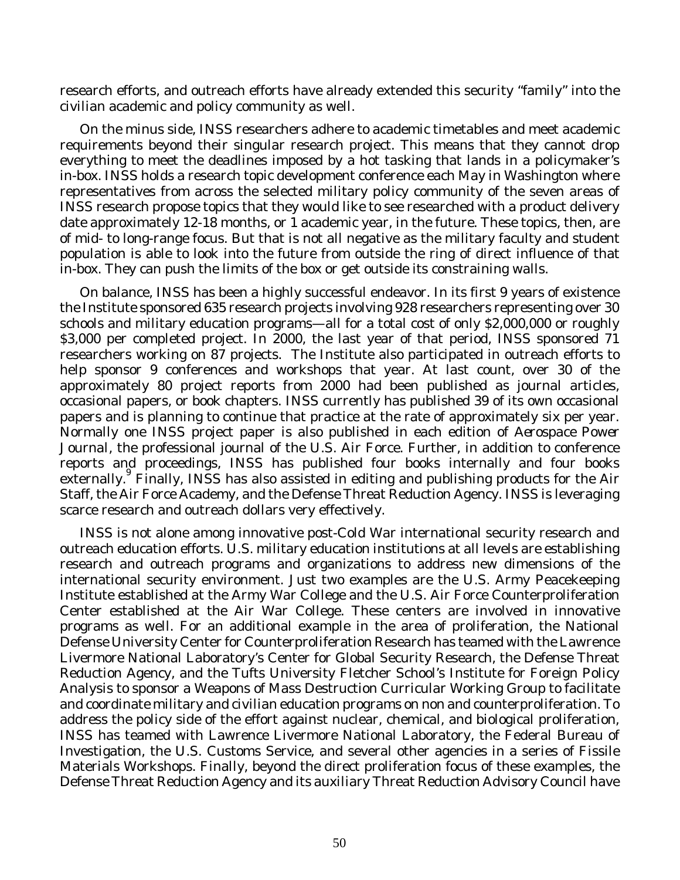research efforts, and outreach efforts have already extended this security "family" into the civilian academic and policy community as well.

On the minus side, INSS researchers adhere to academic timetables and meet academic requirements beyond their singular research project. This means that they cannot drop everything to meet the deadlines imposed by a hot tasking that lands in a policymaker's in-box. INSS holds a research topic development conference each May in Washington where representatives from across the selected military policy community of the seven areas of INSS research propose topics that they would like to see researched with a product delivery date approximately 12-18 months, or 1 academic year, in the future. These topics, then, are of mid- to long-range focus. But that is not all negative as the military faculty and student population is able to look into the future from outside the ring of direct influence of that in-box. They can push the limits of the box or get outside its constraining walls.

On balance, INSS has been a highly successful endeavor. In its first 9 years of existence the Institute sponsored 635 research projects involving 928 researchers representing over 30 schools and military education programs—all for a total cost of only $2,000,000 or roughly $3,000 per completed project. In 2000, the last year of that period, INSS sponsored 71 researchers working on 87 projects. The Institute also participated in outreach efforts to help sponsor 9 conferences and workshops that year. At last count, over 30 of the approximately 80 project reports from 2000 had been published as journal articles, occasional papers, or book chapters. INSS currently has published 39 of its own occasional papers and is planning to continue that practice at the rate of approximately six per year. Normally one INSS project paper is also published in each edition of *Aerospace Power Journal*, the professional journal of the U.S. Air Force. Further, in addition to conference reports and proceedings, INSS has published four books internally and four books externally.[9] Finally, INSS has also assisted in editing and publishing products for the Air Staff, the Air Force Academy, and the Defense Threat Reduction Agency. INSS is leveraging scarce research and outreach dollars very effectively.

INSS is not alone among innovative post-Cold War international security research and outreach education efforts. U.S. military education institutions at all levels are establishing research and outreach programs and organizations to address new dimensions of the international security environment. Just two examples are the U.S. Army Peacekeeping Institute established at the Army War College and the U.S. Air Force Counterproliferation Center established at the Air War College. These centers are involved in innovative programs as well. For an additional example in the area of proliferation, the National Defense University Center for Counterproliferation Research has teamed with the Lawrence Livermore National Laboratory's Center for Global Security Research, the Defense Threat Reduction Agency, and the Tufts University Fletcher School's Institute for Foreign Policy Analysis to sponsor a Weapons of Mass Destruction Curricular Working Group to facilitate and coordinate military and civilian education programs on non and counterproliferation. To address the policy side of the effort against nuclear, chemical, and biological proliferation, INSS has teamed with Lawrence Livermore National Laboratory, the Federal Bureau of Investigation, the U.S. Customs Service, and several other agencies in a series of Fissile Materials Workshops. Finally, beyond the direct proliferation focus of these examples, the Defense Threat Reduction Agency and its auxiliary Threat Reduction Advisory Council have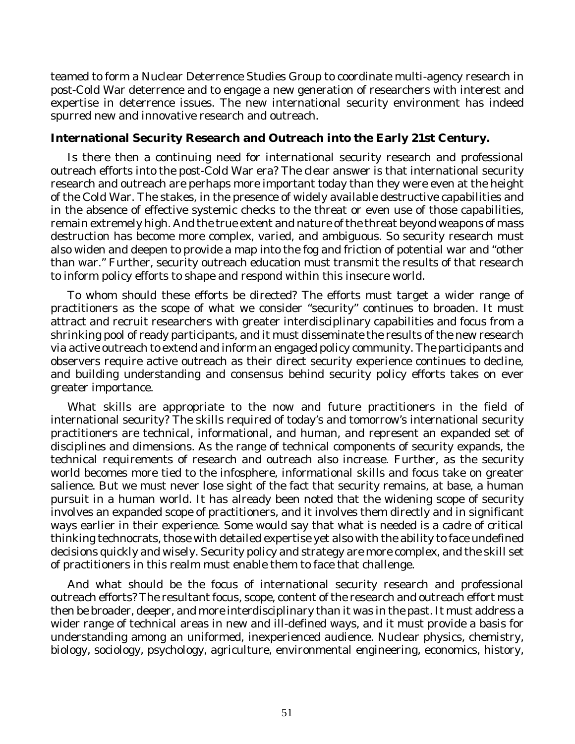teamed to form a Nuclear Deterrence Studies Group to coordinate multi-agency research in post-Cold War deterrence and to engage a new generation of researchers with interest and expertise in deterrence issues. The new international security environment has indeed spurred new and innovative research and outreach.

**International Security Research and Outreach into the Early 21st Century.**

Is there then a continuing need for international security research and professional outreach efforts into the post-Cold War era? The clear answer is that international security research and outreach are perhaps more important today than they were even at the height of the Cold War. The stakes, in the presence of widely available destructive capabilities and in the absence of effective systemic checks to the threat or even use of those capabilities, remain extremely high. And the true extent and nature of the threat beyond weapons of mass destruction has become more complex, varied, and ambiguous. So security research must also widen and deepen to provide a map into the fog and friction of potential war and "other than war." Further, security outreach education must transmit the results of that research to inform policy efforts to shape and respond within this insecure world.

To whom should these efforts be directed? The efforts must target a wider range of practitioners as the scope of what we consider "security" continues to broaden. It must attract and recruit researchers with greater interdisciplinary capabilities and focus from a shrinking pool of ready participants, and it must disseminate the results of the new research via active outreach to extend and inform an engaged policy community. The participants and observers require active outreach as their direct security experience continues to decline, and building understanding and consensus behind security policy efforts takes on ever greater importance.

What skills are appropriate to the now and future practitioners in the field of international security? The skills required of today's and tomorrow's international security practitioners are technical, informational, and human, and represent an expanded set of disciplines and dimensions. As the range of technical components of security expands, the technical requirements of research and outreach also increase. Further, as the security world becomes more tied to the infosphere, informational skills and focus take on greater salience. But we must never lose sight of the fact that security remains, at base, a human pursuit in a human world. It has already been noted that the widening scope of security involves an expanded scope of practitioners, and it involves them directly and in significant ways earlier in their experience. Some would say that what is needed is a cadre of critical thinking technocrats, those with detailed expertise yet also with the ability to face undefined decisions quickly and wisely. Security policy and strategy are more complex, and the skill set of practitioners in this realm must enable them to face that challenge.

And what should be the focus of international security research and professional outreach efforts? The resultant focus, scope, content of the research and outreach effort must then be broader, deeper, and more interdisciplinary than it was in the past. It must address a wider range of technical areas in new and ill-defined ways, and it must provide a basis for understanding among an uniformed, inexperienced audience. Nuclear physics, chemistry, biology, sociology, psychology, agriculture, environmental engineering, economics, history,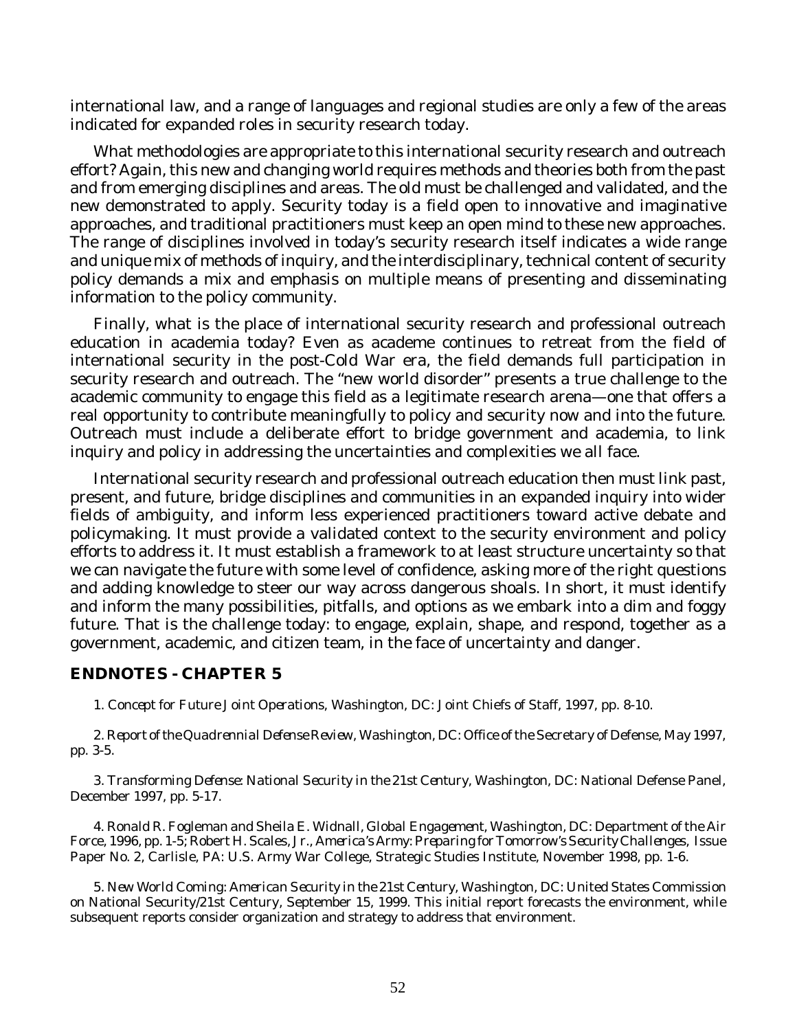international law, and a range of languages and regional studies are only a few of the areas indicated for expanded roles in security research today.

What methodologies are appropriate to this international security research and outreach effort? Again, this new and changing world requires methods and theories both from the past and from emerging disciplines and areas. The old must be challenged and validated, and the new demonstrated to apply. Security today is a field open to innovative and imaginative approaches, and traditional practitioners must keep an open mind to these new approaches. The range of disciplines involved in today's security research itself indicates a wide range and unique mix of methods of inquiry, and the interdisciplinary, technical content of security policy demands a mix and emphasis on multiple means of presenting and disseminating information to the policy community.

Finally, what is the place of international security research and professional outreach education in academia today? Even as academe continues to retreat from the field of international security in the post-Cold War era, the field demands full participation in security research and outreach. The "new world disorder" presents a true challenge to the academic community to engage this field as a legitimate research arena—one that offers a real opportunity to contribute meaningfully to policy and security now and into the future. Outreach must include a deliberate effort to bridge government and academia, to link inquiry and policy in addressing the uncertainties and complexities we all face.

International security research and professional outreach education then must link past, present, and future, bridge disciplines and communities in an expanded inquiry into wider fields of ambiguity, and inform less experienced practitioners toward active debate and policymaking. It must provide a validated context to the security environment and policy efforts to address it. It must establish a framework to at least structure uncertainty so that we can navigate the future with some level of confidence, asking more of the right questions and adding knowledge to steer our way across dangerous shoals. In short, it must identify and inform the many possibilities, pitfalls, and options as we embark into a dim and foggy future. That is the challenge today: to engage, explain, shape, and respond, together as a government, academic, and citizen team, in the face of uncertainty and danger.

## ENDNOTES - CHAPTER 5

1. *Concept for Future Joint Operations*, Washington, DC: Joint Chiefs of Staff, 1997, pp. 8-10.

2. *Report of the Quadrennial Defense Review*, Washington, DC: Office of the Secretary of Defense, May 1997, pp. 3-5.

3. *Transforming Defense: National Security in the 21st Century*, Washington, DC: National Defense Panel, December 1997, pp. 5-17.

4. Ronald R. Fogleman and Sheila E. Widnall, *Global Engagement*, Washington, DC: Department of the Air Force, 1996, pp. 1-5; Robert H. Scales, Jr., *America's Army: Preparing for Tomorrow's Security Challenges*, Issue Paper No. 2, Carlisle, PA: U.S. Army War College, Strategic Studies Institute, November 1998, pp. 1-6.

5. *New World Coming: American Security in the 21st Century*, Washington, DC: United States Commission on National Security/21st Century, September 15, 1999. This initial report forecasts the environment, while subsequent reports consider organization and strategy to address that environment.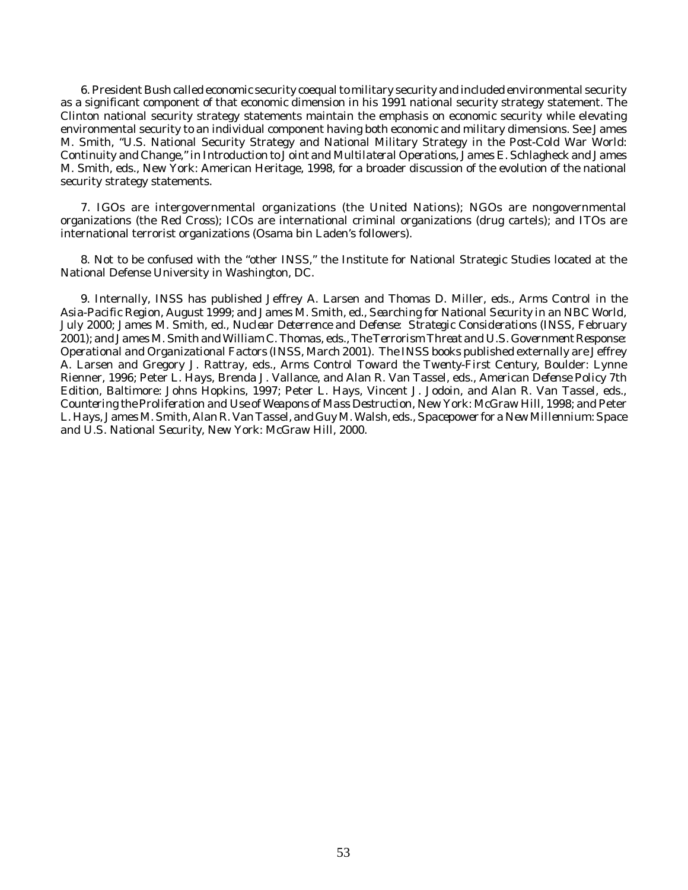6. President Bush called economic security coequal to military security and included environmental security as a significant component of that economic dimension in his 1991 national security strategy statement. The Clinton national security strategy statements maintain the emphasis on economic security while elevating environmental security to an individual component having both economic and military dimensions. See James M. Smith, "U.S. National Security Strategy and National Military Strategy in the Post-Cold War World: Continuity and Change," in *Introduction to Joint and Multilateral Operations*, James E. Schlagheck and James M. Smith, eds., New York: American Heritage, 1998, for a broader discussion of the evolution of the national security strategy statements.

7. IGOs are intergovernmental organizations (the United Nations); NGOs are nongovernmental organizations (the Red Cross); ICOs are international criminal organizations (drug cartels); and ITOs are international terrorist organizations (Osama bin Laden's followers).

8. Not to be confused with the "other INSS," the Institute for National Strategic Studies located at the National Defense University in Washington, DC.

9. Internally, INSS has published Jeffrey A. Larsen and Thomas D. Miller, eds., *Arms Control in the Asia-Pacific Region*, August 1999; and James M. Smith, ed., *Searching for National Security in an NBC World*, July 2000; James M. Smith, ed., *Nuclear Deterrence and Defense: Strategic Considerations* (INSS, February 2001); and James M. Smith and William C. Thomas, eds., *The Terrorism Threat and U.S. Government Response: Operational and Organizational Factors* (INSS, March 2001). The INSS books published externally are Jeffrey A. Larsen and Gregory J. Rattray, eds., *Arms Control Toward the Twenty-First Century*, Boulder: Lynne Rienner, 1996; Peter L. Hays, Brenda J. Vallance, and Alan R. Van Tassel, eds., *American Defense Policy 7th Edition*, Baltimore: Johns Hopkins, 1997; Peter L. Hays, Vincent J. Jodoin, and Alan R. Van Tassel, eds., *Countering the Proliferation and Use of Weapons of Mass Destruction*, New York: McGraw Hill, 1998; and Peter L. Hays, James M. Smith, Alan R. Van Tassel, and Guy M. Walsh, eds., *Spacepower for a New Millennium: Space and U.S. National Security*, New York: McGraw Hill, 2000.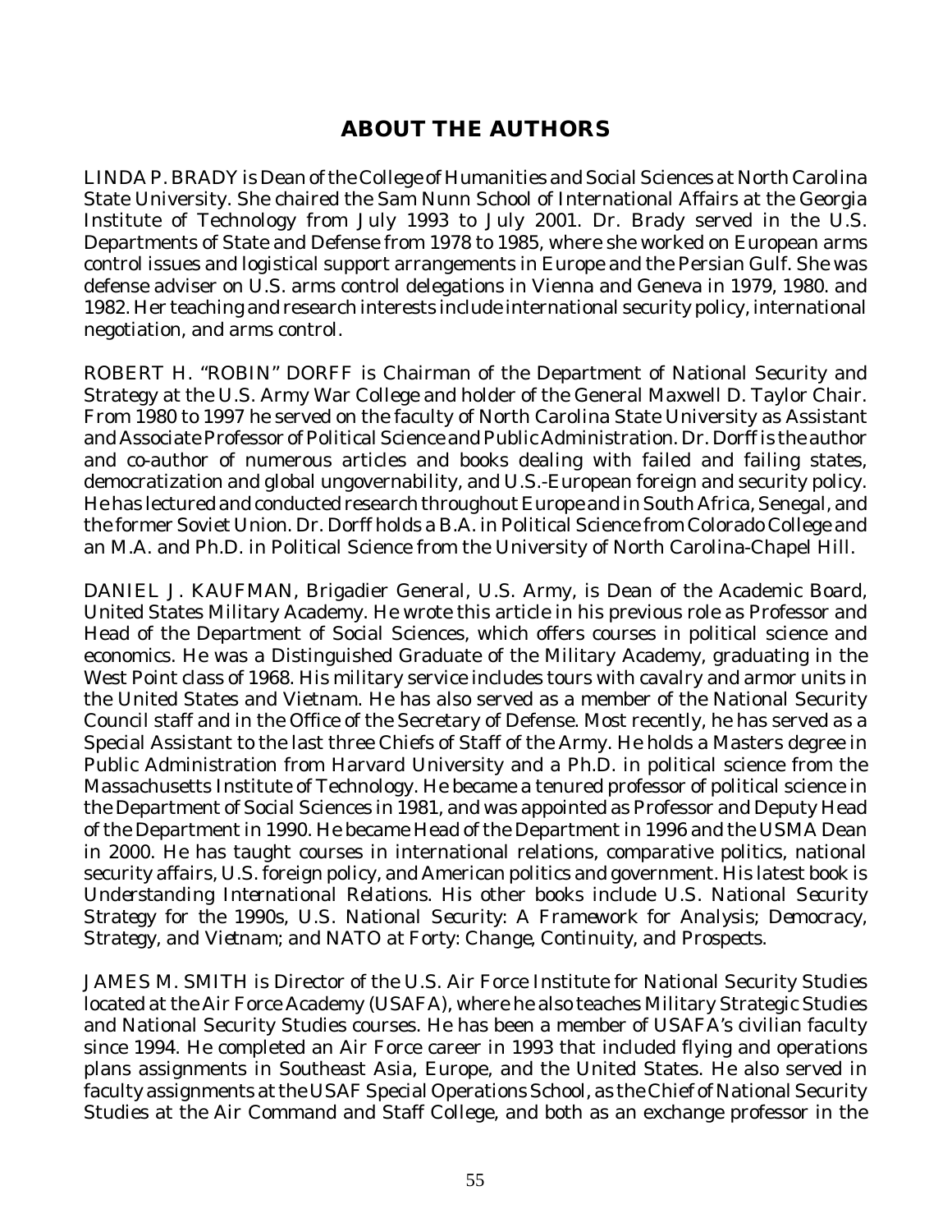## ABOUT THE AUTHORS

LINDA P. BRADY is Dean of the College of Humanities and Social Sciences at North Carolina State University. She chaired the Sam Nunn School of International Affairs at the Georgia Institute of Technology from July 1993 to July 2001. Dr. Brady served in the U.S. Departments of State and Defense from 1978 to 1985, where she worked on European arms control issues and logistical support arrangements in Europe and the Persian Gulf. She was defense adviser on U.S. arms control delegations in Vienna and Geneva in 1979, 1980. and 1982. Her teaching and research interests include international security policy, international negotiation, and arms control.

ROBERT H. "ROBIN" DORFF is Chairman of the Department of National Security and Strategy at the U.S. Army War College and holder of the General Maxwell D. Taylor Chair. From 1980 to 1997 he served on the faculty of North Carolina State University as Assistant and Associate Professor of Political Science and Public Administration. Dr. Dorff is the author and co-author of numerous articles and books dealing with failed and failing states, democratization and global ungovernability, and U.S.-European foreign and security policy. He has lectured and conducted research throughout Europe and in South Africa, Senegal, and the former Soviet Union. Dr. Dorff holds a B.A. in Political Science from Colorado College and an M.A. and Ph.D. in Political Science from the University of North Carolina-Chapel Hill.

DANIEL J. KAUFMAN, Brigadier General, U.S. Army, is Dean of the Academic Board, United States Military Academy. He wrote this article in his previous role as Professor and Head of the Department of Social Sciences, which offers courses in political science and economics. He was a Distinguished Graduate of the Military Academy, graduating in the West Point class of 1968. His military service includes tours with cavalry and armor units in the United States and Vietnam. He has also served as a member of the National Security Council staff and in the Office of the Secretary of Defense. Most recently, he has served as a Special Assistant to the last three Chiefs of Staff of the Army. He holds a Masters degree in Public Administration from Harvard University and a Ph.D. in political science from the Massachusetts Institute of Technology. He became a tenured professor of political science in the Department of Social Sciences in 1981, and was appointed as Professor and Deputy Head of the Department in 1990. He became Head of the Department in 1996 and the USMA Dean in 2000. He has taught courses in international relations, comparative politics, national security affairs, U.S. foreign policy, and American politics and government. His latest book is *Understanding International Relations*. His other books include *U.S. National Security Strategy for the 1990s, U.S. National Security: A Framework for Analysis; Democracy, Strategy, and Vietnam*; and *NATO at Forty: Change, Continuity, and Prospects*.

JAMES M. SMITH is Director of the U.S. Air Force Institute for National Security Studies located at the Air Force Academy (USAFA), where he also teaches Military Strategic Studies and National Security Studies courses. He has been a member of USAFA's civilian faculty since 1994. He completed an Air Force career in 1993 that included flying and operations plans assignments in Southeast Asia, Europe, and the United States. He also served in faculty assignments at the USAF Special Operations School, as the Chief of National Security Studies at the Air Command and Staff College, and both as an exchange professor in the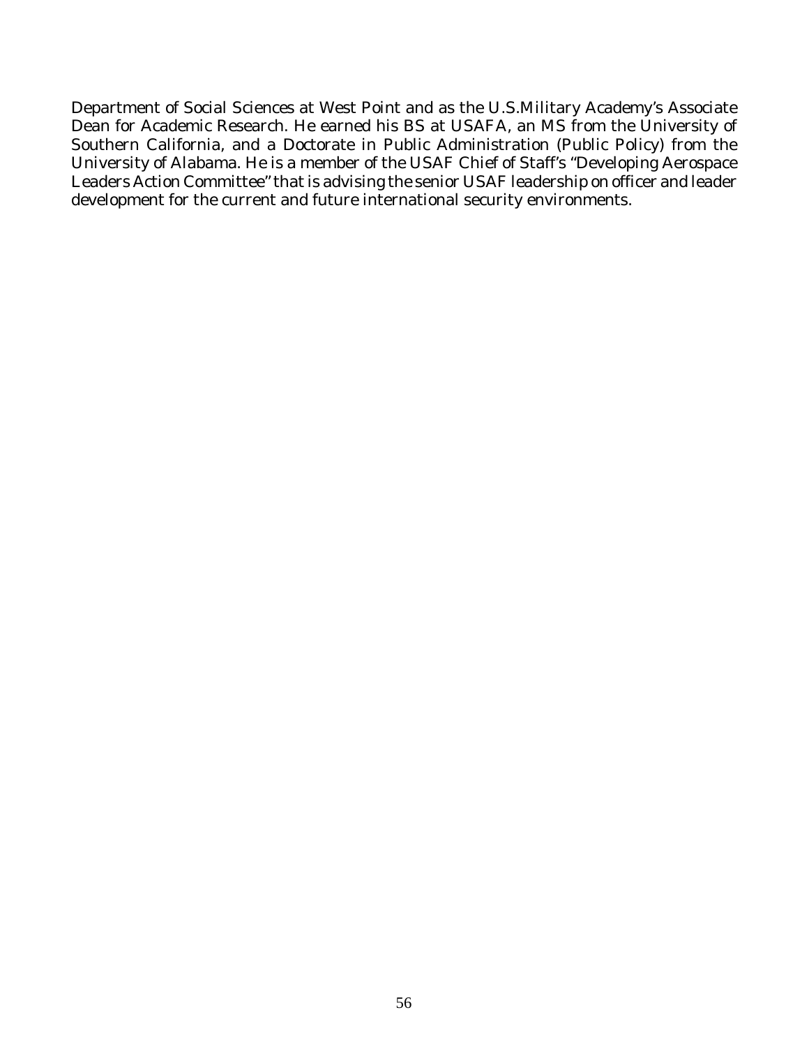Department of Social Sciences at West Point and as the U.S.Military Academy's Associate Dean for Academic Research. He earned his BS at USAFA, an MS from the University of Southern California, and a Doctorate in Public Administration (Public Policy) from the University of Alabama. He is a member of the USAF Chief of Staff's "Developing Aerospace Leaders Action Committee" that is advising the senior USAF leadership on officer and leader development for the current and future international security environments.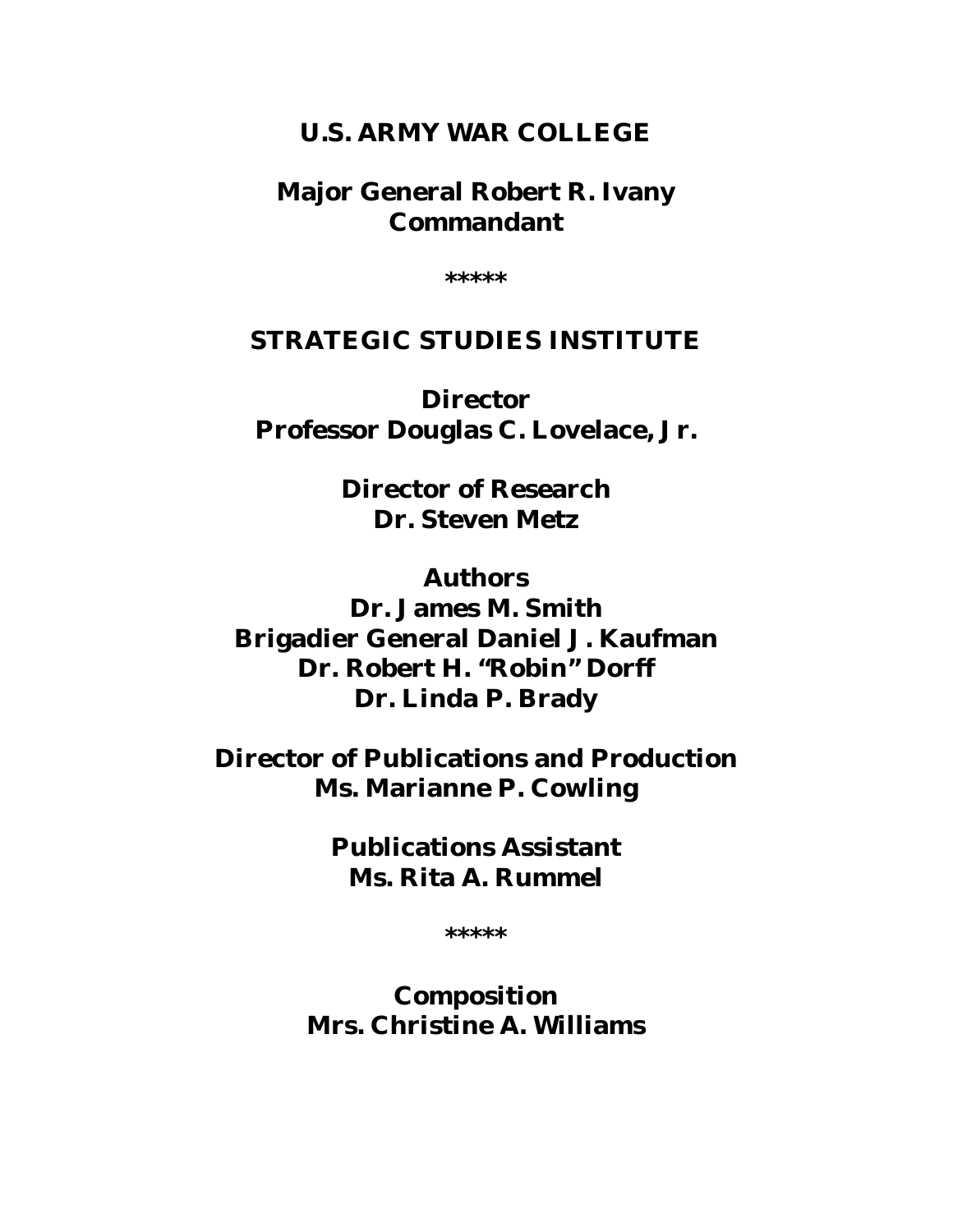**U.S. ARMY WAR COLLEGE**

**Major General Robert R. Ivany**
**Commandant**

*****

**STRATEGIC STUDIES INSTITUTE**

**Director**
**Professor Douglas C. Lovelace, Jr.**

**Director of Research**
**Dr. Steven Metz**

**Authors**
**Dr. James M. Smith**
**Brigadier General Daniel J. Kaufman**
**Dr. Robert H. "Robin" Dorff**
**Dr. Linda P. Brady**

**Director of Publications and Production**
**Ms. Marianne P. Cowling**

**Publications Assistant**
**Ms. Rita A. Rummel**

*****

**Composition**
**Mrs. Christine A. Williams**